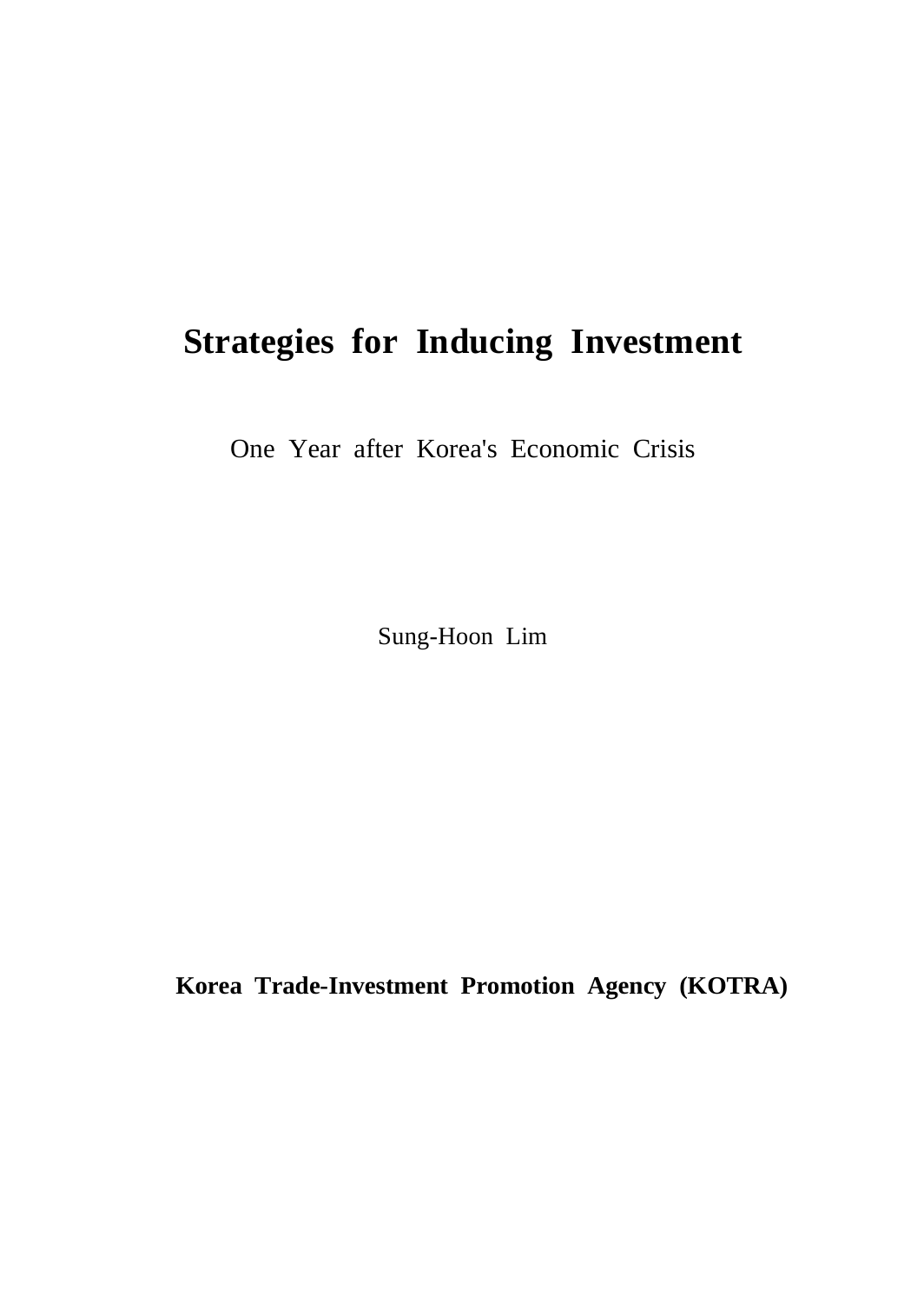# Strategies for Inducing Investment

One Year after Korea's Economic Crisis

Sung-Hoon Lim

**Korea Trade-Investment Promotion Agency (KOTRA)**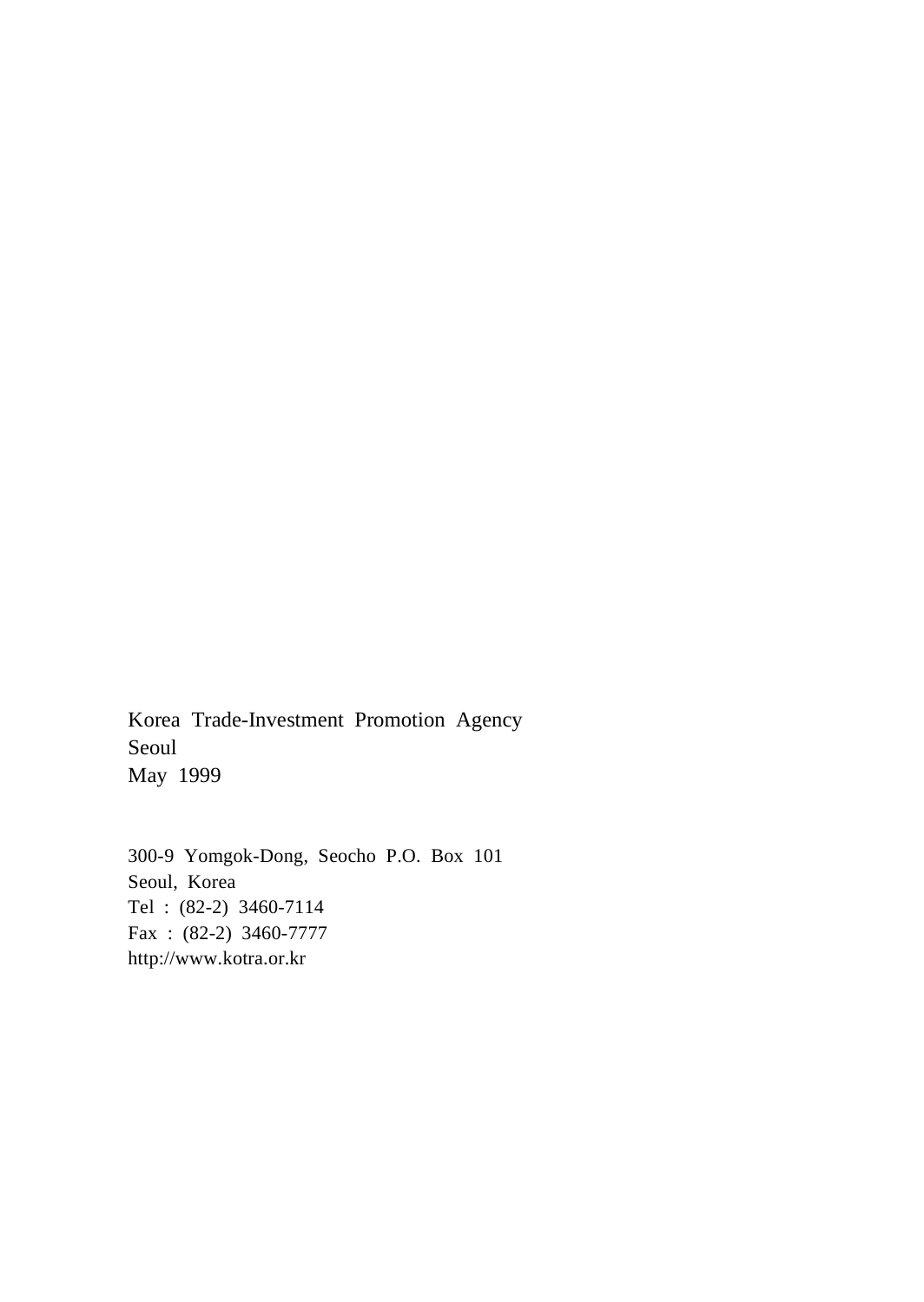Korea Trade-Investment Promotion Agency
Seoul
May 1999

300-9 Yomgok-Dong, Seocho P.O. Box 101
Seoul, Korea
Tel : (82-2) 3460-7114
Fax : (82-2) 3460-7777
http://www.kotra.or.kr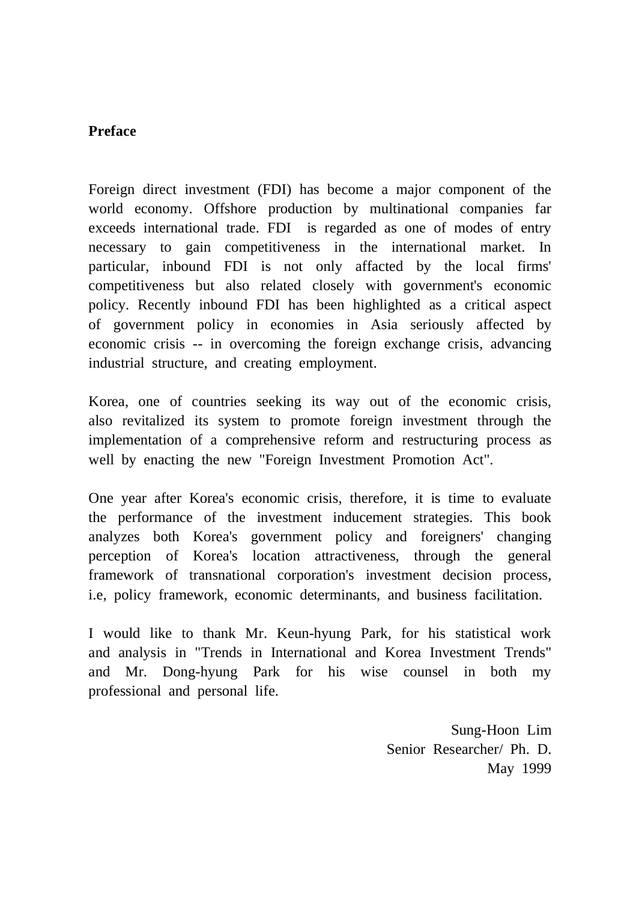## Preface

Foreign direct investment (FDI) has become a major component of the world economy. Offshore production by multinational companies far exceeds international trade. FDI is regarded as one of modes of entry necessary to gain competitiveness in the international market. In particular, inbound FDI is not only affacted by the local firms' competitiveness but also related closely with government's economic policy. Recently inbound FDI has been highlighted as a critical aspect of government policy in economies in Asia seriously affected by economic crisis -- in overcoming the foreign exchange crisis, advancing industrial structure, and creating employment.

Korea, one of countries seeking its way out of the economic crisis, also revitalized its system to promote foreign investment through the implementation of a comprehensive reform and restructuring process as well by enacting the new "Foreign Investment Promotion Act".

One year after Korea's economic crisis, therefore, it is time to evaluate the performance of the investment inducement strategies. This book analyzes both Korea's government policy and foreigners' changing perception of Korea's location attractiveness, through the general framework of transnational corporation's investment decision process, i.e, policy framework, economic determinants, and business facilitation.

I would like to thank Mr. Keun-hyung Park, for his statistical work and analysis in "Trends in International and Korea Investment Trends" and Mr. Dong-hyung Park for his wise counsel in both my professional and personal life.

Sung-Hoon Lim  
Senior Researcher/ Ph. D.  
May 1999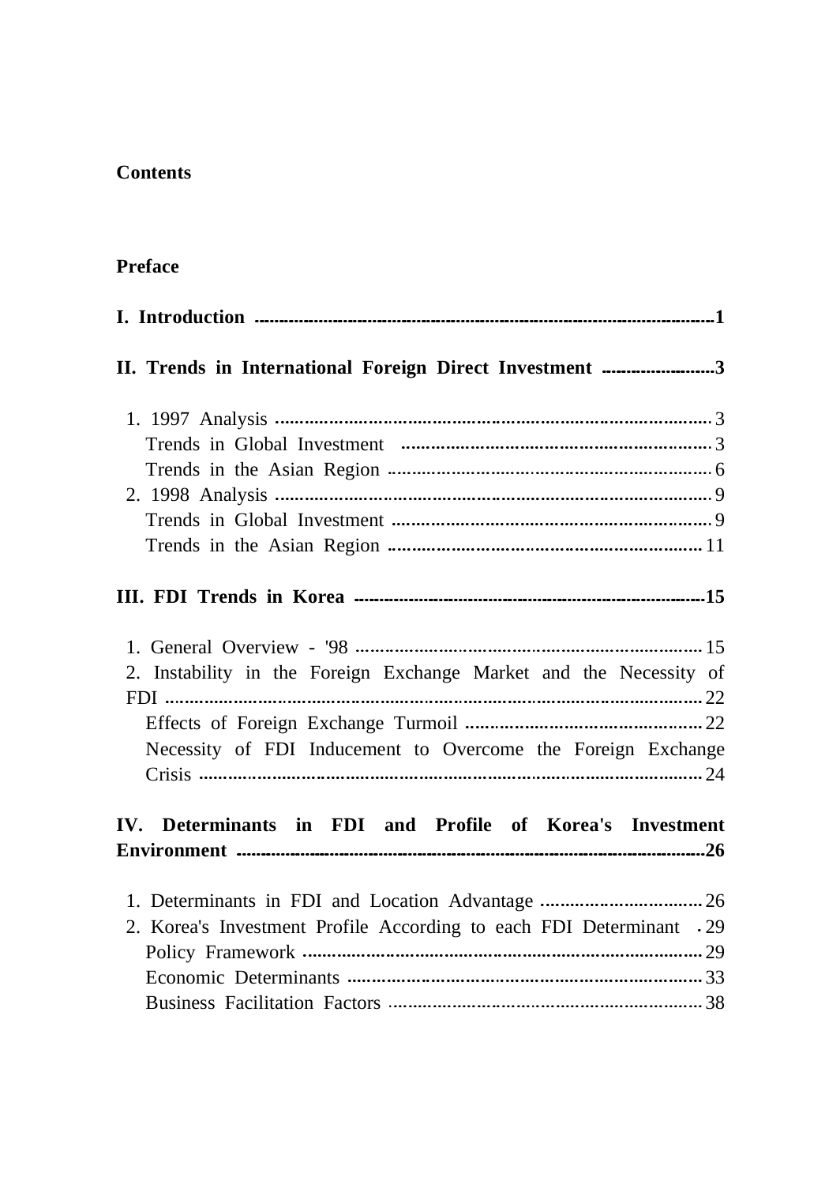**Contents**

**Preface**

**I. Introduction ..........1**

**II. Trends in International Foreign Direct Investment ..........3**

1. 1997 Analysis .......... 3
   - Trends in Global Investment .......... 3
   - Trends in the Asian Region .......... 6
2. 1998 Analysis .......... 9
   - Trends in Global Investment .......... 9
   - Trends in the Asian Region .......... 11

**III. FDI Trends in Korea ..........15**

1. General Overview - '98 .......... 15
2. Instability in the Foreign Exchange Market and the Necessity of FDI .......... 22
   - Effects of Foreign Exchange Turmoil .......... 22
   - Necessity of FDI Inducement to Overcome the Foreign Exchange Crisis .......... 24

**IV. Determinants in FDI and Profile of Korea's Investment Environment ..........26**

1. Determinants in FDI and Location Advantage .......... 26
2. Korea's Investment Profile According to each FDI Determinant .......... 29
   - Policy Framework .......... 29
   - Economic Determinants .......... 33
   - Business Facilitation Factors .......... 38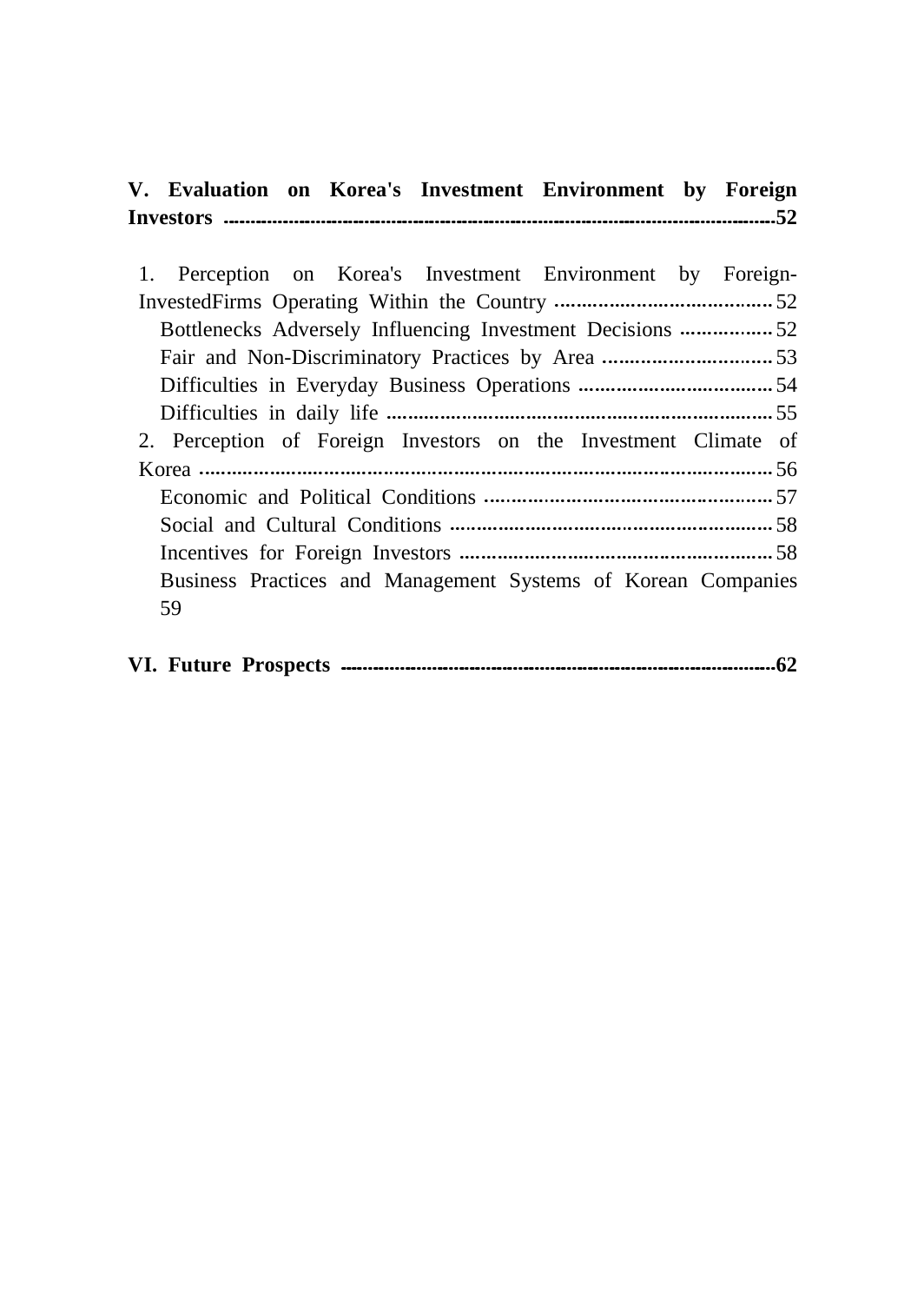**V. Evaluation on Korea's Investment Environment by Foreign Investors** ..........52

1. Perception on Korea's Investment Environment by Foreign-InvestedFirms Operating Within the Country .......... 52
   - Bottlenecks Adversely Influencing Investment Decisions .......... 52
   - Fair and Non-Discriminatory Practices by Area .......... 53
   - Difficulties in Everyday Business Operations .......... 54
   - Difficulties in daily life .......... 55
2. Perception of Foreign Investors on the Investment Climate of Korea .......... 56
   - Economic and Political Conditions .......... 57
   - Social and Cultural Conditions .......... 58
   - Incentives for Foreign Investors .......... 58
   - Business Practices and Management Systems of Korean Companies 59

**VI. Future Prospects** ..........62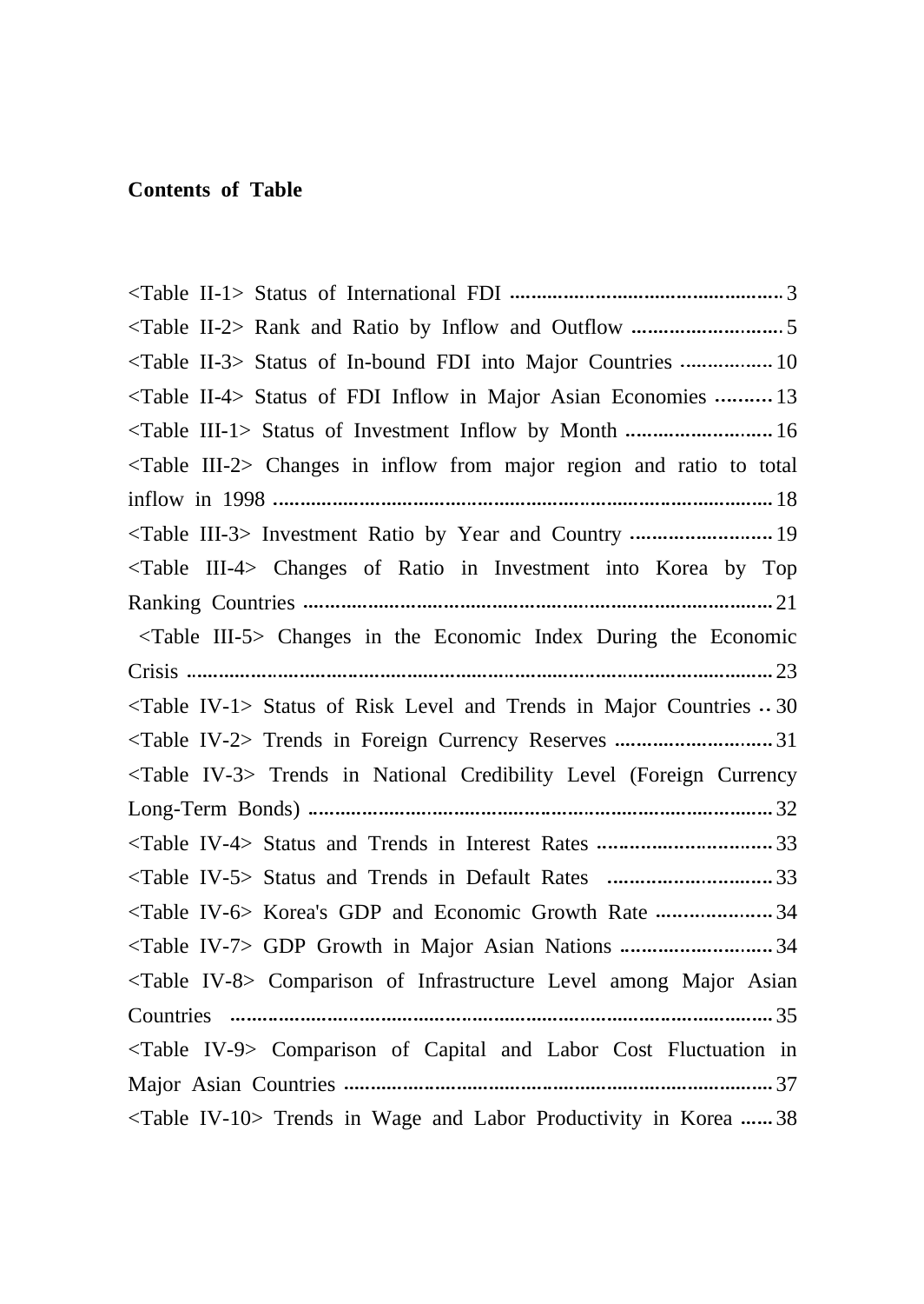**Contents of Table**

<Table II-1> Status of International FDI ........................................ 3
<Table II-2> Rank and Ratio by Inflow and Outflow ........................ 5
<Table II-3> Status of In-bound FDI into Major Countries ................ 10
<Table II-4> Status of FDI Inflow in Major Asian Economies .......... 13
<Table III-1> Status of Investment Inflow by Month ........................ 16
<Table III-2> Changes in inflow from major region and ratio to total inflow in 1998 ........................................................................ 18
<Table III-3> Investment Ratio by Year and Country ........................ 19
<Table III-4> Changes of Ratio in Investment into Korea by Top Ranking Countries ........................................................................ 21
<Table III-5> Changes in the Economic Index During the Economic Crisis ........................................................................................ 23
<Table IV-1> Status of Risk Level and Trends in Major Countries .. 30
<Table IV-2> Trends in Foreign Currency Reserves ........................ 31
<Table IV-3> Trends in National Credibility Level (Foreign Currency Long-Term Bonds) ........................................................................ 32
<Table IV-4> Status and Trends in Interest Rates ............................ 33
<Table IV-5> Status and Trends in Default Rates ............................ 33
<Table IV-6> Korea's GDP and Economic Growth Rate .................... 34
<Table IV-7> GDP Growth in Major Asian Nations ........................ 34
<Table IV-8> Comparison of Infrastructure Level among Major Asian Countries ........................................................................................ 35
<Table IV-9> Comparison of Capital and Labor Cost Fluctuation in Major Asian Countries ........................................................................ 37
<Table IV-10> Trends in Wage and Labor Productivity in Korea ...... 38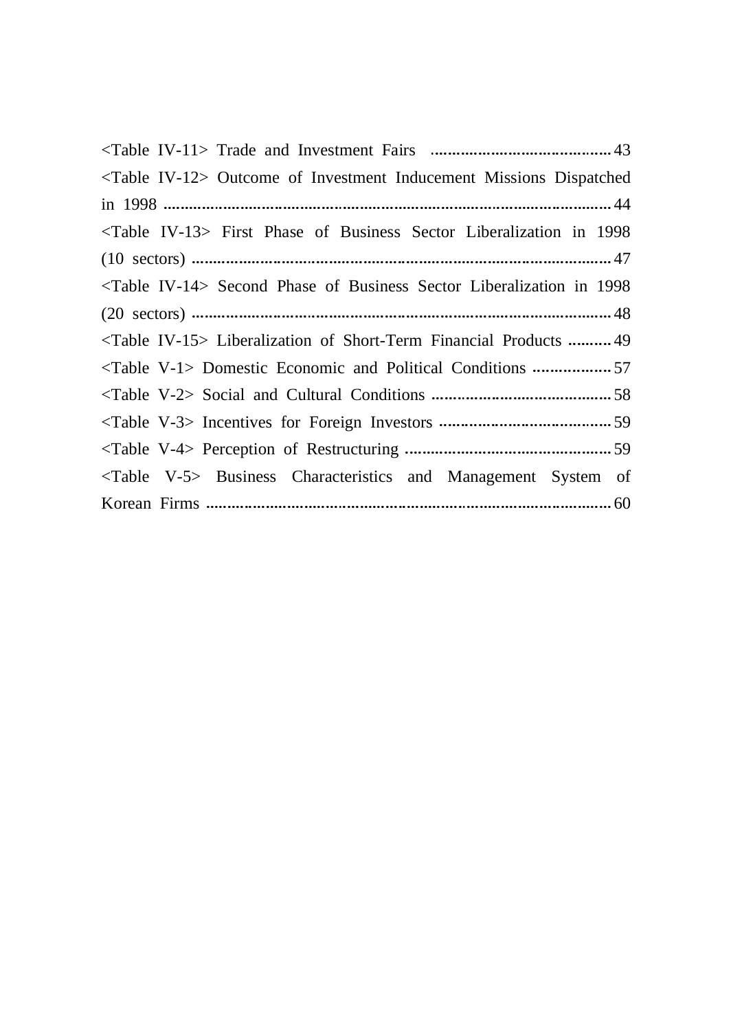<Table IV-11> Trade and Investment Fairs ........................................ 43

<Table IV-12> Outcome of Investment Inducement Missions Dispatched in 1998 ........................................................................................................ 44

<Table IV-13> First Phase of Business Sector Liberalization in 1998 (10 sectors) ................................................................................................ 47

<Table IV-14> Second Phase of Business Sector Liberalization in 1998 (20 sectors) ................................................................................................ 48

<Table IV-15> Liberalization of Short-Term Financial Products .......... 49

<Table V-1> Domestic Economic and Political Conditions .................. 57

<Table V-2> Social and Cultural Conditions .......................................... 58

<Table V-3> Incentives for Foreign Investors ........................................ 59

<Table V-4> Perception of Restructuring ................................................ 59

<Table V-5> Business Characteristics and Management System of Korean Firms ............................................................................................. 60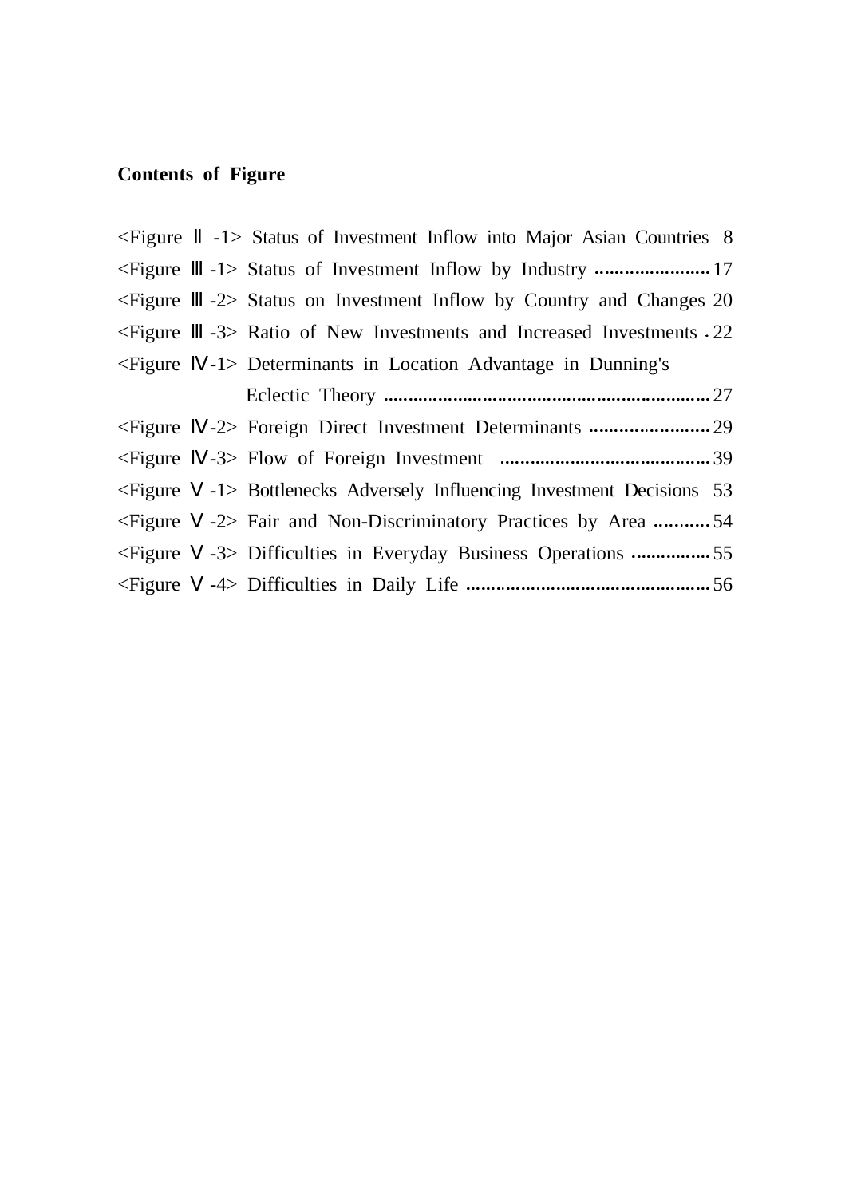**Contents of Figure**

<Figure Ⅱ -1> Status of Investment Inflow into Major Asian Countries 8
<Figure Ⅲ -1> Status of Investment Inflow by Industry ...................... 17
<Figure Ⅲ -2> Status on Investment Inflow by Country and Changes 20
<Figure Ⅲ -3> Ratio of New Investments and Increased Investments . 22
<Figure Ⅳ-1> Determinants in Location Advantage in Dunning's Eclectic Theory ................................................................ 27
<Figure Ⅳ-2> Foreign Direct Investment Determinants ....................... 29
<Figure Ⅳ-3> Flow of Foreign Investment ......................................... 39
<Figure Ⅴ-1> Bottlenecks Adversely Influencing Investment Decisions 53
<Figure Ⅴ-2> Fair and Non-Discriminatory Practices by Area ........... 54
<Figure Ⅴ-3> Difficulties in Everyday Business Operations ................ 55
<Figure Ⅴ-4> Difficulties in Daily Life ................................................ 56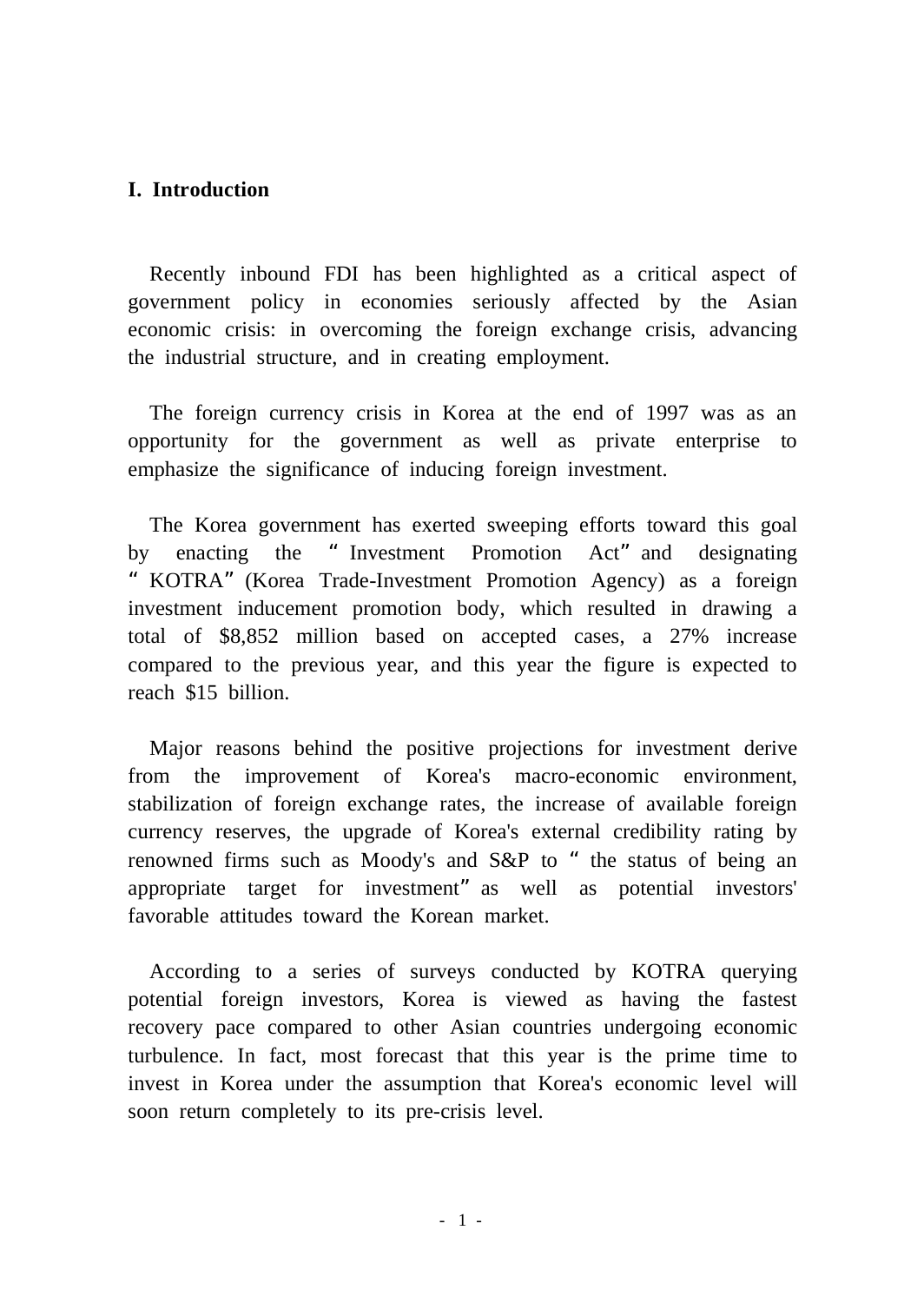# I. Introduction

Recently inbound FDI has been highlighted as a critical aspect of government policy in economies seriously affected by the Asian economic crisis: in overcoming the foreign exchange crisis, advancing the industrial structure, and in creating employment.

The foreign currency crisis in Korea at the end of 1997 was as an opportunity for the government as well as private enterprise to emphasize the significance of inducing foreign investment.

The Korea government has exerted sweeping efforts toward this goal by enacting the "Investment Promotion Act" and designating "KOTRA" (Korea Trade-Investment Promotion Agency) as a foreign investment inducement promotion body, which resulted in drawing a total of $8,852 million based on accepted cases, a 27% increase compared to the previous year, and this year the figure is expected to reach $15 billion.

Major reasons behind the positive projections for investment derive from the improvement of Korea's macro-economic environment, stabilization of foreign exchange rates, the increase of available foreign currency reserves, the upgrade of Korea's external credibility rating by renowned firms such as Moody's and S&P to "the status of being an appropriate target for investment" as well as potential investors' favorable attitudes toward the Korean market.

According to a series of surveys conducted by KOTRA querying potential foreign investors, Korea is viewed as having the fastest recovery pace compared to other Asian countries undergoing economic turbulence. In fact, most forecast that this year is the prime time to invest in Korea under the assumption that Korea's economic level will soon return completely to its pre-crisis level.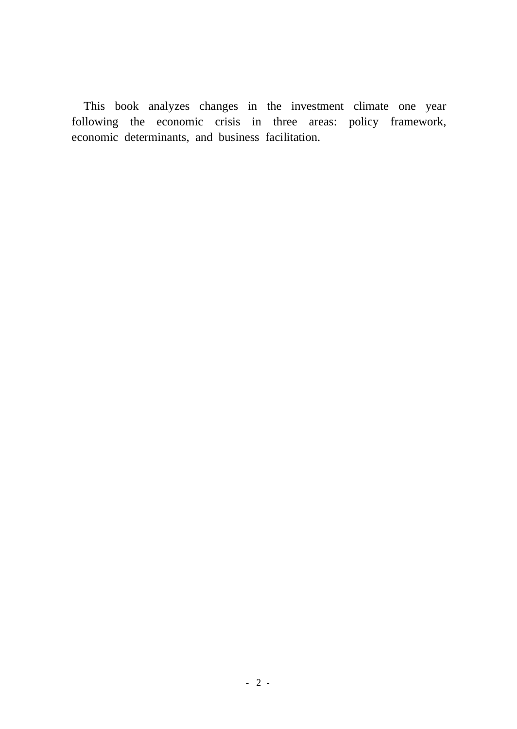This book analyzes changes in the investment climate one year following the economic crisis in three areas: policy framework, economic determinants, and business facilitation.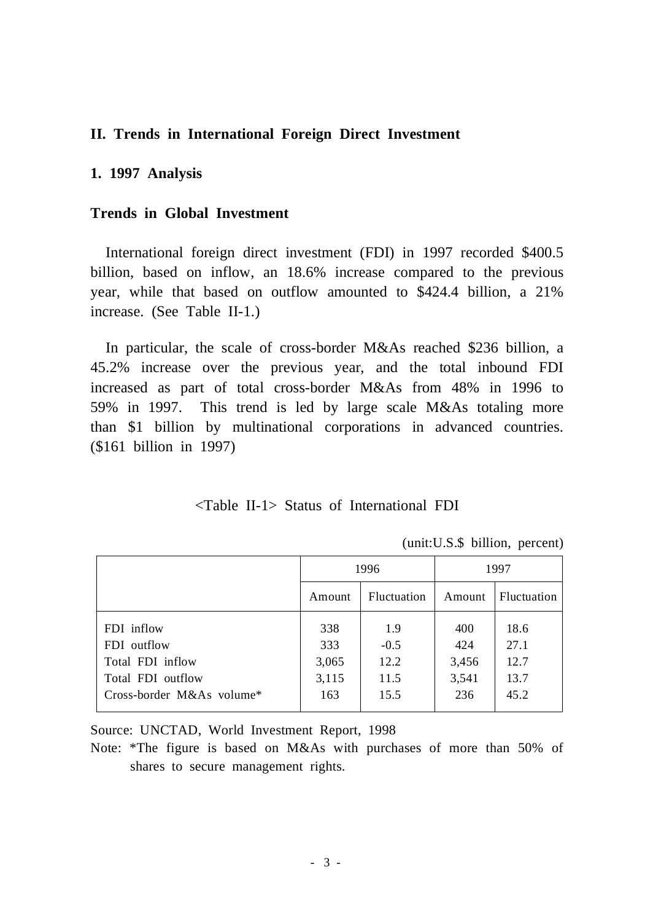## II. Trends in International Foreign Direct Investment

### 1. 1997 Analysis

#### Trends in Global Investment

International foreign direct investment (FDI) in 1997 recorded $400.5 billion, based on inflow, an 18.6% increase compared to the previous year, while that based on outflow amounted to $424.4 billion, a 21% increase. (See Table II-1.)

In particular, the scale of cross-border M&As reached $236 billion, a 45.2% increase over the previous year, and the total inbound FDI increased as part of total cross-border M&As from 48% in 1996 to 59% in 1997. This trend is led by large scale M&As totaling more than $1 billion by multinational corporations in advanced countries. ($161 billion in 1997)

<Table II-1> Status of International FDI

(unit:U.S.$ billion, percent)

| | 1996 | | 1997 | |
|---|---|---|---|---|
| | Amount | Fluctuation | Amount | Fluctuation |
| FDI inflow | 338 | 1.9 | 400 | 18.6 |
| FDI outflow | 333 | -0.5 | 424 | 27.1 |
| Total FDI inflow | 3,065 | 12.2 | 3,456 | 12.7 |
| Total FDI outflow | 3,115 | 11.5 | 3,541 | 13.7 |
| Cross-border M&As volume* | 163 | 15.5 | 236 | 45.2 |

Source: UNCTAD, World Investment Report, 1998

Note: *The figure is based on M&As with purchases of more than 50% of shares to secure management rights.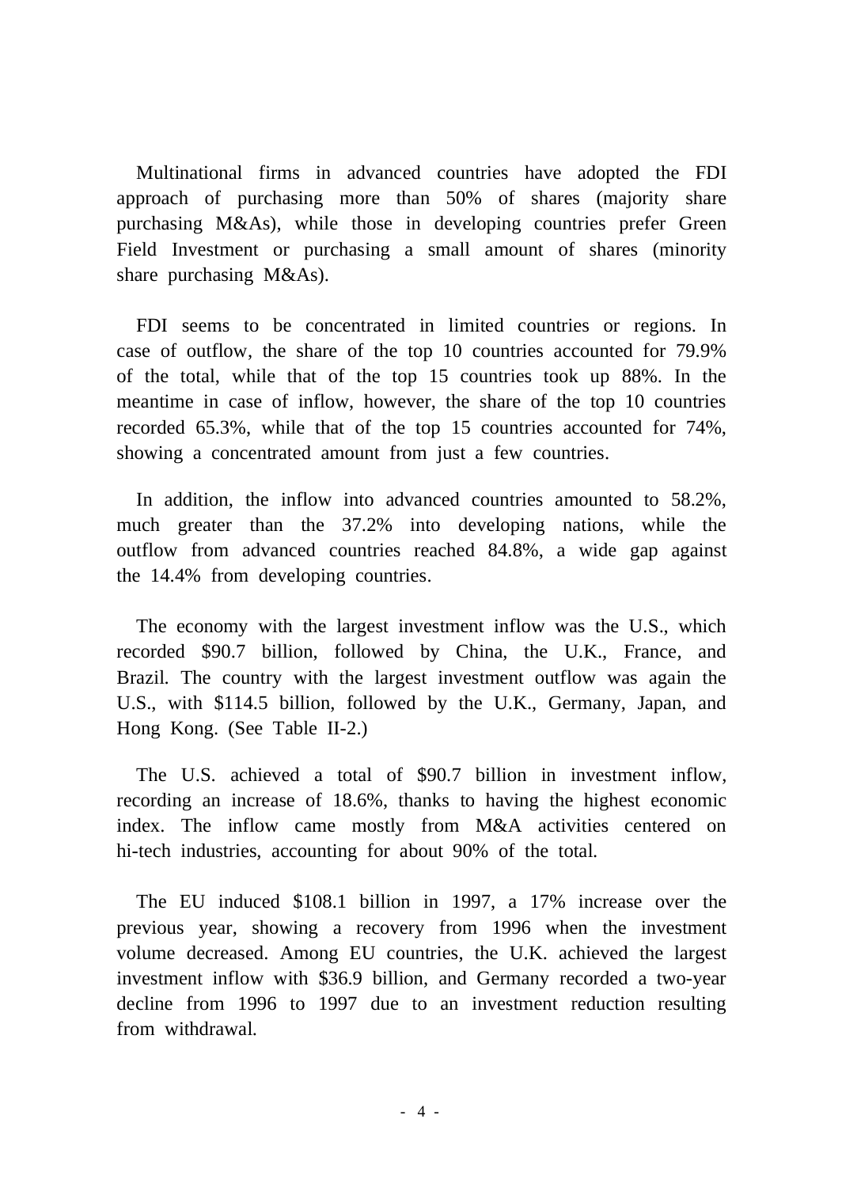Multinational firms in advanced countries have adopted the FDI approach of purchasing more than 50% of shares (majority share purchasing M&As), while those in developing countries prefer Green Field Investment or purchasing a small amount of shares (minority share purchasing M&As).

FDI seems to be concentrated in limited countries or regions. In case of outflow, the share of the top 10 countries accounted for 79.9% of the total, while that of the top 15 countries took up 88%. In the meantime in case of inflow, however, the share of the top 10 countries recorded 65.3%, while that of the top 15 countries accounted for 74%, showing a concentrated amount from just a few countries.

In addition, the inflow into advanced countries amounted to 58.2%, much greater than the 37.2% into developing nations, while the outflow from advanced countries reached 84.8%, a wide gap against the 14.4% from developing countries.

The economy with the largest investment inflow was the U.S., which recorded $90.7 billion, followed by China, the U.K., France, and Brazil. The country with the largest investment outflow was again the U.S., with $114.5 billion, followed by the U.K., Germany, Japan, and Hong Kong. (See Table II-2.)

The U.S. achieved a total of $90.7 billion in investment inflow, recording an increase of 18.6%, thanks to having the highest economic index. The inflow came mostly from M&A activities centered on hi-tech industries, accounting for about 90% of the total.

The EU induced $108.1 billion in 1997, a 17% increase over the previous year, showing a recovery from 1996 when the investment volume decreased. Among EU countries, the U.K. achieved the largest investment inflow with $36.9 billion, and Germany recorded a two-year decline from 1996 to 1997 due to an investment reduction resulting from withdrawal.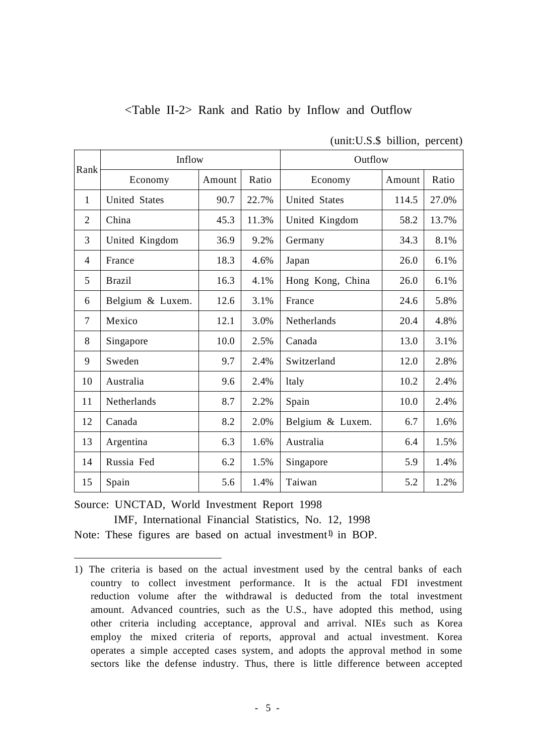<Table II-2> Rank and Ratio by Inflow and Outflow

(unit:U.S.$ billion, percent)

| Rank | Inflow | | | Outflow | | |
|---|---|---|---|---|---|---|
| | Economy | Amount | Ratio | Economy | Amount | Ratio |
| 1 | United States | 90.7 | 22.7% | United States | 114.5 | 27.0% |
| 2 | China | 45.3 | 11.3% | United Kingdom | 58.2 | 13.7% |
| 3 | United Kingdom | 36.9 | 9.2% | Germany | 34.3 | 8.1% |
| 4 | France | 18.3 | 4.6% | Japan | 26.0 | 6.1% |
| 5 | Brazil | 16.3 | 4.1% | Hong Kong, China | 26.0 | 6.1% |
| 6 | Belgium & Luxem. | 12.6 | 3.1% | France | 24.6 | 5.8% |
| 7 | Mexico | 12.1 | 3.0% | Netherlands | 20.4 | 4.8% |
| 8 | Singapore | 10.0 | 2.5% | Canada | 13.0 | 3.1% |
| 9 | Sweden | 9.7 | 2.4% | Switzerland | 12.0 | 2.8% |
| 10 | Australia | 9.6 | 2.4% | ltaly | 10.2 | 2.4% |
| 11 | Netherlands | 8.7 | 2.2% | Spain | 10.0 | 2.4% |
| 12 | Canada | 8.2 | 2.0% | Belgium & Luxem. | 6.7 | 1.6% |
| 13 | Argentina | 6.3 | 1.6% | Australia | 6.4 | 1.5% |
| 14 | Russia Fed | 6.2 | 1.5% | Singapore | 5.9 | 1.4% |
| 15 | Spain | 5.6 | 1.4% | Taiwan | 5.2 | 1.2% |

Source: UNCTAD, World Investment Report 1998
IMF, International Financial Statistics, No. 12, 1998
Note: These figures are based on actual investment[1] in BOP.

---

1) The criteria is based on the actual investment used by the central banks of each country to collect investment performance. It is the actual FDI investment reduction volume after the withdrawal is deducted from the total investment amount. Advanced countries, such as the U.S., have adopted this method, using other criteria including acceptance, approval and arrival. NIEs such as Korea employ the mixed criteria of reports, approval and actual investment. Korea operates a simple accepted cases system, and adopts the approval method in some sectors like the defense industry. Thus, there is little difference between accepted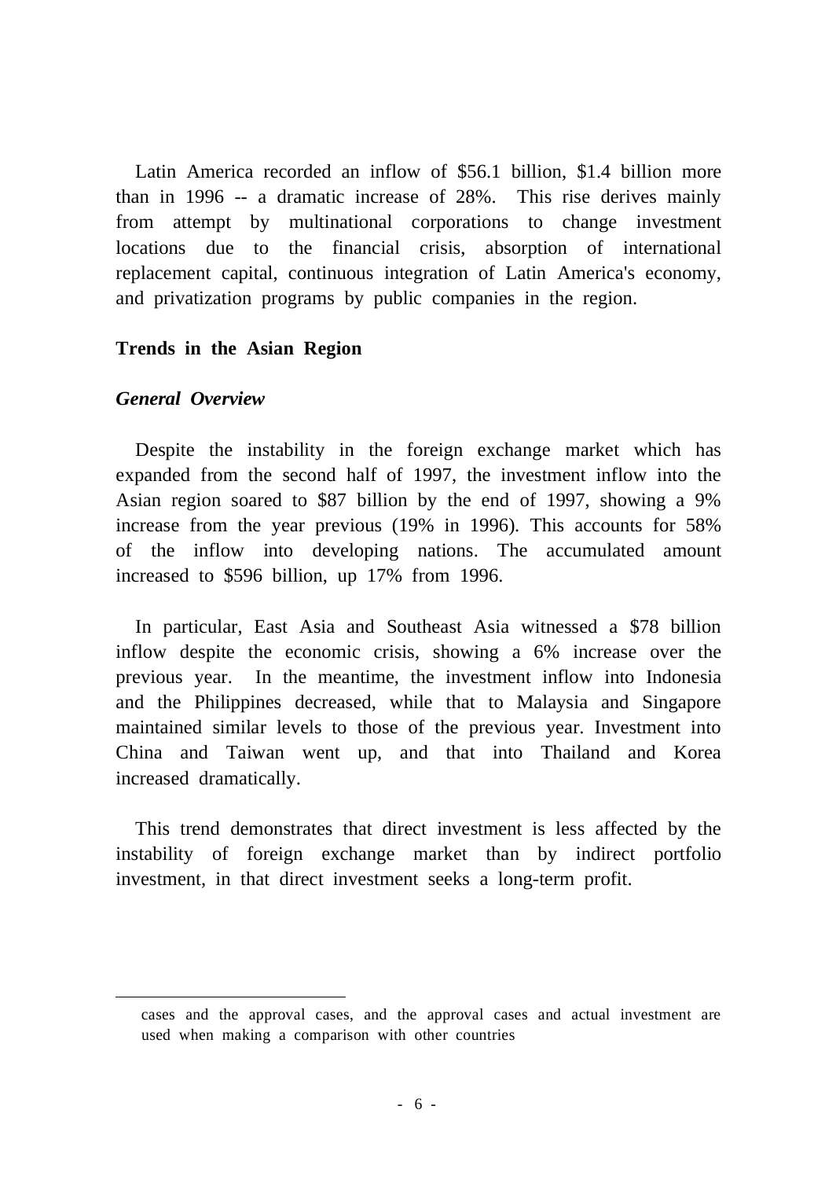Latin America recorded an inflow of $56.1 billion, $1.4 billion more than in 1996 -- a dramatic increase of 28%. This rise derives mainly from attempt by multinational corporations to change investment locations due to the financial crisis, absorption of international replacement capital, continuous integration of Latin America's economy, and privatization programs by public companies in the region.

## Trends in the Asian Region

### *General Overview*

Despite the instability in the foreign exchange market which has expanded from the second half of 1997, the investment inflow into the Asian region soared to $87 billion by the end of 1997, showing a 9% increase from the year previous (19% in 1996). This accounts for 58% of the inflow into developing nations. The accumulated amount increased to $596 billion, up 17% from 1996.

In particular, East Asia and Southeast Asia witnessed a $78 billion inflow despite the economic crisis, showing a 6% increase over the previous year. In the meantime, the investment inflow into Indonesia and the Philippines decreased, while that to Malaysia and Singapore maintained similar levels to those of the previous year. Investment into China and Taiwan went up, and that into Thailand and Korea increased dramatically.

This trend demonstrates that direct investment is less affected by the instability of foreign exchange market than by indirect portfolio investment, in that direct investment seeks a long-term profit.

---

cases and the approval cases, and the approval cases and actual investment are used when making a comparison with other countries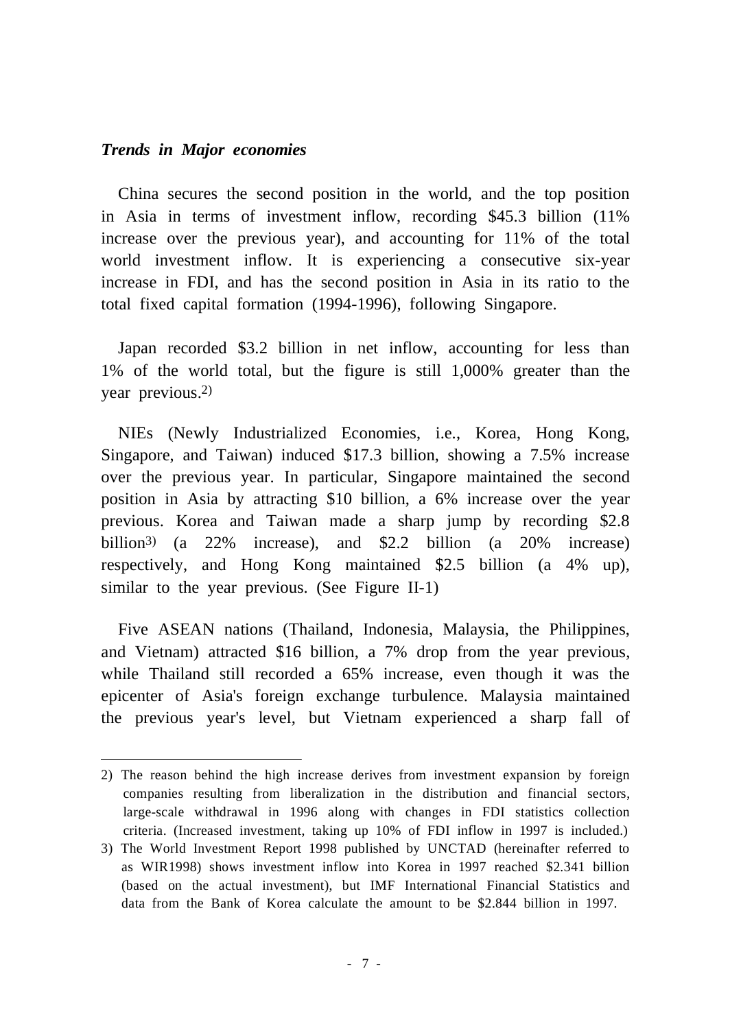***Trends in Major economies***

China secures the second position in the world, and the top position in Asia in terms of investment inflow, recording \$45.3 billion (11% increase over the previous year), and accounting for 11% of the total world investment inflow. It is experiencing a consecutive six-year increase in FDI, and has the second position in Asia in its ratio to the total fixed capital formation (1994-1996), following Singapore.

Japan recorded \$3.2 billion in net inflow, accounting for less than 1% of the world total, but the figure is still 1,000% greater than the year previous.[2)]

NIEs (Newly Industrialized Economies, i.e., Korea, Hong Kong, Singapore, and Taiwan) induced \$17.3 billion, showing a 7.5% increase over the previous year. In particular, Singapore maintained the second position in Asia by attracting \$10 billion, a 6% increase over the year previous. Korea and Taiwan made a sharp jump by recording \$2.8 billion[3)] (a 22% increase), and \$2.2 billion (a 20% increase) respectively, and Hong Kong maintained \$2.5 billion (a 4% up), similar to the year previous. (See Figure II-1)

Five ASEAN nations (Thailand, Indonesia, Malaysia, the Philippines, and Vietnam) attracted \$16 billion, a 7% drop from the year previous, while Thailand still recorded a 65% increase, even though it was the epicenter of Asia's foreign exchange turbulence. Malaysia maintained the previous year's level, but Vietnam experienced a sharp fall of

---

2) The reason behind the high increase derives from investment expansion by foreign companies resulting from liberalization in the distribution and financial sectors, large-scale withdrawal in 1996 along with changes in FDI statistics collection criteria. (Increased investment, taking up 10% of FDI inflow in 1997 is included.)

3) The World Investment Report 1998 published by UNCTAD (hereinafter referred to as WIR1998) shows investment inflow into Korea in 1997 reached \$2.341 billion (based on the actual investment), but IMF International Financial Statistics and data from the Bank of Korea calculate the amount to be \$2.844 billion in 1997.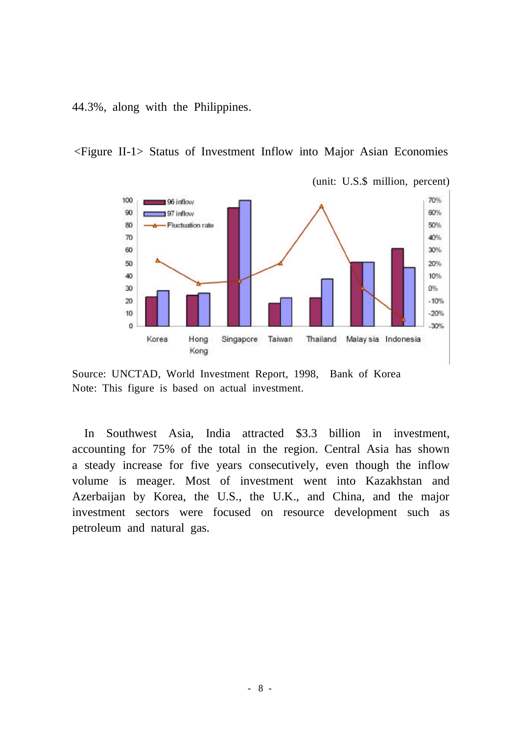44.3%, along with the Philippines.

<Figure II-1> Status of Investment Inflow into Major Asian Economies

(unit: U.S.$ million, percent)

Source: UNCTAD, World Investment Report, 1998, Bank of Korea
Note: This figure is based on actual investment.

In Southwest Asia, India attracted $3.3 billion in investment, accounting for 75% of the total in the region. Central Asia has shown a steady increase for five years consecutively, even though the inflow volume is meager. Most of investment went into Kazakhstan and Azerbaijan by Korea, the U.S., the U.K., and China, and the major investment sectors were focused on resource development such as petroleum and natural gas.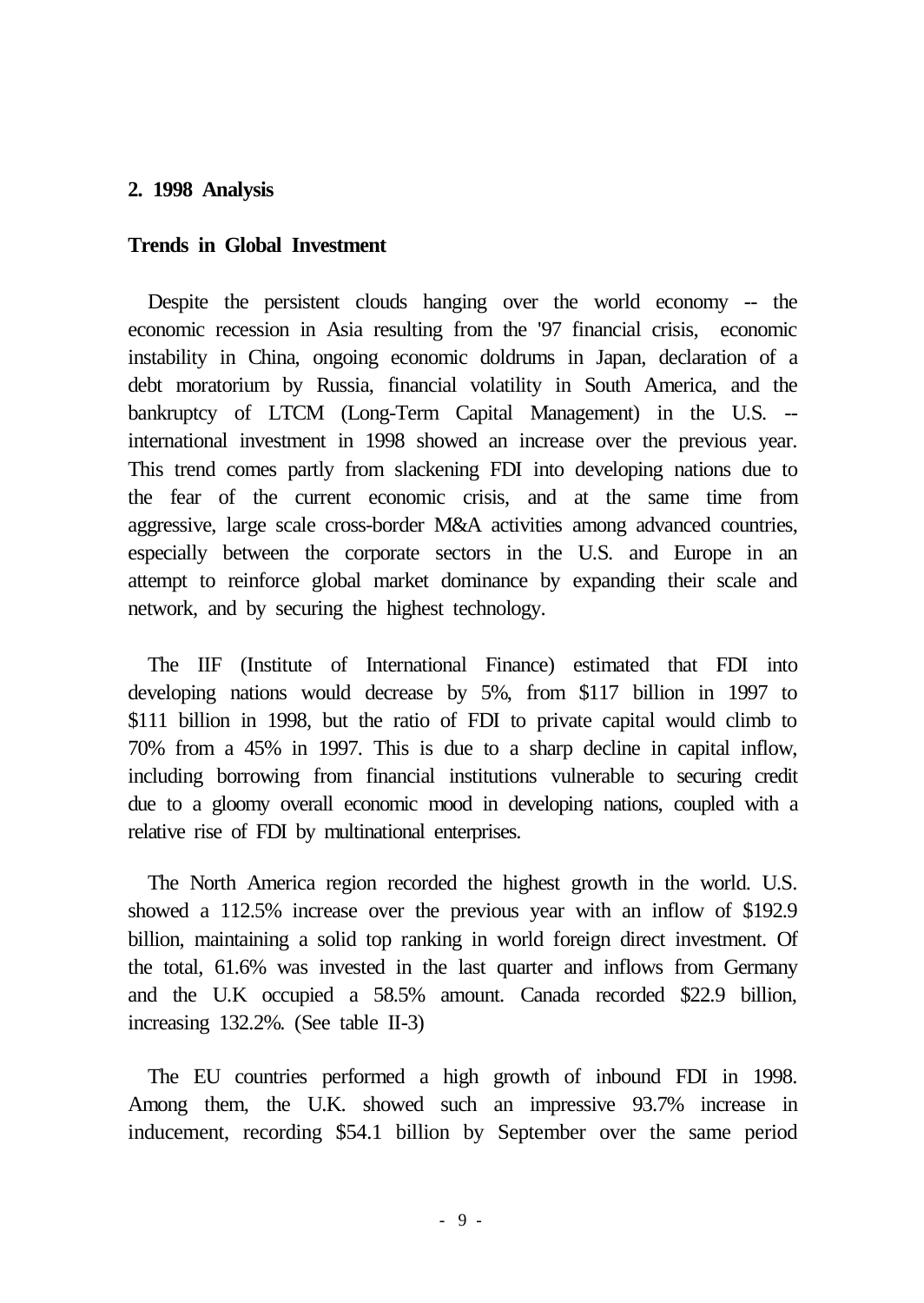## 2. 1998 Analysis

### Trends in Global Investment

Despite the persistent clouds hanging over the world economy -- the economic recession in Asia resulting from the '97 financial crisis, economic instability in China, ongoing economic doldrums in Japan, declaration of a debt moratorium by Russia, financial volatility in South America, and the bankruptcy of LTCM (Long-Term Capital Management) in the U.S. -- international investment in 1998 showed an increase over the previous year. This trend comes partly from slackening FDI into developing nations due to the fear of the current economic crisis, and at the same time from aggressive, large scale cross-border M&A activities among advanced countries, especially between the corporate sectors in the U.S. and Europe in an attempt to reinforce global market dominance by expanding their scale and network, and by securing the highest technology.

The IIF (Institute of International Finance) estimated that FDI into developing nations would decrease by 5%, from $117 billion in 1997 to $111 billion in 1998, but the ratio of FDI to private capital would climb to 70% from a 45% in 1997. This is due to a sharp decline in capital inflow, including borrowing from financial institutions vulnerable to securing credit due to a gloomy overall economic mood in developing nations, coupled with a relative rise of FDI by multinational enterprises.

The North America region recorded the highest growth in the world. U.S. showed a 112.5% increase over the previous year with an inflow of $192.9 billion, maintaining a solid top ranking in world foreign direct investment. Of the total, 61.6% was invested in the last quarter and inflows from Germany and the U.K occupied a 58.5% amount. Canada recorded $22.9 billion, increasing 132.2%. (See table II-3)

The EU countries performed a high growth of inbound FDI in 1998. Among them, the U.K. showed such an impressive 93.7% increase in inducement, recording $54.1 billion by September over the same period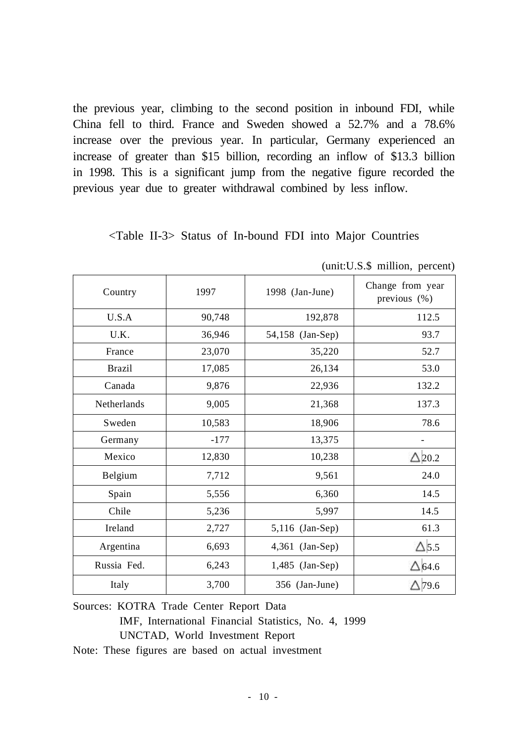the previous year, climbing to the second position in inbound FDI, while China fell to third. France and Sweden showed a 52.7% and a 78.6% increase over the previous year. In particular, Germany experienced an increase of greater than $15 billion, recording an inflow of $13.3 billion in 1998. This is a significant jump from the negative figure recorded the previous year due to greater withdrawal combined by less inflow.

<Table II-3> Status of In-bound FDI into Major Countries

(unit:U.S.$ million, percent)

| Country | 1997 | 1998 (Jan-June) | Change from year previous (%) |
|---|---|---|---|
| U.S.A | 90,748 | 192,878 | 112.5 |
| U.K. | 36,946 | 54,158 (Jan-Sep) | 93.7 |
| France | 23,070 | 35,220 | 52.7 |
| Brazil | 17,085 | 26,134 | 53.0 |
| Canada | 9,876 | 22,936 | 132.2 |
| Netherlands | 9,005 | 21,368 | 137.3 |
| Sweden | 10,583 | 18,906 | 78.6 |
| Germany | -177 | 13,375 | - |
| Mexico | 12,830 | 10,238 | △20.2 |
| Belgium | 7,712 | 9,561 | 24.0 |
| Spain | 5,556 | 6,360 | 14.5 |
| Chile | 5,236 | 5,997 | 14.5 |
| Ireland | 2,727 | 5,116 (Jan-Sep) | 61.3 |
| Argentina | 6,693 | 4,361 (Jan-Sep) | △5.5 |
| Russia Fed. | 6,243 | 1,485 (Jan-Sep) | △64.6 |
| Italy | 3,700 | 356 (Jan-June) | △79.6 |

Sources: KOTRA Trade Center Report Data
IMF, International Financial Statistics, No. 4, 1999
UNCTAD, World Investment Report

Note: These figures are based on actual investment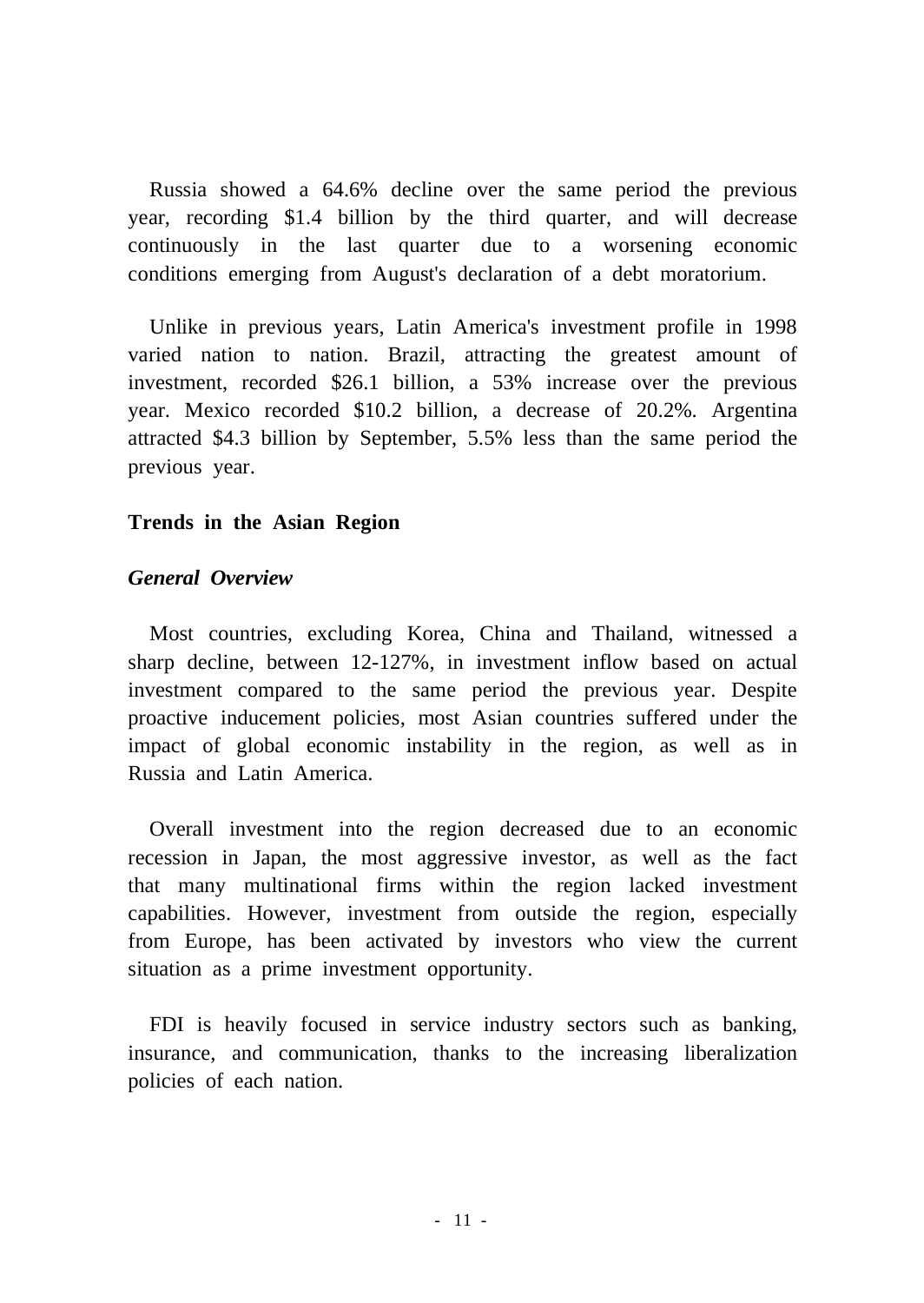Russia showed a 64.6% decline over the same period the previous year, recording $1.4 billion by the third quarter, and will decrease continuously in the last quarter due to a worsening economic conditions emerging from August's declaration of a debt moratorium.

Unlike in previous years, Latin America's investment profile in 1998 varied nation to nation. Brazil, attracting the greatest amount of investment, recorded $26.1 billion, a 53% increase over the previous year. Mexico recorded $10.2 billion, a decrease of 20.2%. Argentina attracted $4.3 billion by September, 5.5% less than the same period the previous year.

**Trends in the Asian Region**

***General Overview***

Most countries, excluding Korea, China and Thailand, witnessed a sharp decline, between 12-127%, in investment inflow based on actual investment compared to the same period the previous year. Despite proactive inducement policies, most Asian countries suffered under the impact of global economic instability in the region, as well as in Russia and Latin America.

Overall investment into the region decreased due to an economic recession in Japan, the most aggressive investor, as well as the fact that many multinational firms within the region lacked investment capabilities. However, investment from outside the region, especially from Europe, has been activated by investors who view the current situation as a prime investment opportunity.

FDI is heavily focused in service industry sectors such as banking, insurance, and communication, thanks to the increasing liberalization policies of each nation.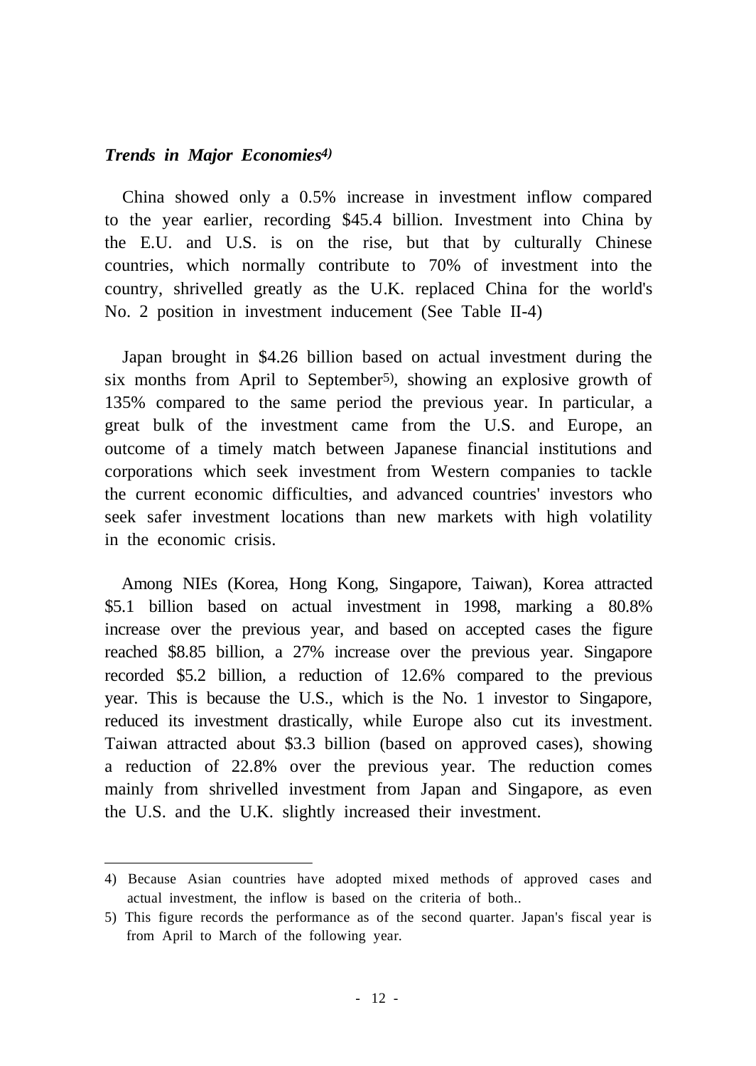### *Trends in Major Economies*[4)]

China showed only a 0.5% increase in investment inflow compared to the year earlier, recording $45.4 billion. Investment into China by the E.U. and U.S. is on the rise, but that by culturally Chinese countries, which normally contribute to 70% of investment into the country, shrivelled greatly as the U.K. replaced China for the world's No. 2 position in investment inducement (See Table II-4)

Japan brought in $4.26 billion based on actual investment during the six months from April to September[5)], showing an explosive growth of 135% compared to the same period the previous year. In particular, a great bulk of the investment came from the U.S. and Europe, an outcome of a timely match between Japanese financial institutions and corporations which seek investment from Western companies to tackle the current economic difficulties, and advanced countries' investors who seek safer investment locations than new markets with high volatility in the economic crisis.

Among NIEs (Korea, Hong Kong, Singapore, Taiwan), Korea attracted $5.1 billion based on actual investment in 1998, marking a 80.8% increase over the previous year, and based on accepted cases the figure reached $8.85 billion, a 27% increase over the previous year. Singapore recorded $5.2 billion, a reduction of 12.6% compared to the previous year. This is because the U.S., which is the No. 1 investor to Singapore, reduced its investment drastically, while Europe also cut its investment. Taiwan attracted about $3.3 billion (based on approved cases), showing a reduction of 22.8% over the previous year. The reduction comes mainly from shrivelled investment from Japan and Singapore, as even the U.S. and the U.K. slightly increased their investment.

---

4) Because Asian countries have adopted mixed methods of approved cases and actual investment, the inflow is based on the criteria of both..

5) This figure records the performance as of the second quarter. Japan's fiscal year is from April to March of the following year.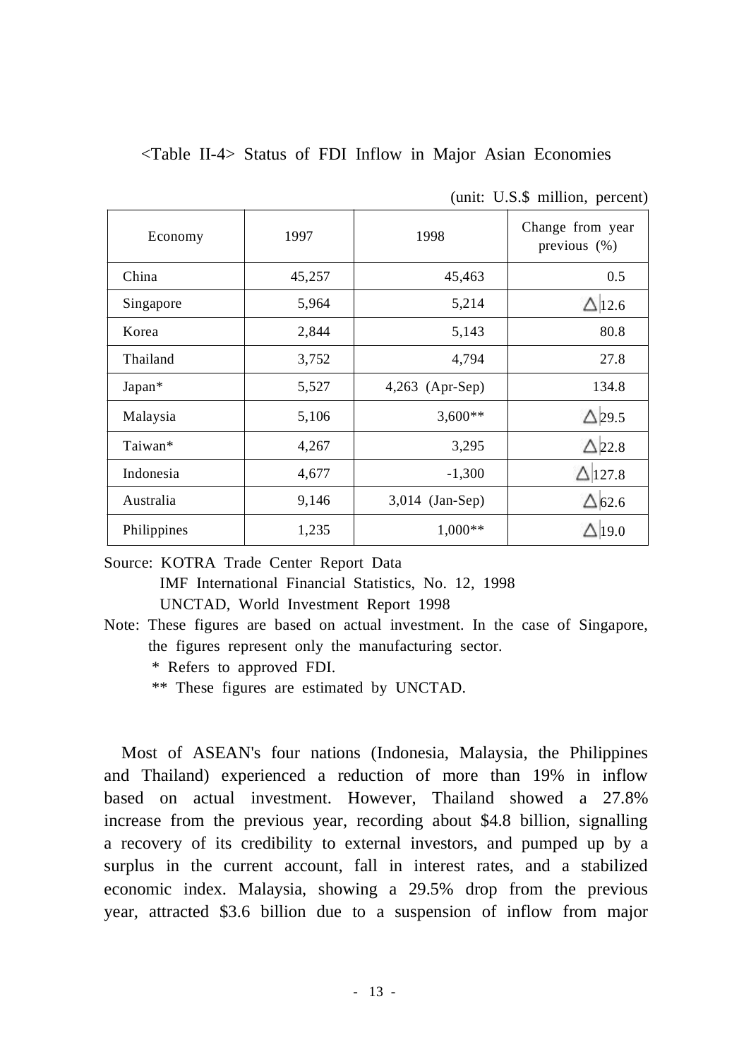<Table II-4> Status of FDI Inflow in Major Asian Economies

(unit: U.S.$ million, percent)

| Economy | 1997 | 1998 | Change from year previous (%) |
|---|---|---|---|
| China | 45,257 | 45,463 | 0.5 |
| Singapore | 5,964 | 5,214 | △12.6 |
| Korea | 2,844 | 5,143 | 80.8 |
| Thailand | 3,752 | 4,794 | 27.8 |
| Japan* | 5,527 | 4,263 (Apr-Sep) | 134.8 |
| Malaysia | 5,106 | 3,600** | △29.5 |
| Taiwan* | 4,267 | 3,295 | △22.8 |
| Indonesia | 4,677 | -1,300 | △127.8 |
| Australia | 9,146 | 3,014 (Jan-Sep) | △62.6 |
| Philippines | 1,235 | 1,000** | △19.0 |

Source: KOTRA Trade Center Report Data
IMF International Financial Statistics, No. 12, 1998
UNCTAD, World Investment Report 1998

Note: These figures are based on actual investment. In the case of Singapore, the figures represent only the manufacturing sector.
\* Refers to approved FDI.
\*\* These figures are estimated by UNCTAD.

Most of ASEAN's four nations (Indonesia, Malaysia, the Philippines and Thailand) experienced a reduction of more than 19% in inflow based on actual investment. However, Thailand showed a 27.8% increase from the previous year, recording about $4.8 billion, signalling a recovery of its credibility to external investors, and pumped up by a surplus in the current account, fall in interest rates, and a stabilized economic index. Malaysia, showing a 29.5% drop from the previous year, attracted $3.6 billion due to a suspension of inflow from major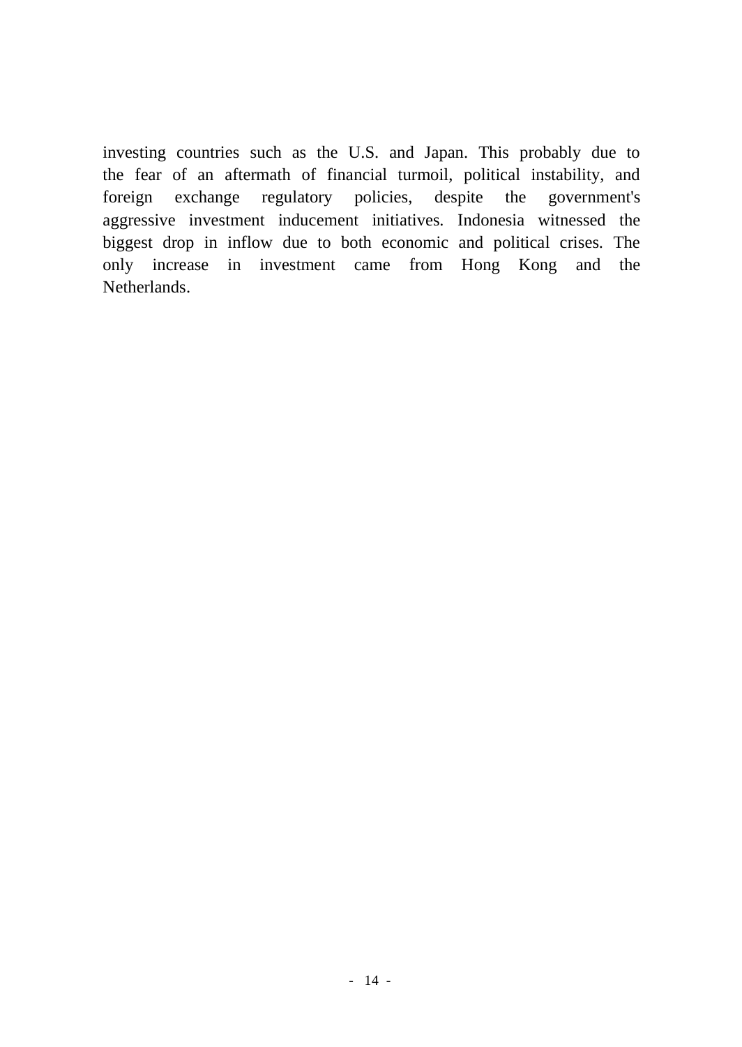investing countries such as the U.S. and Japan. This probably due to the fear of an aftermath of financial turmoil, political instability, and foreign exchange regulatory policies, despite the government's aggressive investment inducement initiatives. Indonesia witnessed the biggest drop in inflow due to both economic and political crises. The only increase in investment came from Hong Kong and the Netherlands.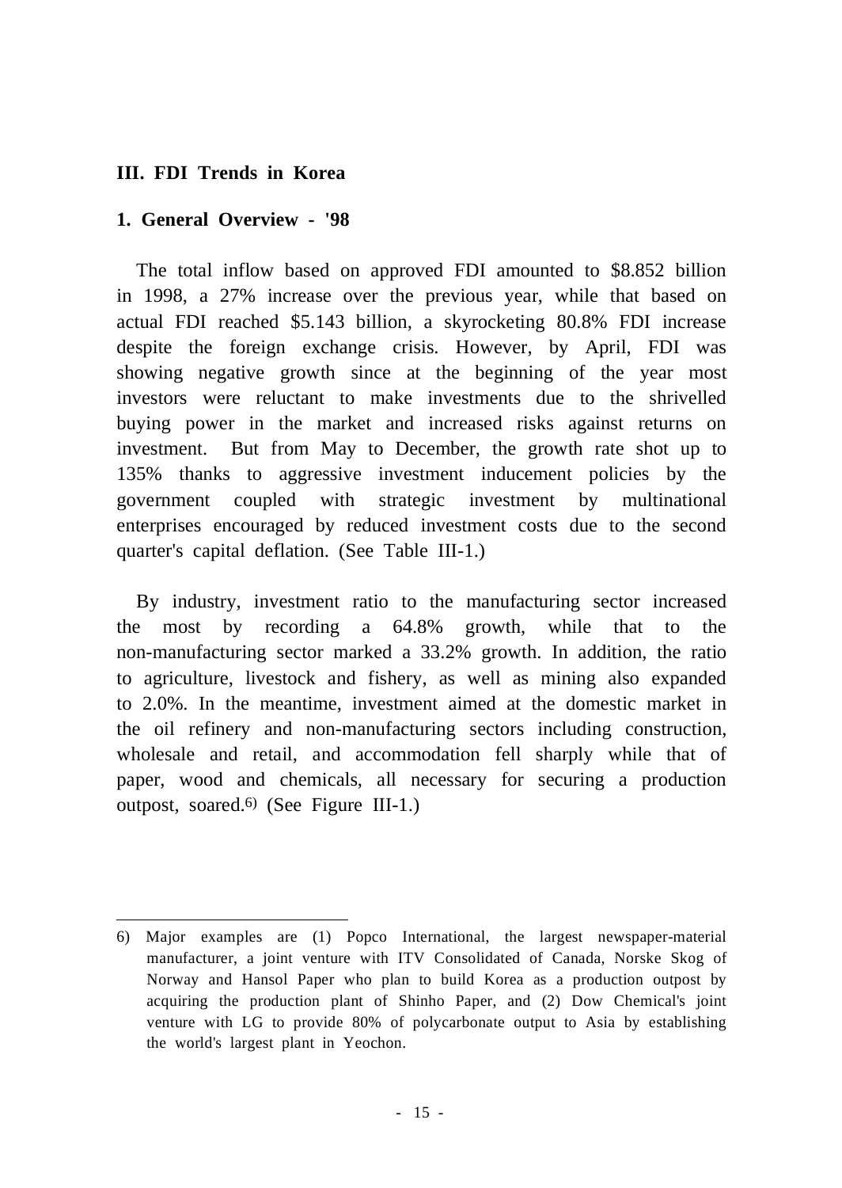# III. FDI Trends in Korea

## 1. General Overview - '98

The total inflow based on approved FDI amounted to $8.852 billion in 1998, a 27% increase over the previous year, while that based on actual FDI reached $5.143 billion, a skyrocketing 80.8% FDI increase despite the foreign exchange crisis. However, by April, FDI was showing negative growth since at the beginning of the year most investors were reluctant to make investments due to the shrivelled buying power in the market and increased risks against returns on investment. But from May to December, the growth rate shot up to 135% thanks to aggressive investment inducement policies by the government coupled with strategic investment by multinational enterprises encouraged by reduced investment costs due to the second quarter's capital deflation. (See Table III-1.)

By industry, investment ratio to the manufacturing sector increased the most by recording a 64.8% growth, while that to the non-manufacturing sector marked a 33.2% growth. In addition, the ratio to agriculture, livestock and fishery, as well as mining also expanded to 2.0%. In the meantime, investment aimed at the domestic market in the oil refinery and non-manufacturing sectors including construction, wholesale and retail, and accommodation fell sharply while that of paper, wood and chemicals, all necessary for securing a production outpost, soared.[6] (See Figure III-1.)

---

6) Major examples are (1) Popco International, the largest newspaper-material manufacturer, a joint venture with ITV Consolidated of Canada, Norske Skog of Norway and Hansol Paper who plan to build Korea as a production outpost by acquiring the production plant of Shinho Paper, and (2) Dow Chemical's joint venture with LG to provide 80% of polycarbonate output to Asia by establishing the world's largest plant in Yeochon.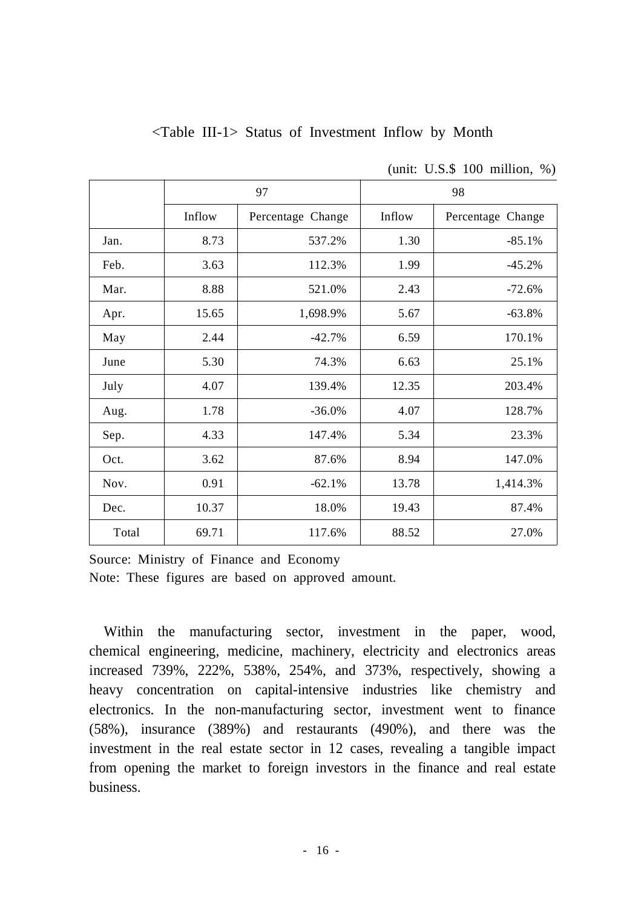<Table III-1> Status of Investment Inflow by Month

(unit: U.S.$ 100 million, %)

| | 97 | | 98 | |
|---|---|---|---|---|
| | Inflow | Percentage Change | Inflow | Percentage Change |
| Jan. | 8.73 | 537.2% | 1.30 | -85.1% |
| Feb. | 3.63 | 112.3% | 1.99 | -45.2% |
| Mar. | 8.88 | 521.0% | 2.43 | -72.6% |
| Apr. | 15.65 | 1,698.9% | 5.67 | -63.8% |
| May | 2.44 | -42.7% | 6.59 | 170.1% |
| June | 5.30 | 74.3% | 6.63 | 25.1% |
| July | 4.07 | 139.4% | 12.35 | 203.4% |
| Aug. | 1.78 | -36.0% | 4.07 | 128.7% |
| Sep. | 4.33 | 147.4% | 5.34 | 23.3% |
| Oct. | 3.62 | 87.6% | 8.94 | 147.0% |
| Nov. | 0.91 | -62.1% | 13.78 | 1,414.3% |
| Dec. | 10.37 | 18.0% | 19.43 | 87.4% |
| Total | 69.71 | 117.6% | 88.52 | 27.0% |

Source: Ministry of Finance and Economy

Note: These figures are based on approved amount.

Within the manufacturing sector, investment in the paper, wood, chemical engineering, medicine, machinery, electricity and electronics areas increased 739%, 222%, 538%, 254%, and 373%, respectively, showing a heavy concentration on capital-intensive industries like chemistry and electronics. In the non-manufacturing sector, investment went to finance (58%), insurance (389%) and restaurants (490%), and there was the investment in the real estate sector in 12 cases, revealing a tangible impact from opening the market to foreign investors in the finance and real estate business.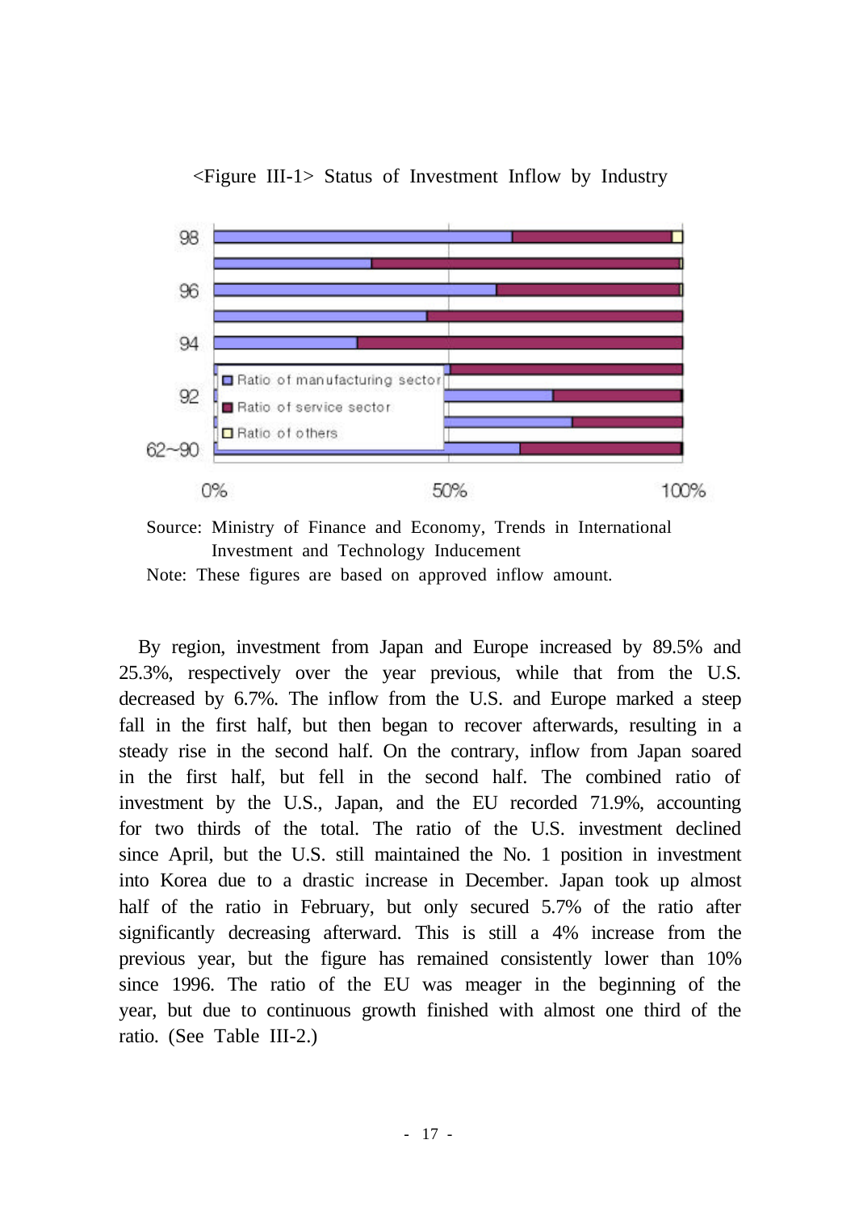<Figure III-1> Status of Investment Inflow by Industry

Source: Ministry of Finance and Economy, Trends in International Investment and Technology Inducement

Note: These figures are based on approved inflow amount.

By region, investment from Japan and Europe increased by 89.5% and 25.3%, respectively over the year previous, while that from the U.S. decreased by 6.7%. The inflow from the U.S. and Europe marked a steep fall in the first half, but then began to recover afterwards, resulting in a steady rise in the second half. On the contrary, inflow from Japan soared in the first half, but fell in the second half. The combined ratio of investment by the U.S., Japan, and the EU recorded 71.9%, accounting for two thirds of the total. The ratio of the U.S. investment declined since April, but the U.S. still maintained the No. 1 position in investment into Korea due to a drastic increase in December. Japan took up almost half of the ratio in February, but only secured 5.7% of the ratio after significantly decreasing afterward. This is still a 4% increase from the previous year, but the figure has remained consistently lower than 10% since 1996. The ratio of the EU was meager in the beginning of the year, but due to continuous growth finished with almost one third of the ratio. (See Table III-2.)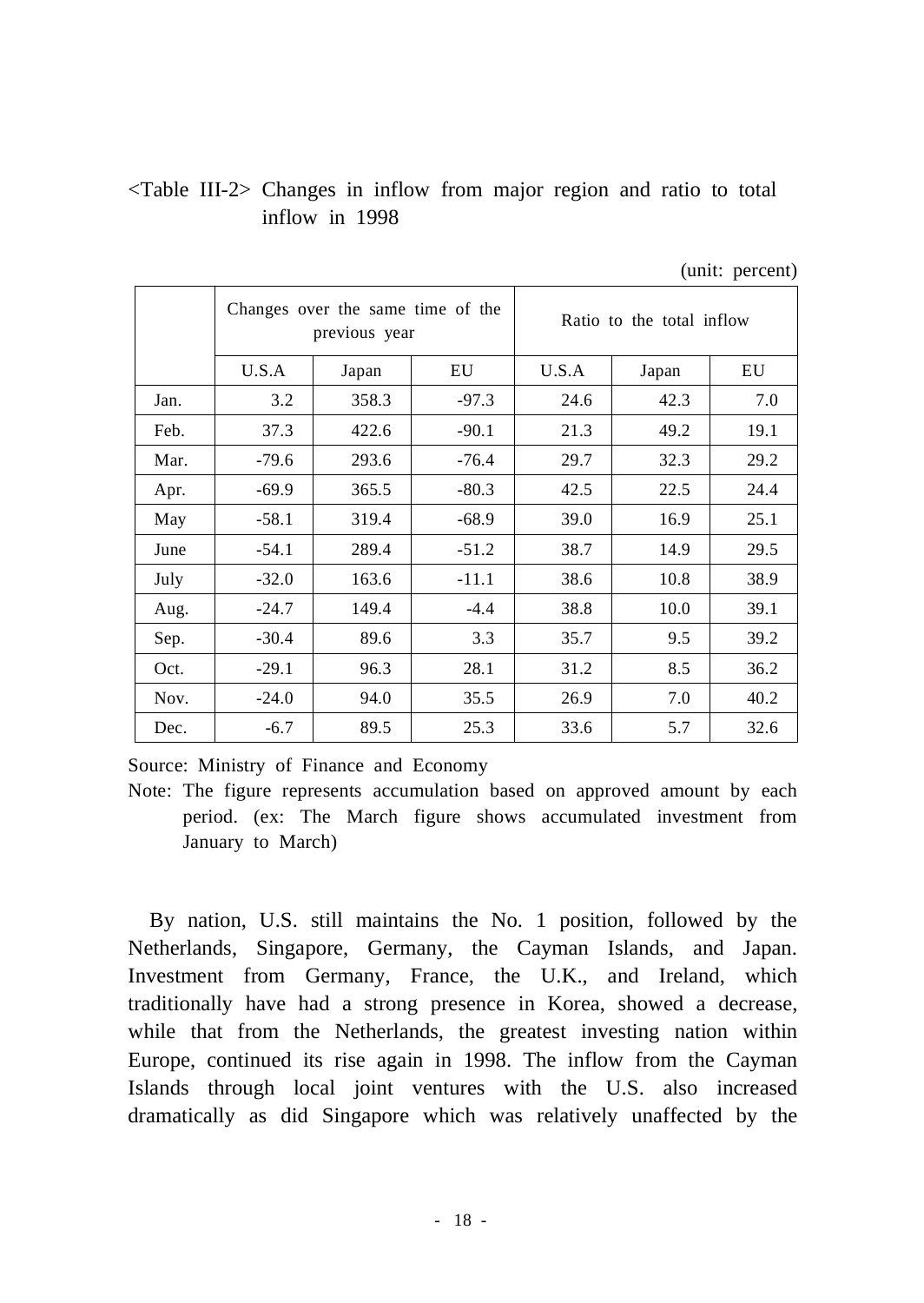<Table III-2> Changes in inflow from major region and ratio to total inflow in 1998

(unit: percent)

| | Changes over the same time of the previous year | | | Ratio to the total inflow | | |
|---|---|---|---|---|---|---|
| | U.S.A | Japan | EU | U.S.A | Japan | EU |
| Jan. | 3.2 | 358.3 | -97.3 | 24.6 | 42.3 | 7.0 |
| Feb. | 37.3 | 422.6 | -90.1 | 21.3 | 49.2 | 19.1 |
| Mar. | -79.6 | 293.6 | -76.4 | 29.7 | 32.3 | 29.2 |
| Apr. | -69.9 | 365.5 | -80.3 | 42.5 | 22.5 | 24.4 |
| May | -58.1 | 319.4 | -68.9 | 39.0 | 16.9 | 25.1 |
| June | -54.1 | 289.4 | -51.2 | 38.7 | 14.9 | 29.5 |
| July | -32.0 | 163.6 | -11.1 | 38.6 | 10.8 | 38.9 |
| Aug. | -24.7 | 149.4 | -4.4 | 38.8 | 10.0 | 39.1 |
| Sep. | -30.4 | 89.6 | 3.3 | 35.7 | 9.5 | 39.2 |
| Oct. | -29.1 | 96.3 | 28.1 | 31.2 | 8.5 | 36.2 |
| Nov. | -24.0 | 94.0 | 35.5 | 26.9 | 7.0 | 40.2 |
| Dec. | -6.7 | 89.5 | 25.3 | 33.6 | 5.7 | 32.6 |

Source: Ministry of Finance and Economy

Note: The figure represents accumulation based on approved amount by each period. (ex: The March figure shows accumulated investment from January to March)

By nation, U.S. still maintains the No. 1 position, followed by the Netherlands, Singapore, Germany, the Cayman Islands, and Japan. Investment from Germany, France, the U.K., and Ireland, which traditionally have had a strong presence in Korea, showed a decrease, while that from the Netherlands, the greatest investing nation within Europe, continued its rise again in 1998. The inflow from the Cayman Islands through local joint ventures with the U.S. also increased dramatically as did Singapore which was relatively unaffected by the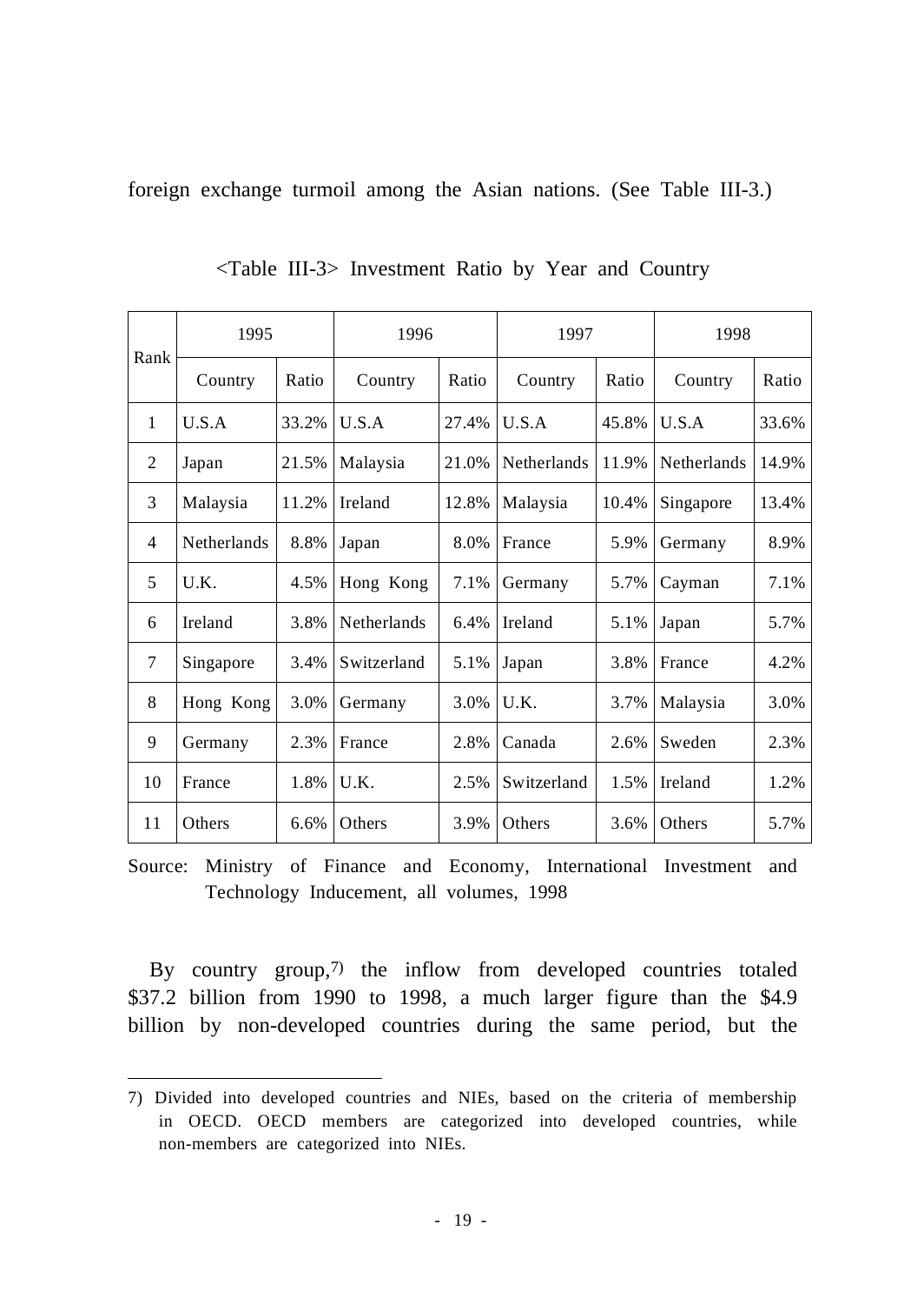foreign exchange turmoil among the Asian nations. (See Table III-3.)

<Table III-3> Investment Ratio by Year and Country

| Rank | 1995 | | 1996 | | 1997 | | 1998 | |
|---|---|---|---|---|---|---|---|---|
| | Country | Ratio | Country | Ratio | Country | Ratio | Country | Ratio |
| 1 | U.S.A | 33.2% | U.S.A | 27.4% | U.S.A | 45.8% | U.S.A | 33.6% |
| 2 | Japan | 21.5% | Malaysia | 21.0% | Netherlands | 11.9% | Netherlands | 14.9% |
| 3 | Malaysia | 11.2% | Ireland | 12.8% | Malaysia | 10.4% | Singapore | 13.4% |
| 4 | Netherlands | 8.8% | Japan | 8.0% | France | 5.9% | Germany | 8.9% |
| 5 | U.K. | 4.5% | Hong Kong | 7.1% | Germany | 5.7% | Cayman | 7.1% |
| 6 | Ireland | 3.8% | Netherlands | 6.4% | Ireland | 5.1% | Japan | 5.7% |
| 7 | Singapore | 3.4% | Switzerland | 5.1% | Japan | 3.8% | France | 4.2% |
| 8 | Hong Kong | 3.0% | Germany | 3.0% | U.K. | 3.7% | Malaysia | 3.0% |
| 9 | Germany | 2.3% | France | 2.8% | Canada | 2.6% | Sweden | 2.3% |
| 10 | France | 1.8% | U.K. | 2.5% | Switzerland | 1.5% | Ireland | 1.2% |
| 11 | Others | 6.6% | Others | 3.9% | Others | 3.6% | Others | 5.7% |

Source: Ministry of Finance and Economy, International Investment and Technology Inducement, all volumes, 1998

By country group,[7] the inflow from developed countries totaled \$37.2 billion from 1990 to 1998, a much larger figure than the \$4.9 billion by non-developed countries during the same period, but the

---

7) Divided into developed countries and NIEs, based on the criteria of membership in OECD. OECD members are categorized into developed countries, while non-members are categorized into NIEs.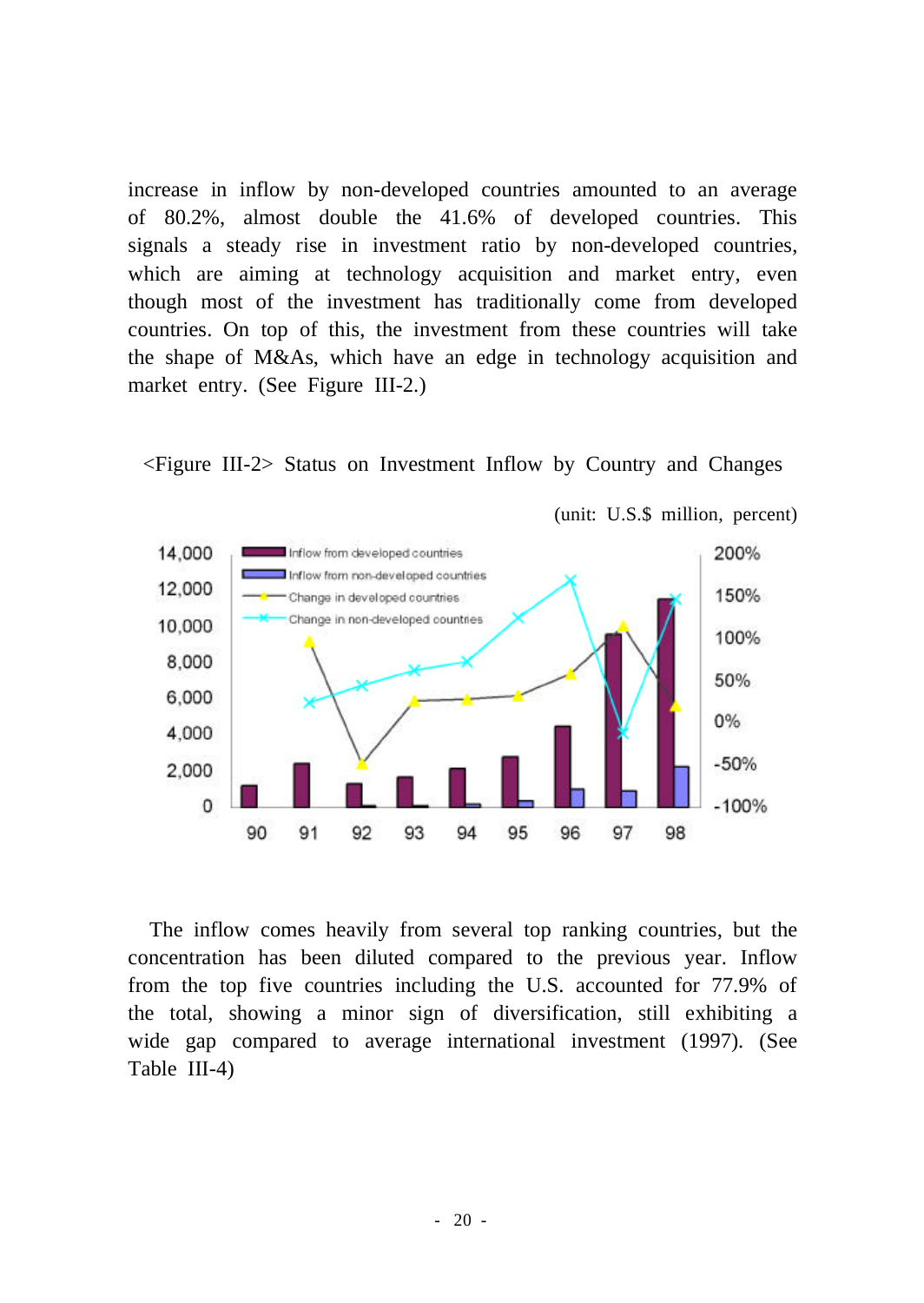increase in inflow by non-developed countries amounted to an average of 80.2%, almost double the 41.6% of developed countries. This signals a steady rise in investment ratio by non-developed countries, which are aiming at technology acquisition and market entry, even though most of the investment has traditionally come from developed countries. On top of this, the investment from these countries will take the shape of M&As, which have an edge in technology acquisition and market entry. (See Figure III-2.)

<Figure III-2> Status on Investment Inflow by Country and Changes

(unit: U.S.$ million, percent)

The inflow comes heavily from several top ranking countries, but the concentration has been diluted compared to the previous year. Inflow from the top five countries including the U.S. accounted for 77.9% of the total, showing a minor sign of diversification, still exhibiting a wide gap compared to average international investment (1997). (See Table III-4)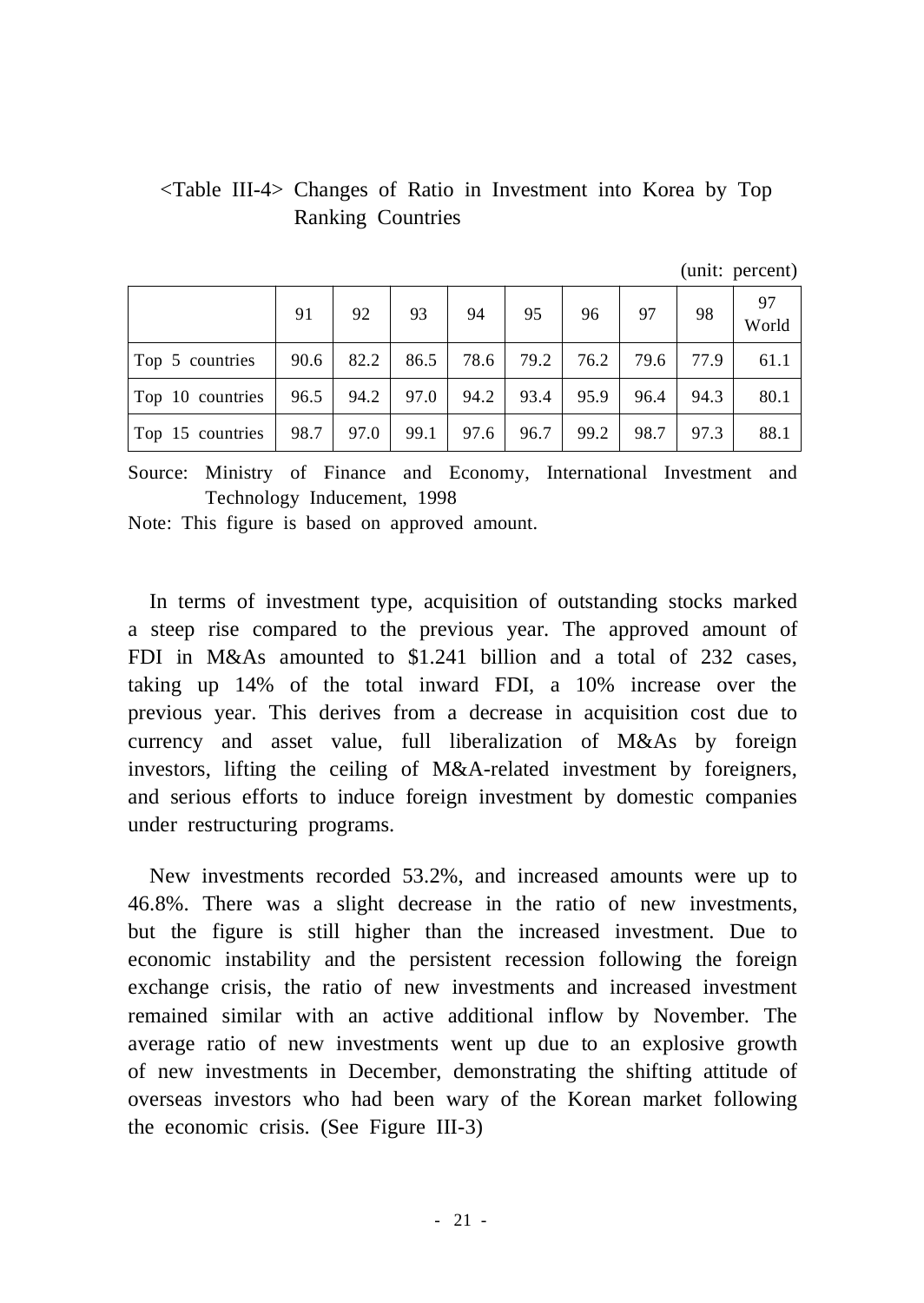<Table III-4> Changes of Ratio in Investment into Korea by Top Ranking Countries

(unit: percent)

| | 91 | 92 | 93 | 94 | 95 | 96 | 97 | 98 | 97 World |
|---|---|---|---|---|---|---|---|---|---|
| Top 5 countries | 90.6 | 82.2 | 86.5 | 78.6 | 79.2 | 76.2 | 79.6 | 77.9 | 61.1 |
| Top 10 countries | 96.5 | 94.2 | 97.0 | 94.2 | 93.4 | 95.9 | 96.4 | 94.3 | 80.1 |
| Top 15 countries | 98.7 | 97.0 | 99.1 | 97.6 | 96.7 | 99.2 | 98.7 | 97.3 | 88.1 |

Source: Ministry of Finance and Economy, International Investment and Technology Inducement, 1998

Note: This figure is based on approved amount.

In terms of investment type, acquisition of outstanding stocks marked a steep rise compared to the previous year. The approved amount of FDI in M&As amounted to $1.241 billion and a total of 232 cases, taking up 14% of the total inward FDI, a 10% increase over the previous year. This derives from a decrease in acquisition cost due to currency and asset value, full liberalization of M&As by foreign investors, lifting the ceiling of M&A-related investment by foreigners, and serious efforts to induce foreign investment by domestic companies under restructuring programs.

New investments recorded 53.2%, and increased amounts were up to 46.8%. There was a slight decrease in the ratio of new investments, but the figure is still higher than the increased investment. Due to economic instability and the persistent recession following the foreign exchange crisis, the ratio of new investments and increased investment remained similar with an active additional inflow by November. The average ratio of new investments went up due to an explosive growth of new investments in December, demonstrating the shifting attitude of overseas investors who had been wary of the Korean market following the economic crisis. (See Figure III-3)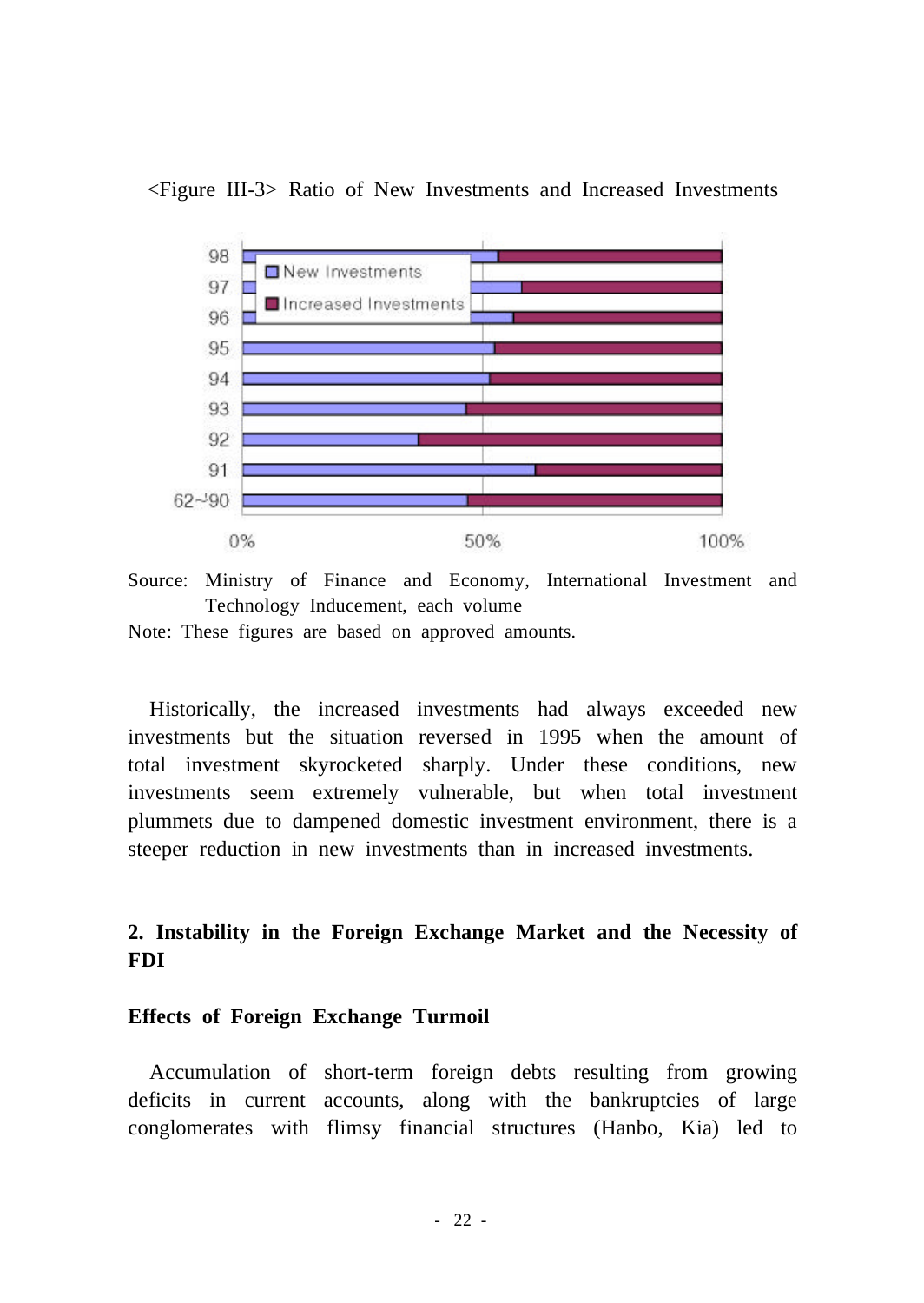<Figure III-3> Ratio of New Investments and Increased Investments

Source: Ministry of Finance and Economy, International Investment and Technology Inducement, each volume

Note: These figures are based on approved amounts.

Historically, the increased investments had always exceeded new investments but the situation reversed in 1995 when the amount of total investment skyrocketed sharply. Under these conditions, new investments seem extremely vulnerable, but when total investment plummets due to dampened domestic investment environment, there is a steeper reduction in new investments than in increased investments.

## 2. Instability in the Foreign Exchange Market and the Necessity of FDI

### Effects of Foreign Exchange Turmoil

Accumulation of short-term foreign debts resulting from growing deficits in current accounts, along with the bankruptcies of large conglomerates with flimsy financial structures (Hanbo, Kia) led to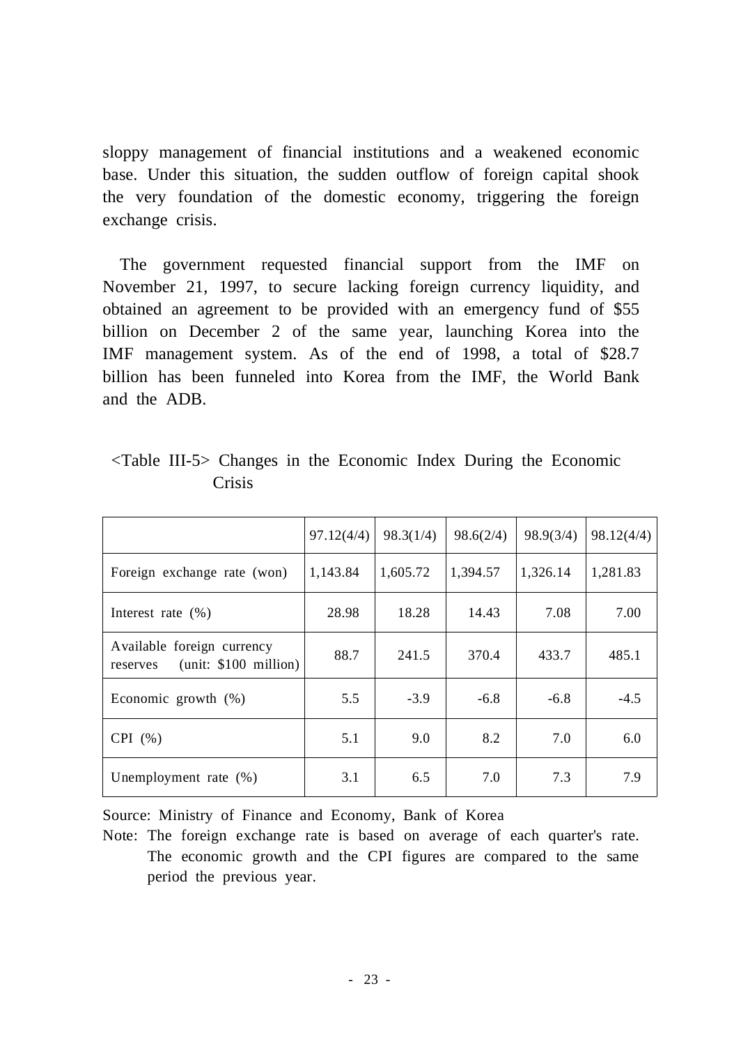sloppy management of financial institutions and a weakened economic base. Under this situation, the sudden outflow of foreign capital shook the very foundation of the domestic economy, triggering the foreign exchange crisis.

The government requested financial support from the IMF on November 21, 1997, to secure lacking foreign currency liquidity, and obtained an agreement to be provided with an emergency fund of $55 billion on December 2 of the same year, launching Korea into the IMF management system. As of the end of 1998, a total of $28.7 billion has been funneled into Korea from the IMF, the World Bank and the ADB.

<Table III-5> Changes in the Economic Index During the Economic Crisis

| | 97.12(4/4) | 98.3(1/4) | 98.6(2/4) | 98.9(3/4) | 98.12(4/4) |
|---|---|---|---|---|---|
| Foreign exchange rate (won) | 1,143.84 | 1,605.72 | 1,394.57 | 1,326.14 | 1,281.83 |
| Interest rate (%) | 28.98 | 18.28 | 14.43 | 7.08 | 7.00 |
| Available foreign currency reserves (unit: $100 million) | 88.7 | 241.5 | 370.4 | 433.7 | 485.1 |
| Economic growth (%) | 5.5 | -3.9 | -6.8 | -6.8 | -4.5 |
| CPI (%) | 5.1 | 9.0 | 8.2 | 7.0 | 6.0 |
| Unemployment rate (%) | 3.1 | 6.5 | 7.0 | 7.3 | 7.9 |

Source: Ministry of Finance and Economy, Bank of Korea

Note: The foreign exchange rate is based on average of each quarter's rate. The economic growth and the CPI figures are compared to the same period the previous year.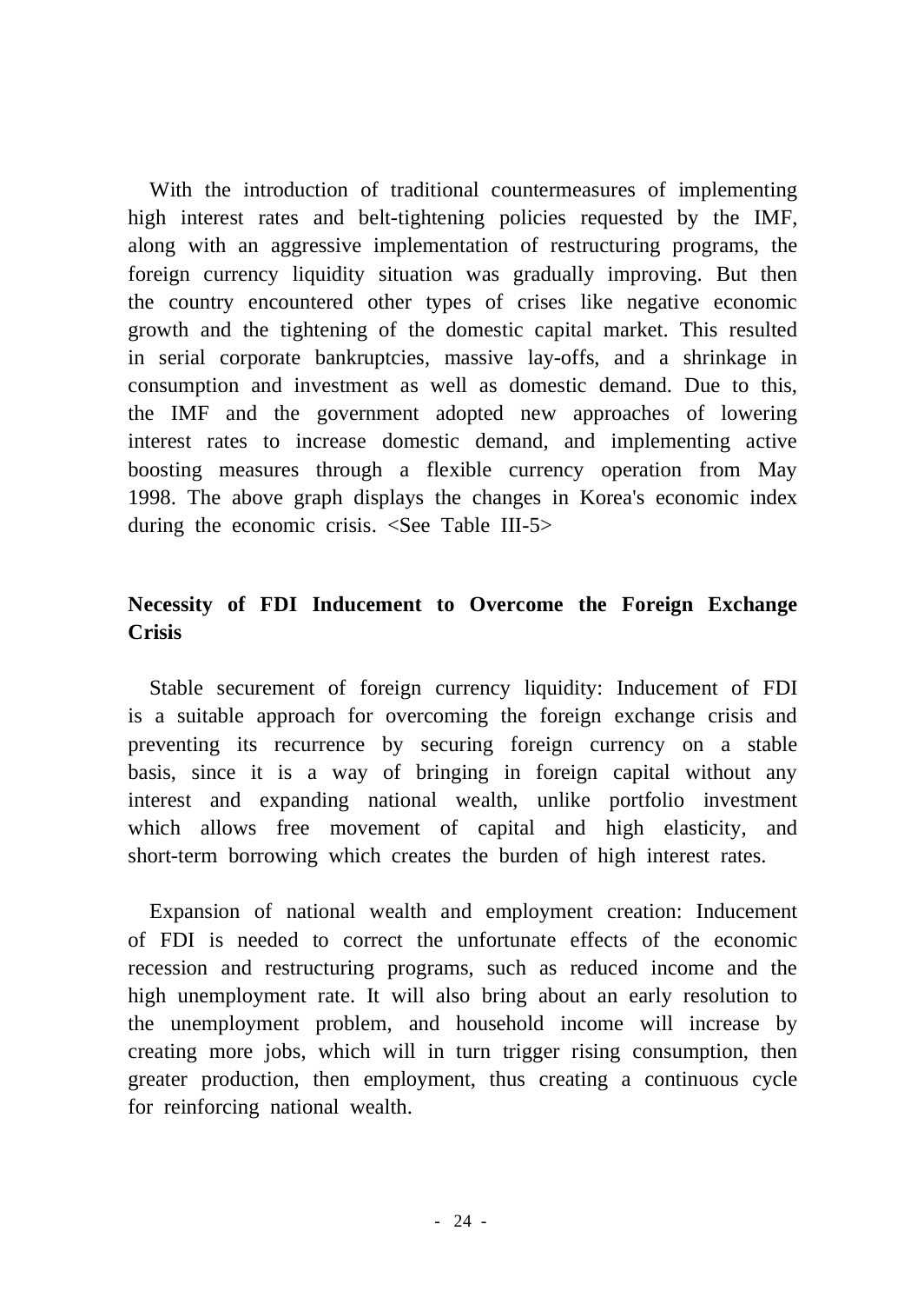With the introduction of traditional countermeasures of implementing high interest rates and belt-tightening policies requested by the IMF, along with an aggressive implementation of restructuring programs, the foreign currency liquidity situation was gradually improving. But then the country encountered other types of crises like negative economic growth and the tightening of the domestic capital market. This resulted in serial corporate bankruptcies, massive lay-offs, and a shrinkage in consumption and investment as well as domestic demand. Due to this, the IMF and the government adopted new approaches of lowering interest rates to increase domestic demand, and implementing active boosting measures through a flexible currency operation from May 1998. The above graph displays the changes in Korea's economic index during the economic crisis. <See Table III-5>

## Necessity of FDI Inducement to Overcome the Foreign Exchange Crisis

Stable securement of foreign currency liquidity: Inducement of FDI is a suitable approach for overcoming the foreign exchange crisis and preventing its recurrence by securing foreign currency on a stable basis, since it is a way of bringing in foreign capital without any interest and expanding national wealth, unlike portfolio investment which allows free movement of capital and high elasticity, and short-term borrowing which creates the burden of high interest rates.

Expansion of national wealth and employment creation: Inducement of FDI is needed to correct the unfortunate effects of the economic recession and restructuring programs, such as reduced income and the high unemployment rate. It will also bring about an early resolution to the unemployment problem, and household income will increase by creating more jobs, which will in turn trigger rising consumption, then greater production, then employment, thus creating a continuous cycle for reinforcing national wealth.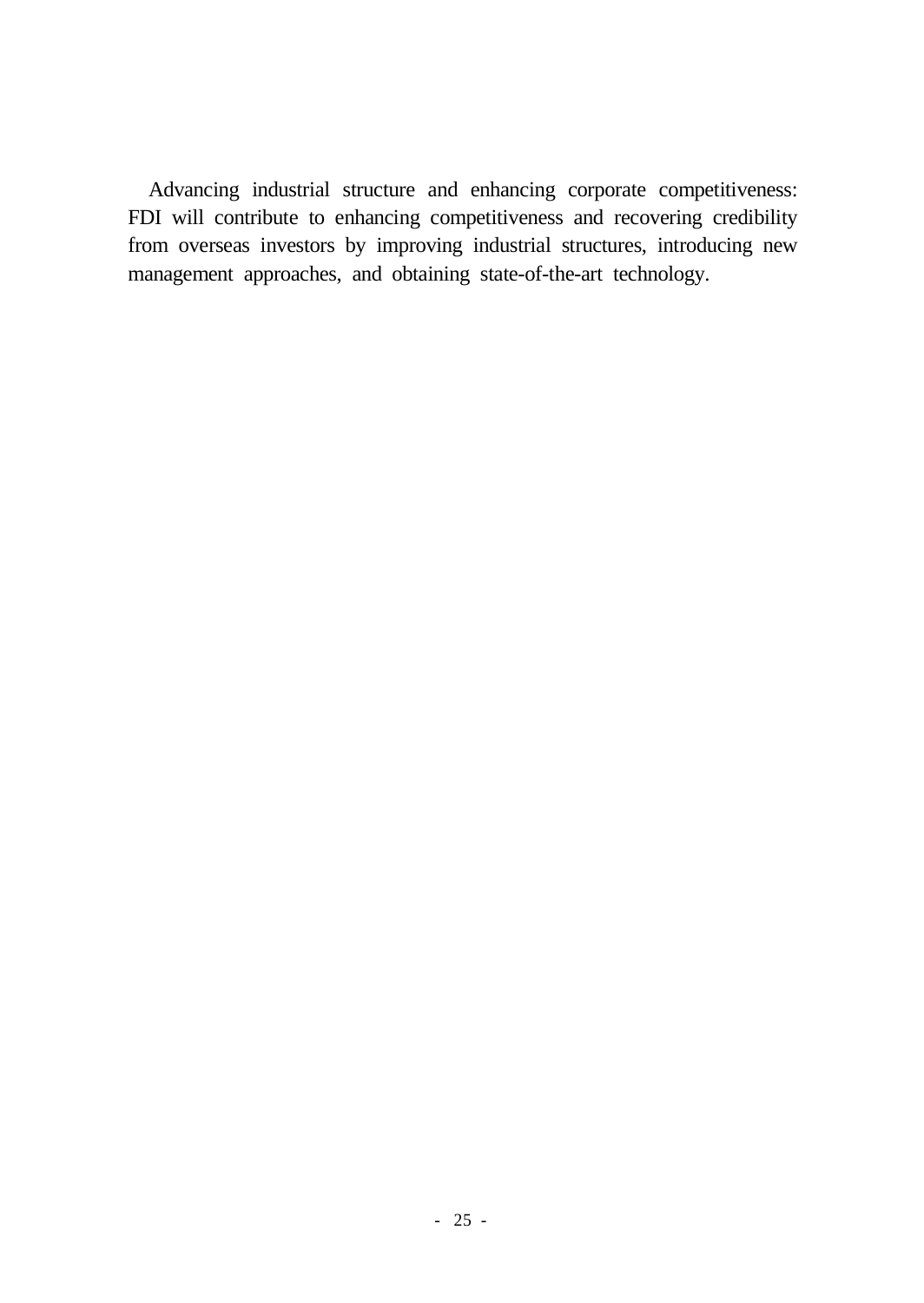Advancing industrial structure and enhancing corporate competitiveness: FDI will contribute to enhancing competitiveness and recovering credibility from overseas investors by improving industrial structures, introducing new management approaches, and obtaining state-of-the-art technology.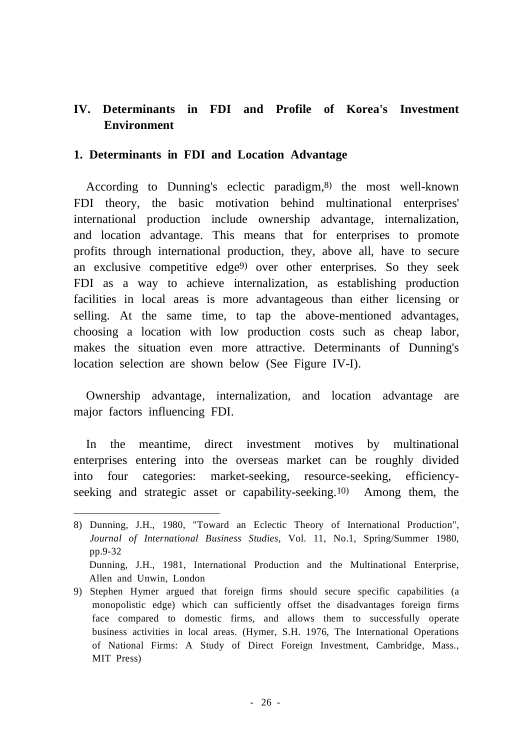## IV. Determinants in FDI and Profile of Korea's Investment Environment

### 1. Determinants in FDI and Location Advantage

According to Dunning's eclectic paradigm,[8] the most well-known FDI theory, the basic motivation behind multinational enterprises' international production include ownership advantage, internalization, and location advantage. This means that for enterprises to promote profits through international production, they, above all, have to secure an exclusive competitive edge[9] over other enterprises. So they seek FDI as a way to achieve internalization, as establishing production facilities in local areas is more advantageous than either licensing or selling. At the same time, to tap the above-mentioned advantages, choosing a location with low production costs such as cheap labor, makes the situation even more attractive. Determinants of Dunning's location selection are shown below (See Figure IV-I).

Ownership advantage, internalization, and location advantage are major factors influencing FDI.

In the meantime, direct investment motives by multinational enterprises entering into the overseas market can be roughly divided into four categories: market-seeking, resource-seeking, efficiency-seeking and strategic asset or capability-seeking.[10] Among them, the

---

8) Dunning, J.H., 1980, "Toward an Eclectic Theory of International Production", *Journal of International Business Studies*, Vol. 11, No.1, Spring/Summer 1980, pp.9-32
Dunning, J.H., 1981, International Production and the Multinational Enterprise, Allen and Unwin, London

9) Stephen Hymer argued that foreign firms should secure specific capabilities (a monopolistic edge) which can sufficiently offset the disadvantages foreign firms face compared to domestic firms, and allows them to successfully operate business activities in local areas. (Hymer, S.H. 1976, The International Operations of National Firms: A Study of Direct Foreign Investment, Cambridge, Mass., MIT Press)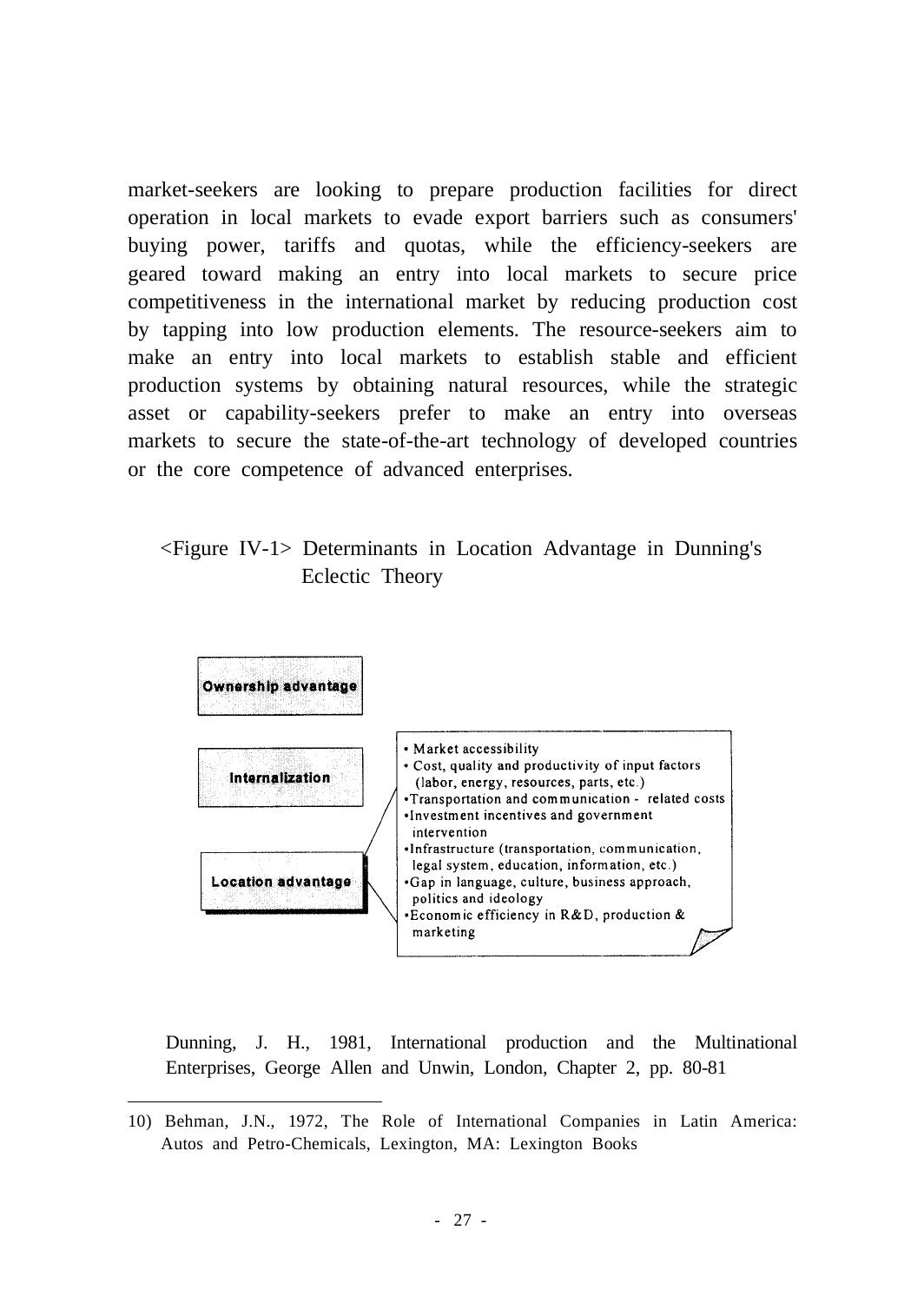market-seekers are looking to prepare production facilities for direct operation in local markets to evade export barriers such as consumers' buying power, tariffs and quotas, while the efficiency-seekers are geared toward making an entry into local markets to secure price competitiveness in the international market by reducing production cost by tapping into low production elements. The resource-seekers aim to make an entry into local markets to establish stable and efficient production systems by obtaining natural resources, while the strategic asset or capability-seekers prefer to make an entry into overseas markets to secure the state-of-the-art technology of developed countries or the core competence of advanced enterprises.

<Figure IV-1> Determinants in Location Advantage in Dunning's Eclectic Theory

**Ownership advantage**

**Internalization**

**Location advantage**

- Market accessibility
- Cost, quality and productivity of input factors (labor, energy, resources, parts, etc.)
- Transportation and communication - related costs
- Investment incentives and government intervention
- Infrastructure (transportation, communication, legal system, education, information, etc.)
- Gap in language, culture, business approach, politics and ideology
- Economic efficiency in R&D, production & marketing

Dunning, J. H., 1981, International production and the Multinational Enterprises, George Allen and Unwin, London, Chapter 2, pp. 80-81

---

10) Behman, J.N., 1972, The Role of International Companies in Latin America: Autos and Petro-Chemicals, Lexington, MA: Lexington Books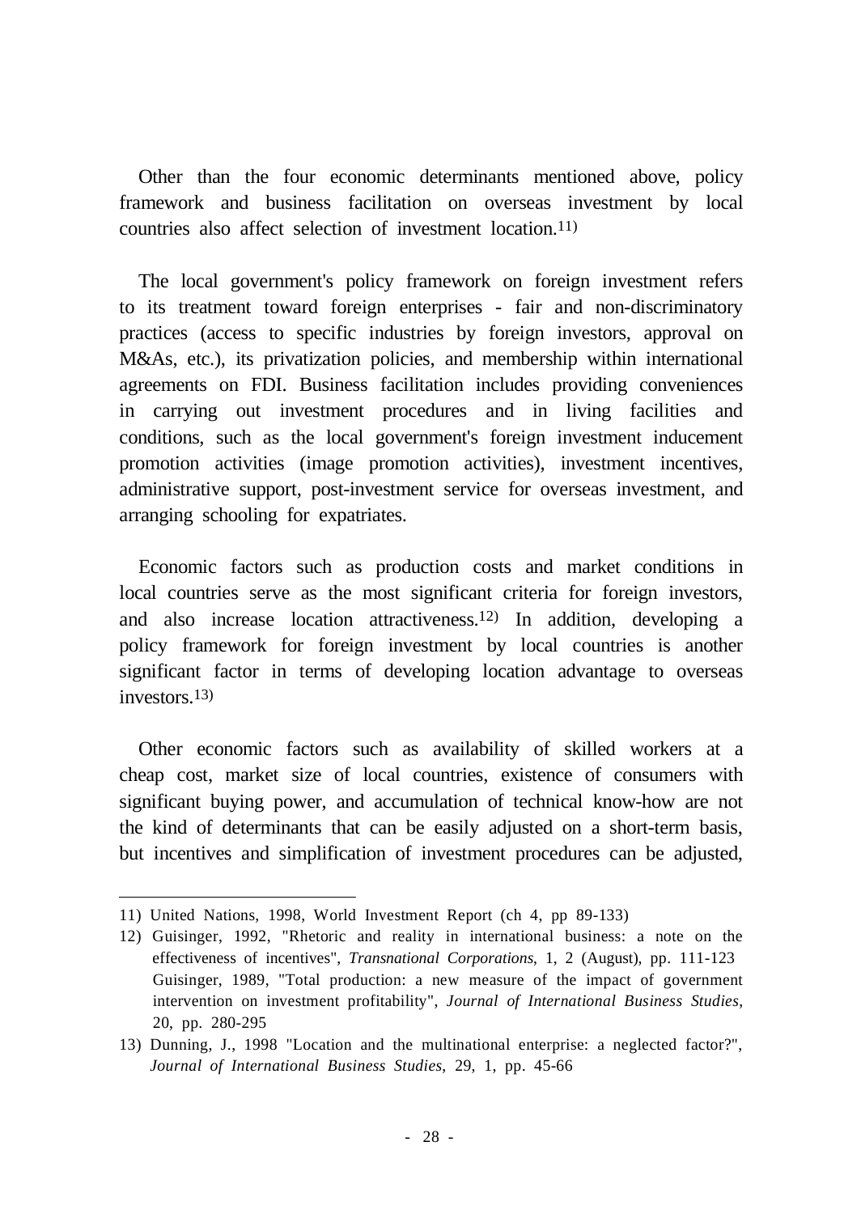Other than the four economic determinants mentioned above, policy framework and business facilitation on overseas investment by local countries also affect selection of investment location.[11)]

The local government's policy framework on foreign investment refers to its treatment toward foreign enterprises - fair and non-discriminatory practices (access to specific industries by foreign investors, approval on M&As, etc.), its privatization policies, and membership within international agreements on FDI. Business facilitation includes providing conveniences in carrying out investment procedures and in living facilities and conditions, such as the local government's foreign investment inducement promotion activities (image promotion activities), investment incentives, administrative support, post-investment service for overseas investment, and arranging schooling for expatriates.

Economic factors such as production costs and market conditions in local countries serve as the most significant criteria for foreign investors, and also increase location attractiveness.[12)] In addition, developing a policy framework for foreign investment by local countries is another significant factor in terms of developing location advantage to overseas investors.[13)]

Other economic factors such as availability of skilled workers at a cheap cost, market size of local countries, existence of consumers with significant buying power, and accumulation of technical know-how are not the kind of determinants that can be easily adjusted on a short-term basis, but incentives and simplification of investment procedures can be adjusted,

---

11) United Nations, 1998, World Investment Report (ch 4, pp 89-133)

12) Guisinger, 1992, "Rhetoric and reality in international business: a note on the effectiveness of incentives", *Transnational Corporations*, 1, 2 (August), pp. 111-123
Guisinger, 1989, "Total production: a new measure of the impact of government intervention on investment profitability", *Journal of International Business Studies*, 20, pp. 280-295

13) Dunning, J., 1998 "Location and the multinational enterprise: a neglected factor?", *Journal of International Business Studies*, 29, 1, pp. 45-66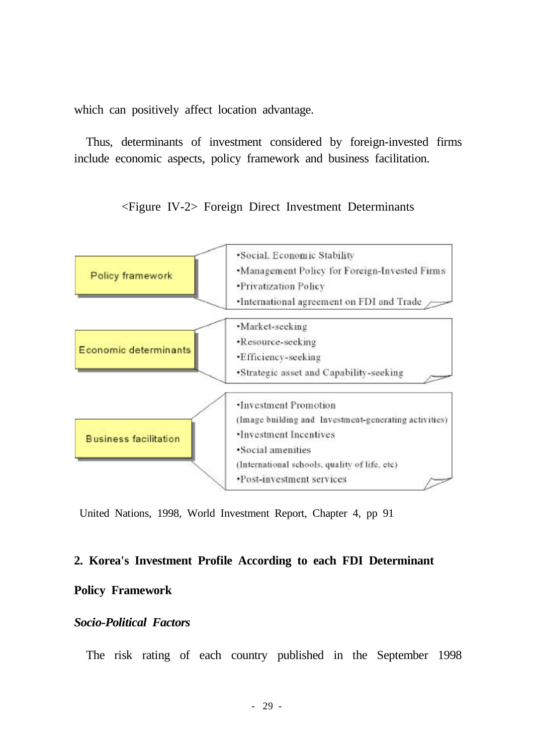which can positively affect location advantage.

Thus, determinants of investment considered by foreign-invested firms include economic aspects, policy framework and business facilitation.

<Figure IV-2> Foreign Direct Investment Determinants

| Determinant | Components |
|---|---|
| Policy framework | •Social, Economic Stability<br>•Management Policy for Foreign-Invested Firms<br>•Privatization Policy<br>•International agreement on FDI and Trade |
| Economic determinants | •Market-seeking<br>•Resource-seeking<br>•Efficiency-seeking<br>•Strategic asset and Capability-seeking |
| Business facilitation | •Investment Promotion<br>(Image building and Investment-generating activities)<br>•Investment Incentives<br>•Social amenities<br>(International schools, quality of life, etc)<br>•Post-investment services |

United Nations, 1998, World Investment Report, Chapter 4, pp 91

## 2. Korea's Investment Profile According to each FDI Determinant

### Policy Framework

***Socio-Political Factors***

The risk rating of each country published in the September 1998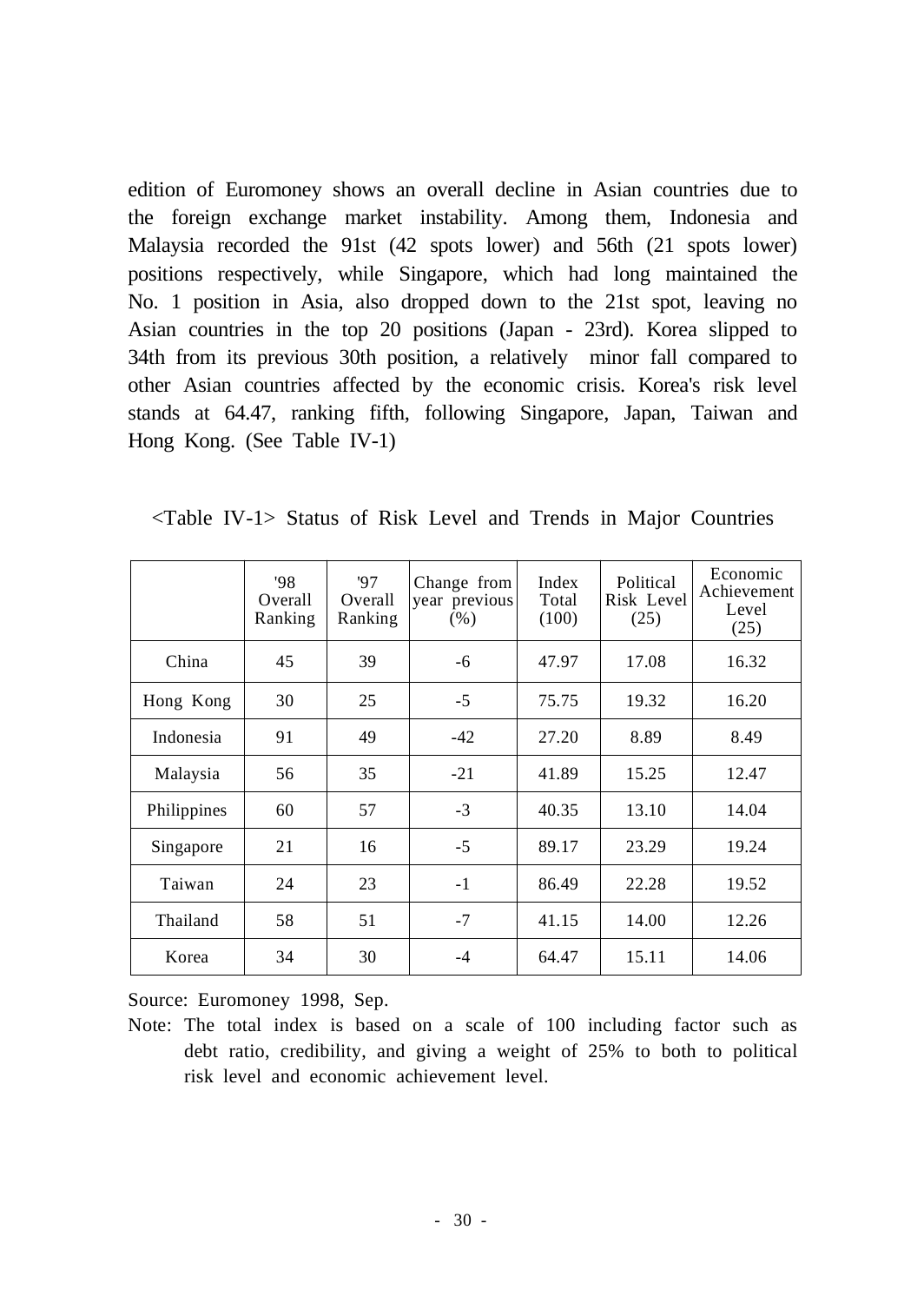edition of Euromoney shows an overall decline in Asian countries due to the foreign exchange market instability. Among them, Indonesia and Malaysia recorded the 91st (42 spots lower) and 56th (21 spots lower) positions respectively, while Singapore, which had long maintained the No. 1 position in Asia, also dropped down to the 21st spot, leaving no Asian countries in the top 20 positions (Japan - 23rd). Korea slipped to 34th from its previous 30th position, a relatively minor fall compared to other Asian countries affected by the economic crisis. Korea's risk level stands at 64.47, ranking fifth, following Singapore, Japan, Taiwan and Hong Kong. (See Table IV-1)

<Table IV-1> Status of Risk Level and Trends in Major Countries

| | '98 Overall Ranking | '97 Overall Ranking | Change from year previous (%) | Index Total (100) | Political Risk Level (25) | Economic Achievement Level (25) |
|---|---|---|---|---|---|---|
| China | 45 | 39 | -6 | 47.97 | 17.08 | 16.32 |
| Hong Kong | 30 | 25 | -5 | 75.75 | 19.32 | 16.20 |
| Indonesia | 91 | 49 | -42 | 27.20 | 8.89 | 8.49 |
| Malaysia | 56 | 35 | -21 | 41.89 | 15.25 | 12.47 |
| Philippines | 60 | 57 | -3 | 40.35 | 13.10 | 14.04 |
| Singapore | 21 | 16 | -5 | 89.17 | 23.29 | 19.24 |
| Taiwan | 24 | 23 | -1 | 86.49 | 22.28 | 19.52 |
| Thailand | 58 | 51 | -7 | 41.15 | 14.00 | 12.26 |
| Korea | 34 | 30 | -4 | 64.47 | 15.11 | 14.06 |

Source: Euromoney 1998, Sep.

Note: The total index is based on a scale of 100 including factor such as debt ratio, credibility, and giving a weight of 25% to both to political risk level and economic achievement level.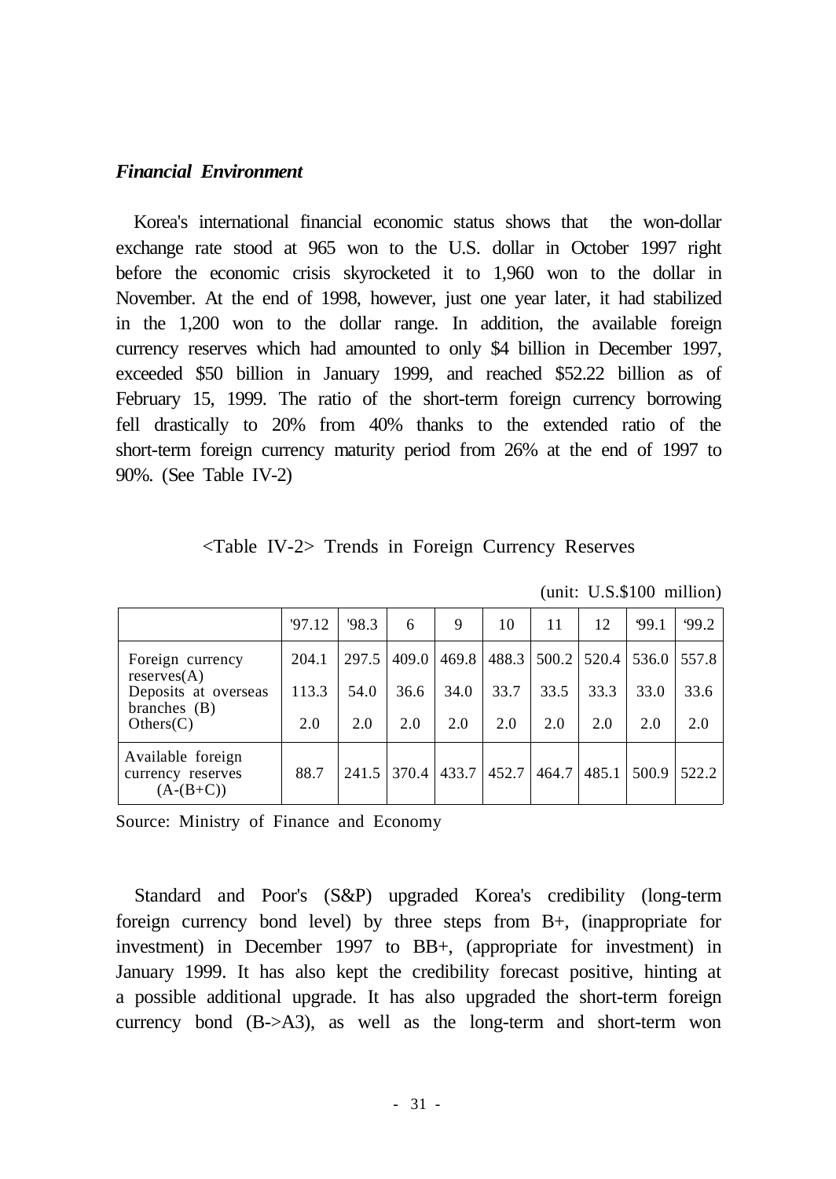***Financial Environment***

Korea's international financial economic status shows that the won-dollar exchange rate stood at 965 won to the U.S. dollar in October 1997 right before the economic crisis skyrocketed it to 1,960 won to the dollar in November. At the end of 1998, however, just one year later, it had stabilized in the 1,200 won to the dollar range. In addition, the available foreign currency reserves which had amounted to only $4 billion in December 1997, exceeded $50 billion in January 1999, and reached $52.22 billion as of February 15, 1999. The ratio of the short-term foreign currency borrowing fell drastically to 20% from 40% thanks to the extended ratio of the short-term foreign currency maturity period from 26% at the end of 1997 to 90%. (See Table IV-2)

<Table IV-2> Trends in Foreign Currency Reserves

(unit: U.S.$100 million)

| | '97.12 | '98.3 | 6 | 9 | 10 | 11 | 12 | '99.1 | '99.2 |
|---|---|---|---|---|---|---|---|---|---|
| Foreign currency reserves(A) | 204.1 | 297.5 | 409.0 | 469.8 | 488.3 | 500.2 | 520.4 | 536.0 | 557.8 |
| Deposits at overseas branches (B) | 113.3 | 54.0 | 36.6 | 34.0 | 33.7 | 33.5 | 33.3 | 33.0 | 33.6 |
| Others(C) | 2.0 | 2.0 | 2.0 | 2.0 | 2.0 | 2.0 | 2.0 | 2.0 | 2.0 |
| Available foreign currency reserves (A-(B+C)) | 88.7 | 241.5 | 370.4 | 433.7 | 452.7 | 464.7 | 485.1 | 500.9 | 522.2 |

Source: Ministry of Finance and Economy

Standard and Poor's (S&P) upgraded Korea's credibility (long-term foreign currency bond level) by three steps from B+, (inappropriate for investment) in December 1997 to BB+, (appropriate for investment) in January 1999. It has also kept the credibility forecast positive, hinting at a possible additional upgrade. It has also upgraded the short-term foreign currency bond (B->A3), as well as the long-term and short-term won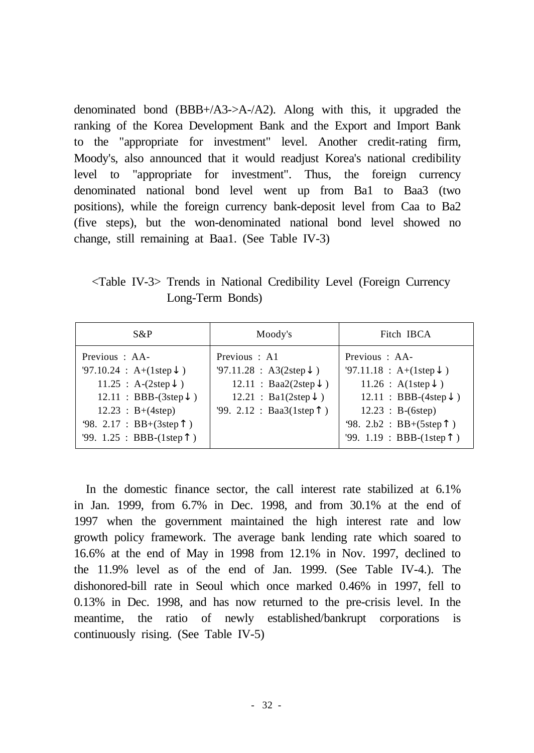denominated bond (BBB+/A3->A-/A2). Along with this, it upgraded the ranking of the Korea Development Bank and the Export and Import Bank to the "appropriate for investment" level. Another credit-rating firm, Moody's, also announced that it would readjust Korea's national credibility level to "appropriate for investment". Thus, the foreign currency denominated national bond level went up from Ba1 to Baa3 (two positions), while the foreign currency bank-deposit level from Caa to Ba2 (five steps), but the won-denominated national bond level showed no change, still remaining at Baa1. (See Table IV-3)

<Table IV-3> Trends in National Credibility Level (Foreign Currency Long-Term Bonds)

| S&P | Moody's | Fitch IBCA |
|---|---|---|
| Previous : AA-<br>'97.10.24 : A+(1step↓)<br>11.25 : A-(2step↓)<br>12.11 : BBB-(3step↓)<br>12.23 : B+(4step)<br>'98. 2.17 : BB+(3step↑)<br>'99. 1.25 : BBB-(1step↑) | Previous : A1<br>'97.11.28 : A3(2step↓)<br>12.11 : Baa2(2step↓)<br>12.21 : Ba1(2step↓)<br>'99. 2.12 : Baa3(1step↑) | Previous : AA-<br>'97.11.18 : A+(1step↓)<br>11.26 : A(1step↓)<br>12.11 : BBB-(4step↓)<br>12.23 : B-(6step)<br>'98. 2.b2 : BB+(5step↑)<br>'99. 1.19 : BBB-(1step↑) |

In the domestic finance sector, the call interest rate stabilized at 6.1% in Jan. 1999, from 6.7% in Dec. 1998, and from 30.1% at the end of 1997 when the government maintained the high interest rate and low growth policy framework. The average bank lending rate which soared to 16.6% at the end of May in 1998 from 12.1% in Nov. 1997, declined to the 11.9% level as of the end of Jan. 1999. (See Table IV-4.). The dishonored-bill rate in Seoul which once marked 0.46% in 1997, fell to 0.13% in Dec. 1998, and has now returned to the pre-crisis level. In the meantime, the ratio of newly established/bankrupt corporations is continuously rising. (See Table IV-5)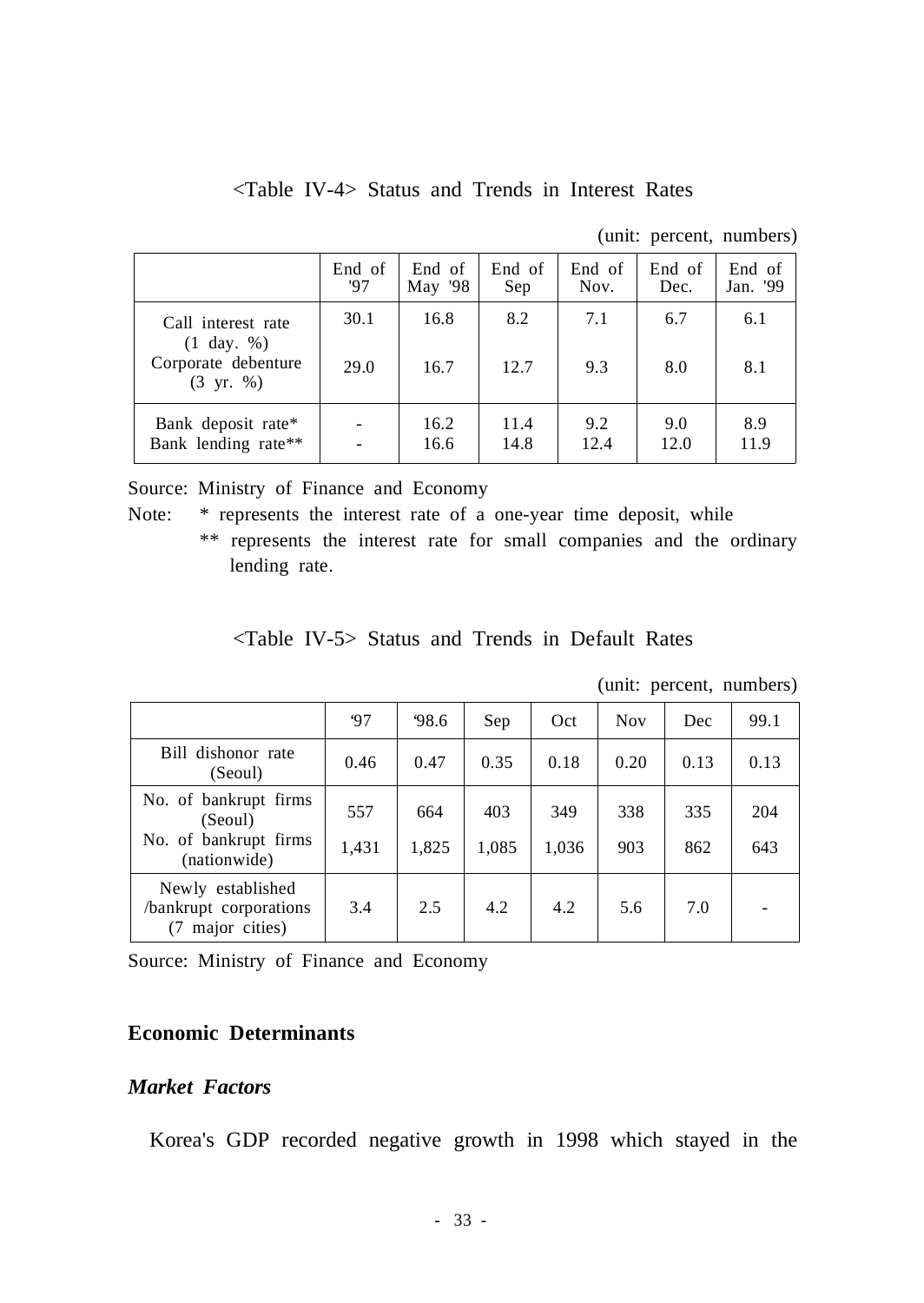<Table IV-4> Status and Trends in Interest Rates

(unit: percent, numbers)

| | End of '97 | End of May '98 | End of Sep | End of Nov. | End of Dec. | End of Jan. '99 |
|---|---|---|---|---|---|---|
| Call interest rate (1 day. %) | 30.1 | 16.8 | 8.2 | 7.1 | 6.7 | 6.1 |
| Corporate debenture (3 yr. %) | 29.0 | 16.7 | 12.7 | 9.3 | 8.0 | 8.1 |
| Bank deposit rate* | - | 16.2 | 11.4 | 9.2 | 9.0 | 8.9 |
| Bank lending rate** | - | 16.6 | 14.8 | 12.4 | 12.0 | 11.9 |

Source: Ministry of Finance and Economy

Note: * represents the interest rate of a one-year time deposit, while
** represents the interest rate for small companies and the ordinary lending rate.

<Table IV-5> Status and Trends in Default Rates

(unit: percent, numbers)

| | '97 | '98.6 | Sep | Oct | Nov | Dec | 99.1 |
|---|---|---|---|---|---|---|---|
| Bill dishonor rate (Seoul) | 0.46 | 0.47 | 0.35 | 0.18 | 0.20 | 0.13 | 0.13 |
| No. of bankrupt firms (Seoul) | 557 | 664 | 403 | 349 | 338 | 335 | 204 |
| No. of bankrupt firms (nationwide) | 1,431 | 1,825 | 1,085 | 1,036 | 903 | 862 | 643 |
| Newly established /bankrupt corporations (7 major cities) | 3.4 | 2.5 | 4.2 | 4.2 | 5.6 | 7.0 | - |

Source: Ministry of Finance and Economy

## Economic Determinants

### *Market Factors*

Korea's GDP recorded negative growth in 1998 which stayed in the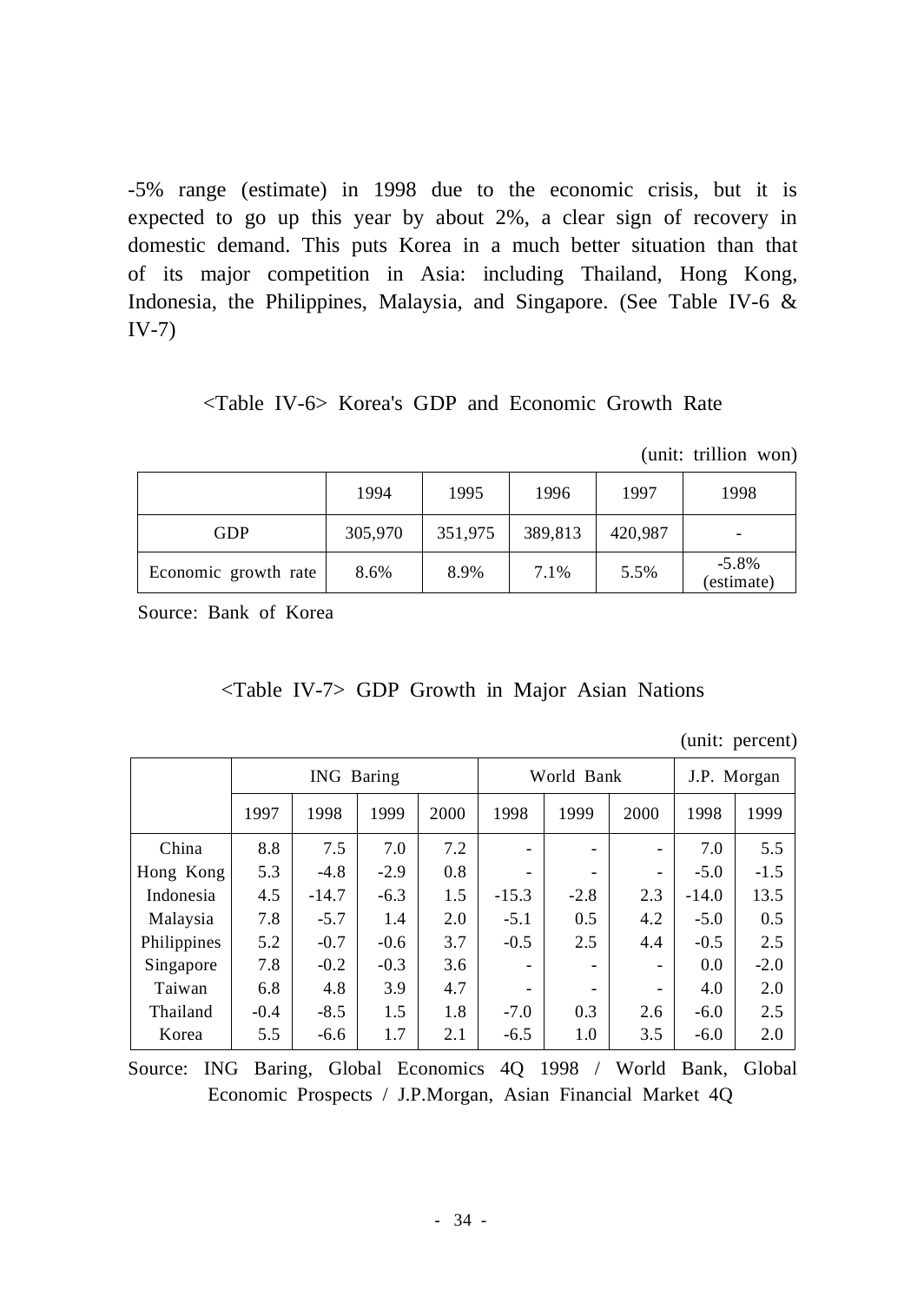-5% range (estimate) in 1998 due to the economic crisis, but it is expected to go up this year by about 2%, a clear sign of recovery in domestic demand. This puts Korea in a much better situation than that of its major competition in Asia: including Thailand, Hong Kong, Indonesia, the Philippines, Malaysia, and Singapore. (See Table IV-6 & IV-7)

<Table IV-6> Korea's GDP and Economic Growth Rate

(unit: trillion won)

| | 1994 | 1995 | 1996 | 1997 | 1998 |
|---|---|---|---|---|---|
| GDP | 305,970 | 351,975 | 389,813 | 420,987 | - |
| Economic growth rate | 8.6% | 8.9% | 7.1% | 5.5% | -5.8% (estimate) |

Source: Bank of Korea

<Table IV-7> GDP Growth in Major Asian Nations

(unit: percent)

| | ING Baring | | | | World Bank | | | J.P. Morgan | |
|---|---|---|---|---|---|---|---|---|---|
| | 1997 | 1998 | 1999 | 2000 | 1998 | 1999 | 2000 | 1998 | 1999 |
| China | 8.8 | 7.5 | 7.0 | 7.2 | - | - | - | 7.0 | 5.5 |
| Hong Kong | 5.3 | -4.8 | -2.9 | 0.8 | - | - | - | -5.0 | -1.5 |
| Indonesia | 4.5 | -14.7 | -6.3 | 1.5 | -15.3 | -2.8 | 2.3 | -14.0 | 13.5 |
| Malaysia | 7.8 | -5.7 | 1.4 | 2.0 | -5.1 | 0.5 | 4.2 | -5.0 | 0.5 |
| Philippines | 5.2 | -0.7 | -0.6 | 3.7 | -0.5 | 2.5 | 4.4 | -0.5 | 2.5 |
| Singapore | 7.8 | -0.2 | -0.3 | 3.6 | - | - | - | 0.0 | -2.0 |
| Taiwan | 6.8 | 4.8 | 3.9 | 4.7 | - | - | - | 4.0 | 2.0 |
| Thailand | -0.4 | -8.5 | 1.5 | 1.8 | -7.0 | 0.3 | 2.6 | -6.0 | 2.5 |
| Korea | 5.5 | -6.6 | 1.7 | 2.1 | -6.5 | 1.0 | 3.5 | -6.0 | 2.0 |

Source: ING Baring, Global Economics 4Q 1998 / World Bank, Global Economic Prospects / J.P.Morgan, Asian Financial Market 4Q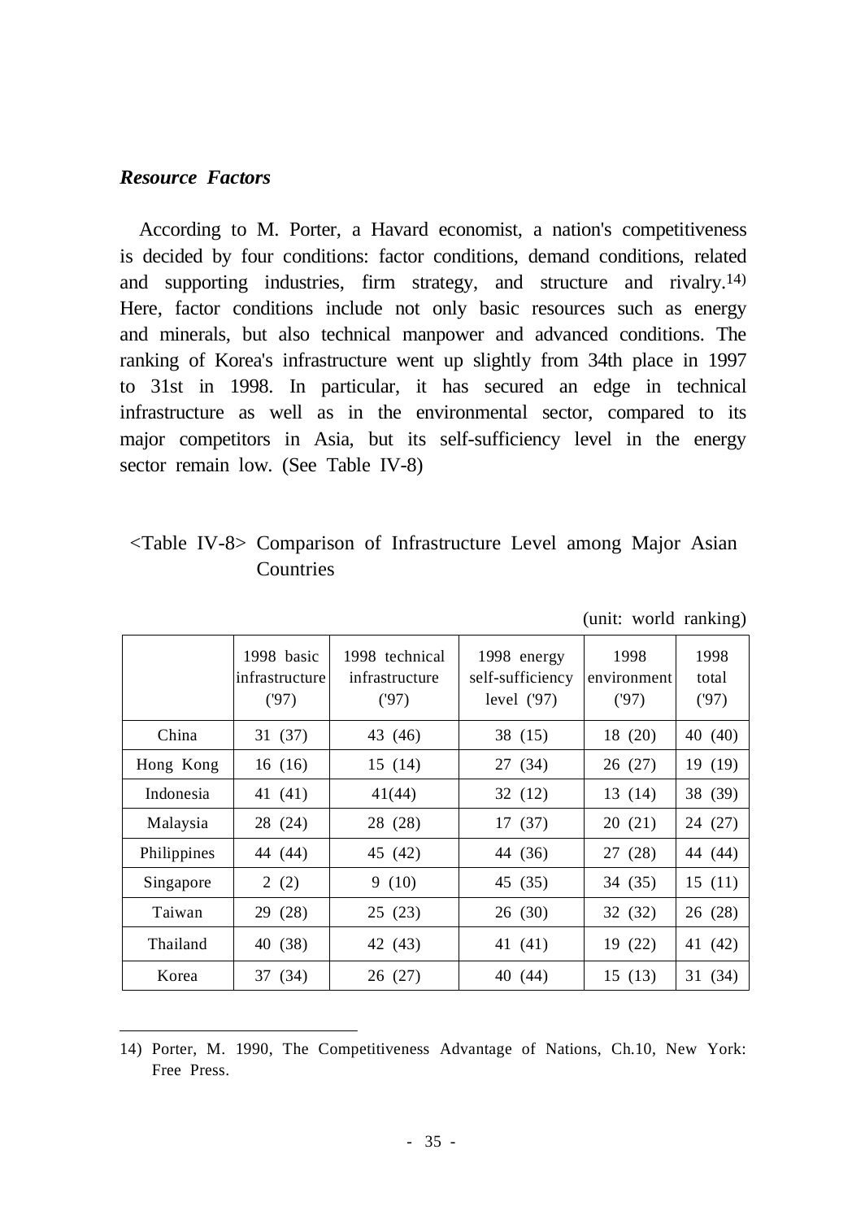***Resource Factors***

According to M. Porter, a Havard economist, a nation's competitiveness is decided by four conditions: factor conditions, demand conditions, related and supporting industries, firm strategy, and structure and rivalry.[14] Here, factor conditions include not only basic resources such as energy and minerals, but also technical manpower and advanced conditions. The ranking of Korea's infrastructure went up slightly from 34th place in 1997 to 31st in 1998. In particular, it has secured an edge in technical infrastructure as well as in the environmental sector, compared to its major competitors in Asia, but its self-sufficiency level in the energy sector remain low. (See Table IV-8)

<Table IV-8> Comparison of Infrastructure Level among Major Asian Countries

(unit: world ranking)

| | 1998 basic infrastructure ('97) | 1998 technical infrastructure ('97) | 1998 energy self-sufficiency level ('97) | 1998 environment ('97) | 1998 total ('97) |
|---|---|---|---|---|---|
| China | 31 (37) | 43 (46) | 38 (15) | 18 (20) | 40 (40) |
| Hong Kong | 16 (16) | 15 (14) | 27 (34) | 26 (27) | 19 (19) |
| Indonesia | 41 (41) | 41(44) | 32 (12) | 13 (14) | 38 (39) |
| Malaysia | 28 (24) | 28 (28) | 17 (37) | 20 (21) | 24 (27) |
| Philippines | 44 (44) | 45 (42) | 44 (36) | 27 (28) | 44 (44) |
| Singapore | 2 (2) | 9 (10) | 45 (35) | 34 (35) | 15 (11) |
| Taiwan | 29 (28) | 25 (23) | 26 (30) | 32 (32) | 26 (28) |
| Thailand | 40 (38) | 42 (43) | 41 (41) | 19 (22) | 41 (42) |
| Korea | 37 (34) | 26 (27) | 40 (44) | 15 (13) | 31 (34) |

14) Porter, M. 1990, The Competitiveness Advantage of Nations, Ch.10, New York: Free Press.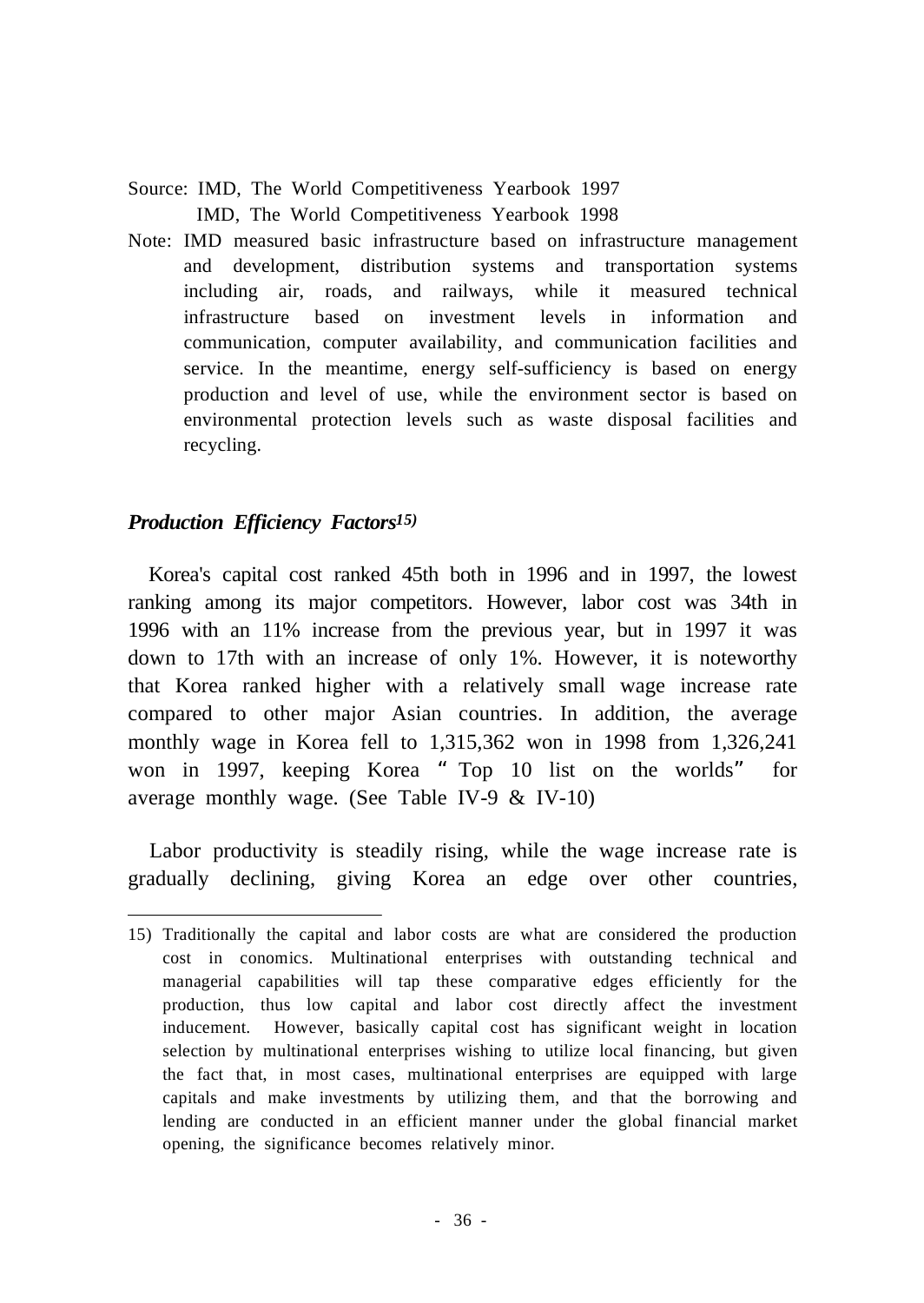Source: IMD, The World Competitiveness Yearbook 1997
IMD, The World Competitiveness Yearbook 1998

Note: IMD measured basic infrastructure based on infrastructure management and development, distribution systems and transportation systems including air, roads, and railways, while it measured technical infrastructure based on investment levels in information and communication, computer availability, and communication facilities and service. In the meantime, energy self-sufficiency is based on energy production and level of use, while the environment sector is based on environmental protection levels such as waste disposal facilities and recycling.

### *Production Efficiency Factors*[15)]

Korea's capital cost ranked 45th both in 1996 and in 1997, the lowest ranking among its major competitors. However, labor cost was 34th in 1996 with an 11% increase from the previous year, but in 1997 it was down to 17th with an increase of only 1%. However, it is noteworthy that Korea ranked higher with a relatively small wage increase rate compared to other major Asian countries. In addition, the average monthly wage in Korea fell to 1,315,362 won in 1998 from 1,326,241 won in 1997, keeping Korea " Top 10 list on the worlds" for average monthly wage. (See Table IV-9 & IV-10)

Labor productivity is steadily rising, while the wage increase rate is gradually declining, giving Korea an edge over other countries,

---

15) Traditionally the capital and labor costs are what are considered the production cost in conomics. Multinational enterprises with outstanding technical and managerial capabilities will tap these comparative edges efficiently for the production, thus low capital and labor cost directly affect the investment inducement. However, basically capital cost has significant weight in location selection by multinational enterprises wishing to utilize local financing, but given the fact that, in most cases, multinational enterprises are equipped with large capitals and make investments by utilizing them, and that the borrowing and lending are conducted in an efficient manner under the global financial market opening, the significance becomes relatively minor.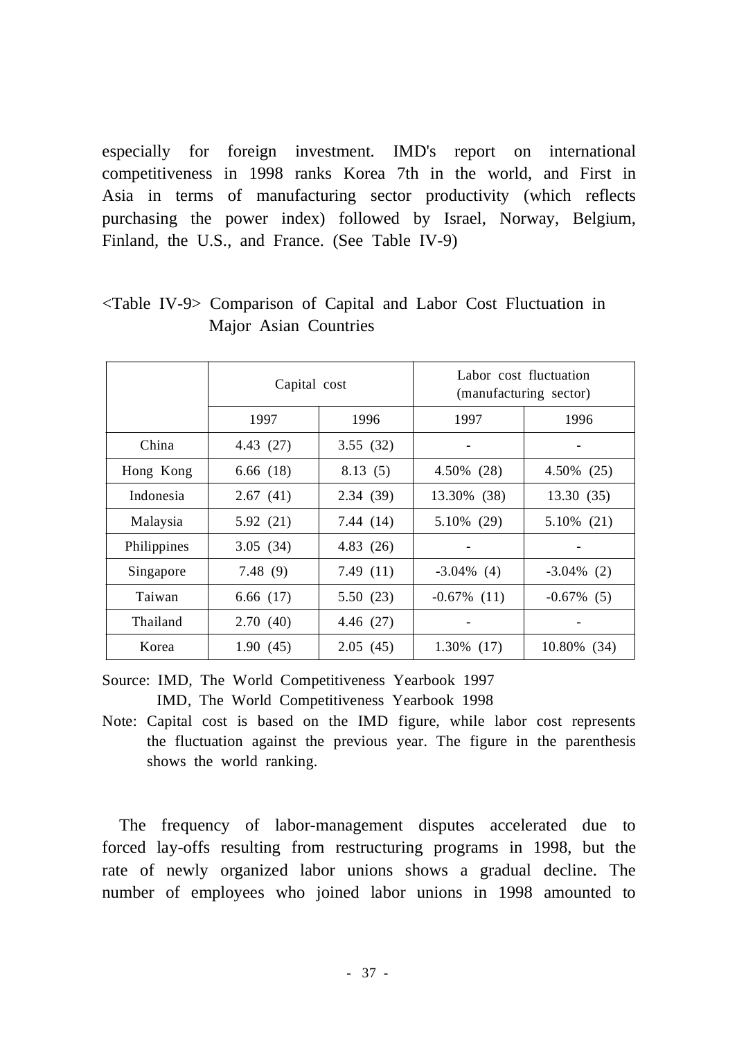especially for foreign investment. IMD's report on international competitiveness in 1998 ranks Korea 7th in the world, and First in Asia in terms of manufacturing sector productivity (which reflects purchasing the power index) followed by Israel, Norway, Belgium, Finland, the U.S., and France. (See Table IV-9)

<Table IV-9> Comparison of Capital and Labor Cost Fluctuation in Major Asian Countries

| | Capital cost | | Labor cost fluctuation (manufacturing sector) | |
|---|---|---|---|---|
| | 1997 | 1996 | 1997 | 1996 |
| China | 4.43 (27) | 3.55 (32) | - | - |
| Hong Kong | 6.66 (18) | 8.13 (5) | 4.50% (28) | 4.50% (25) |
| Indonesia | 2.67 (41) | 2.34 (39) | 13.30% (38) | 13.30 (35) |
| Malaysia | 5.92 (21) | 7.44 (14) | 5.10% (29) | 5.10% (21) |
| Philippines | 3.05 (34) | 4.83 (26) | - | - |
| Singapore | 7.48 (9) | 7.49 (11) | -3.04% (4) | -3.04% (2) |
| Taiwan | 6.66 (17) | 5.50 (23) | -0.67% (11) | -0.67% (5) |
| Thailand | 2.70 (40) | 4.46 (27) | - | - |
| Korea | 1.90 (45) | 2.05 (45) | 1.30% (17) | 10.80% (34) |

Source: IMD, The World Competitiveness Yearbook 1997
IMD, The World Competitiveness Yearbook 1998

Note: Capital cost is based on the IMD figure, while labor cost represents the fluctuation against the previous year. The figure in the parenthesis shows the world ranking.

The frequency of labor-management disputes accelerated due to forced lay-offs resulting from restructuring programs in 1998, but the rate of newly organized labor unions shows a gradual decline. The number of employees who joined labor unions in 1998 amounted to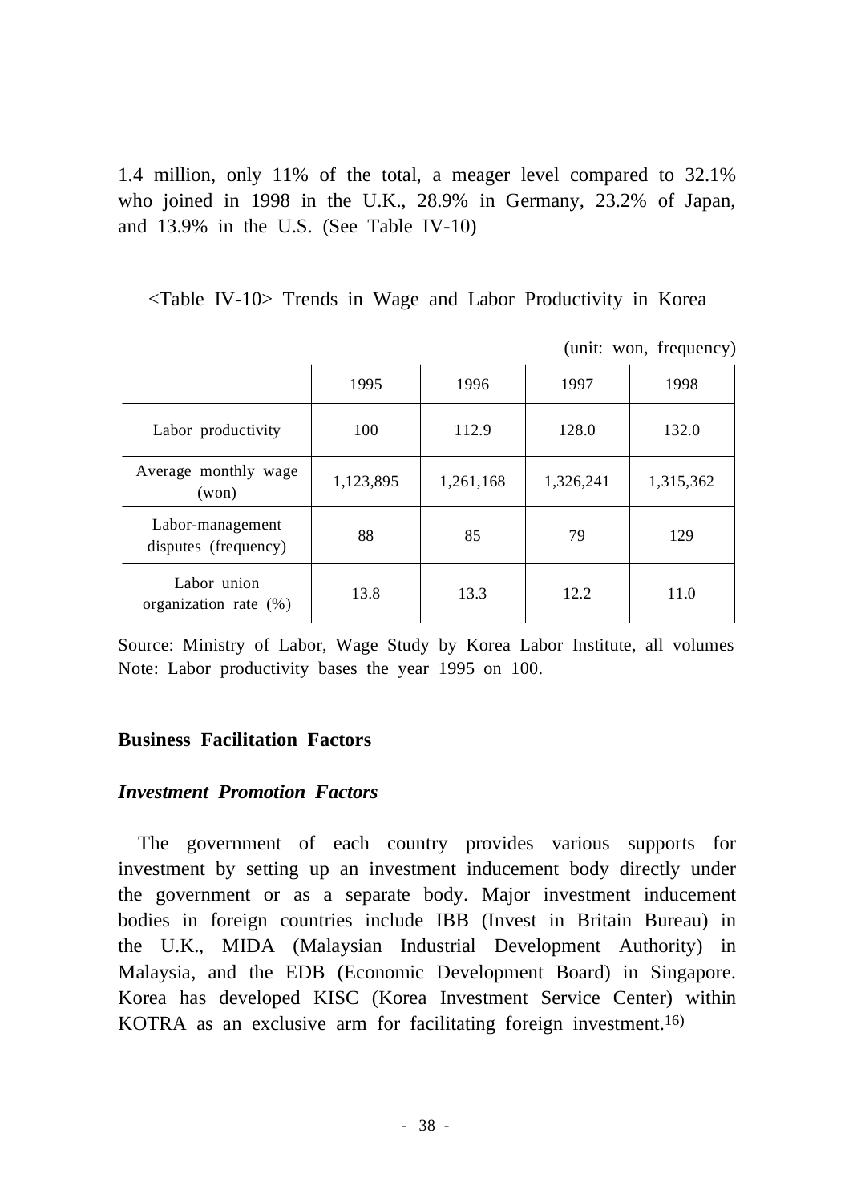1.4 million, only 11% of the total, a meager level compared to 32.1% who joined in 1998 in the U.K., 28.9% in Germany, 23.2% of Japan, and 13.9% in the U.S. (See Table IV-10)

<Table IV-10> Trends in Wage and Labor Productivity in Korea

(unit: won, frequency)

| | 1995 | 1996 | 1997 | 1998 |
|---|---|---|---|---|
| Labor productivity | 100 | 112.9 | 128.0 | 132.0 |
| Average monthly wage (won) | 1,123,895 | 1,261,168 | 1,326,241 | 1,315,362 |
| Labor-management disputes (frequency) | 88 | 85 | 79 | 129 |
| Labor union organization rate (%) | 13.8 | 13.3 | 12.2 | 11.0 |

Source: Ministry of Labor, Wage Study by Korea Labor Institute, all volumes
Note: Labor productivity bases the year 1995 on 100.

### Business Facilitation Factors

#### *Investment Promotion Factors*

The government of each country provides various supports for investment by setting up an investment inducement body directly under the government or as a separate body. Major investment inducement bodies in foreign countries include IBB (Invest in Britain Bureau) in the U.K., MIDA (Malaysian Industrial Development Authority) in Malaysia, and the EDB (Economic Development Board) in Singapore. Korea has developed KISC (Korea Investment Service Center) within KOTRA as an exclusive arm for facilitating foreign investment.[16)]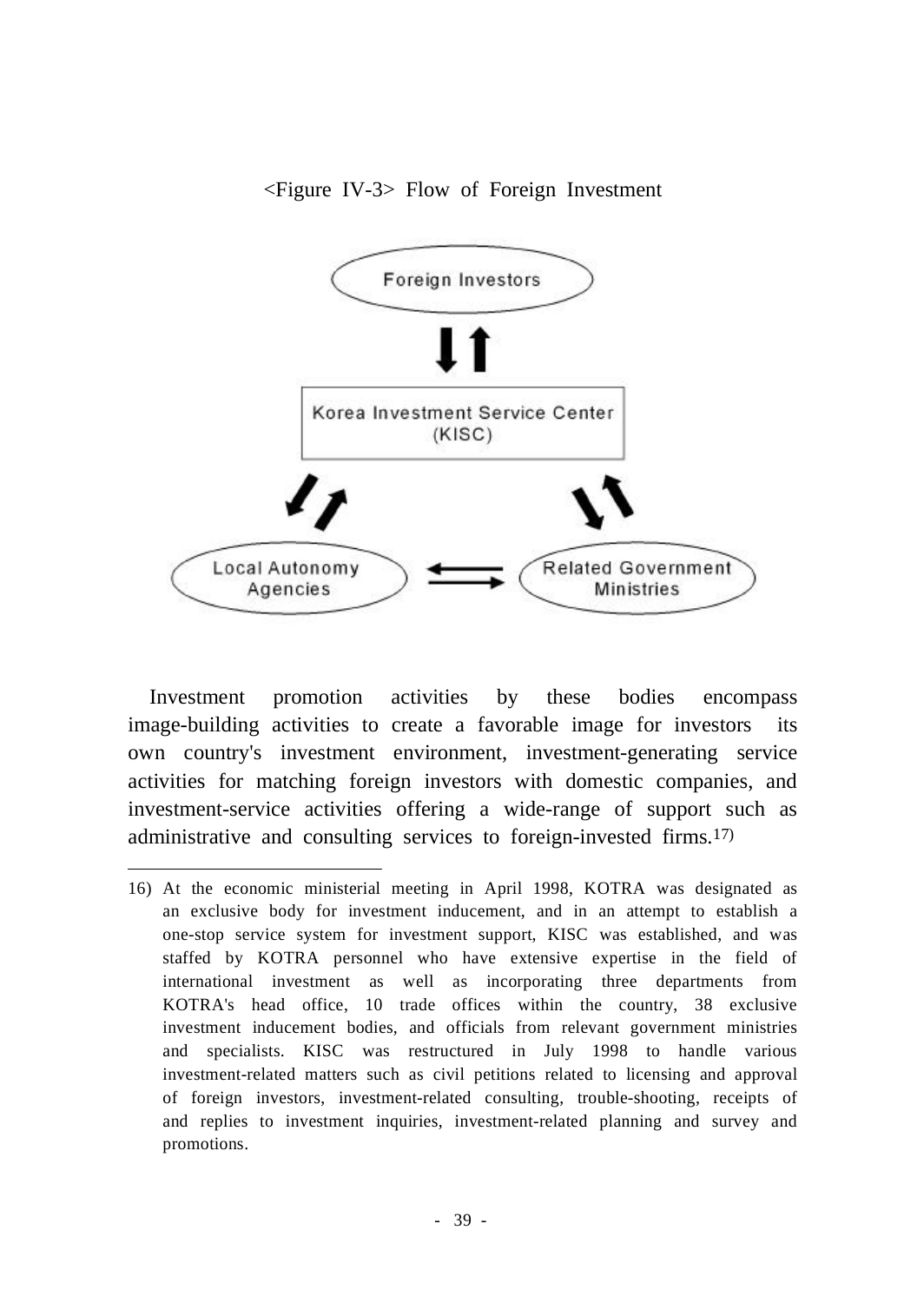<Figure IV-3> Flow of Foreign Investment

Foreign Investors

Korea Investment Service Center (KISC)

Local Autonomy Agencies

Related Government Ministries

Investment promotion activities by these bodies encompass image-building activities to create a favorable image for investors its own country's investment environment, investment-generating service activities for matching foreign investors with domestic companies, and investment-service activities offering a wide-range of support such as administrative and consulting services to foreign-invested firms.[17)]

---

16) At the economic ministerial meeting in April 1998, KOTRA was designated as an exclusive body for investment inducement, and in an attempt to establish a one-stop service system for investment support, KISC was established, and was staffed by KOTRA personnel who have extensive expertise in the field of international investment as well as incorporating three departments from KOTRA's head office, 10 trade offices within the country, 38 exclusive investment inducement bodies, and officials from relevant government ministries and specialists. KISC was restructured in July 1998 to handle various investment-related matters such as civil petitions related to licensing and approval of foreign investors, investment-related consulting, trouble-shooting, receipts of and replies to investment inquiries, investment-related planning and survey and promotions.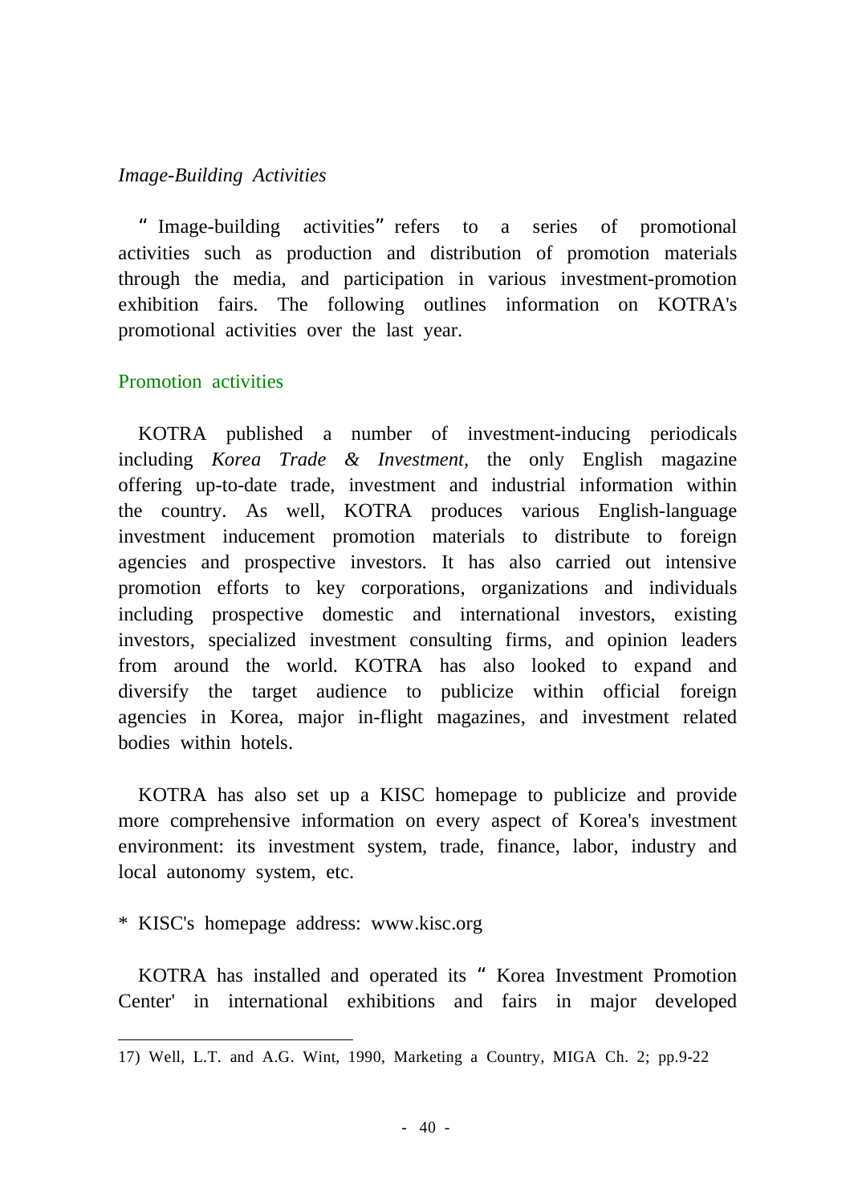*Image-Building Activities*

“Image-building activities” refers to a series of promotional activities such as production and distribution of promotion materials through the media, and participation in various investment-promotion exhibition fairs. The following outlines information on KOTRA's promotional activities over the last year.

### Promotion activities

KOTRA published a number of investment-inducing periodicals including *Korea Trade & Investment,* the only English magazine offering up-to-date trade, investment and industrial information within the country. As well, KOTRA produces various English-language investment inducement promotion materials to distribute to foreign agencies and prospective investors. It has also carried out intensive promotion efforts to key corporations, organizations and individuals including prospective domestic and international investors, existing investors, specialized investment consulting firms, and opinion leaders from around the world. KOTRA has also looked to expand and diversify the target audience to publicize within official foreign agencies in Korea, major in-flight magazines, and investment related bodies within hotels.

KOTRA has also set up a KISC homepage to publicize and provide more comprehensive information on every aspect of Korea's investment environment: its investment system, trade, finance, labor, industry and local autonomy system, etc.

* KISC's homepage address: www.kisc.org

KOTRA has installed and operated its “Korea Investment Promotion Center' in international exhibitions and fairs in major developed

---

17) Well, L.T. and A.G. Wint, 1990, Marketing a Country, MIGA Ch. 2; pp.9-22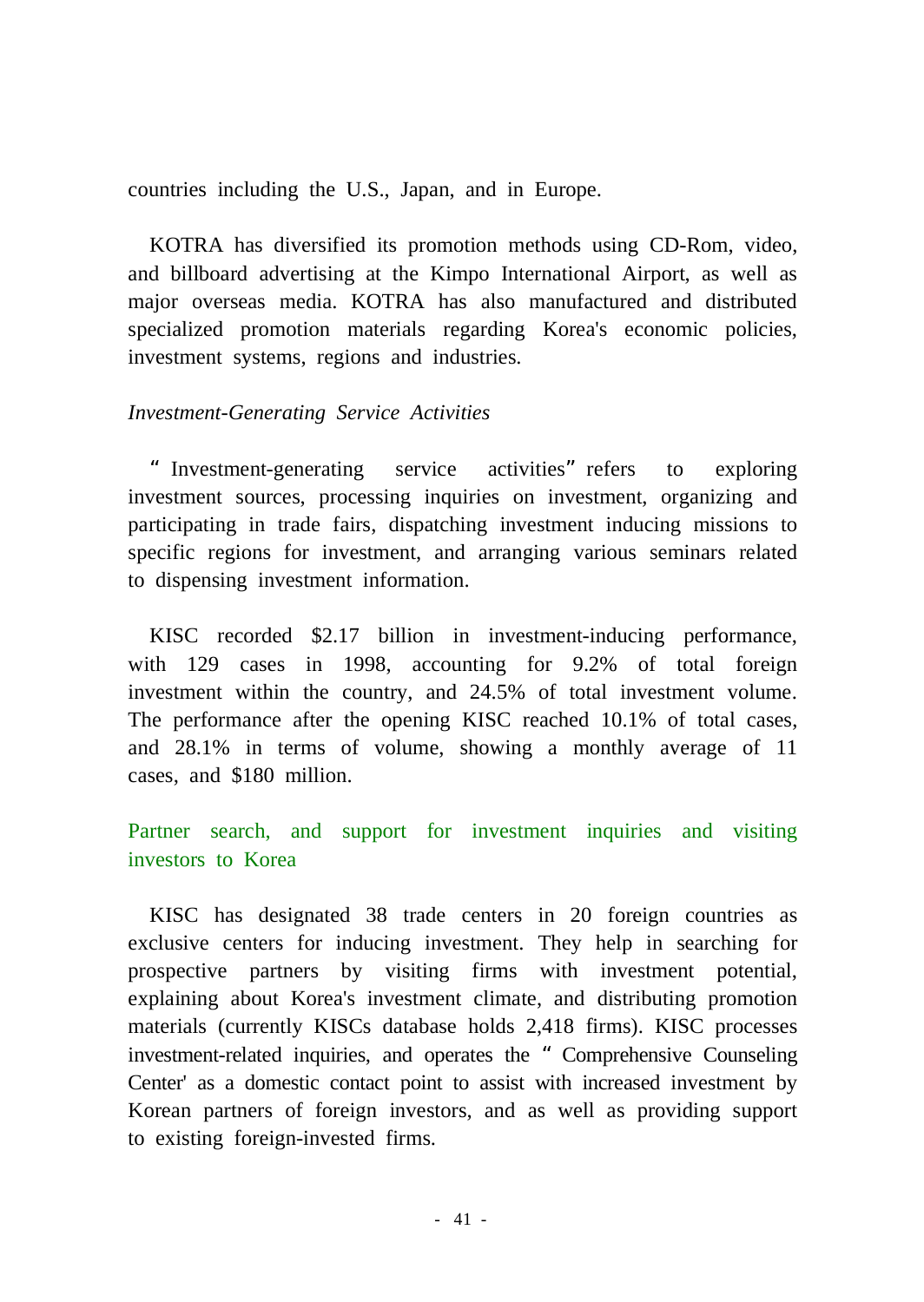countries including the U.S., Japan, and in Europe.

KOTRA has diversified its promotion methods using CD-Rom, video, and billboard advertising at the Kimpo International Airport, as well as major overseas media. KOTRA has also manufactured and distributed specialized promotion materials regarding Korea's economic policies, investment systems, regions and industries.

*Investment-Generating Service Activities*

" Investment-generating service activities" refers to exploring investment sources, processing inquiries on investment, organizing and participating in trade fairs, dispatching investment inducing missions to specific regions for investment, and arranging various seminars related to dispensing investment information.

KISC recorded $2.17 billion in investment-inducing performance, with 129 cases in 1998, accounting for 9.2% of total foreign investment within the country, and 24.5% of total investment volume. The performance after the opening KISC reached 10.1% of total cases, and 28.1% in terms of volume, showing a monthly average of 11 cases, and $180 million.

### Partner search, and support for investment inquiries and visiting investors to Korea

KISC has designated 38 trade centers in 20 foreign countries as exclusive centers for inducing investment. They help in searching for prospective partners by visiting firms with investment potential, explaining about Korea's investment climate, and distributing promotion materials (currently KISCs database holds 2,418 firms). KISC processes investment-related inquiries, and operates the " Comprehensive Counseling Center' as a domestic contact point to assist with increased investment by Korean partners of foreign investors, and as well as providing support to existing foreign-invested firms.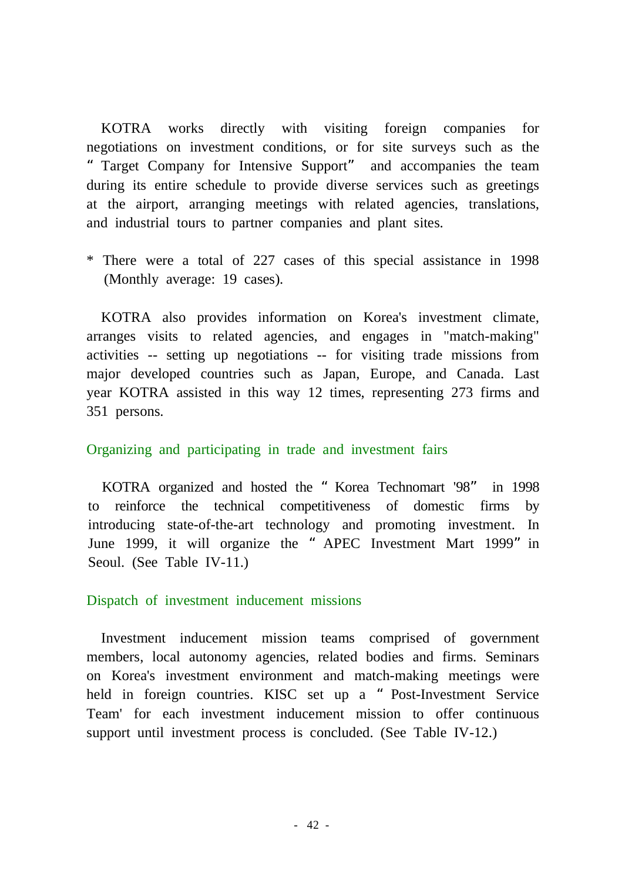KOTRA works directly with visiting foreign companies for negotiations on investment conditions, or for site surveys such as the “Target Company for Intensive Support” and accompanies the team during its entire schedule to provide diverse services such as greetings at the airport, arranging meetings with related agencies, translations, and industrial tours to partner companies and plant sites.

* There were a total of 227 cases of this special assistance in 1998 (Monthly average: 19 cases).

KOTRA also provides information on Korea's investment climate, arranges visits to related agencies, and engages in "match-making" activities -- setting up negotiations -- for visiting trade missions from major developed countries such as Japan, Europe, and Canada. Last year KOTRA assisted in this way 12 times, representing 273 firms and 351 persons.

### Organizing and participating in trade and investment fairs

KOTRA organized and hosted the “Korea Technomart '98” in 1998 to reinforce the technical competitiveness of domestic firms by introducing state-of-the-art technology and promoting investment. In June 1999, it will organize the “APEC Investment Mart 1999” in Seoul. (See Table IV-11.)

### Dispatch of investment inducement missions

Investment inducement mission teams comprised of government members, local autonomy agencies, related bodies and firms. Seminars on Korea's investment environment and match-making meetings were held in foreign countries. KISC set up a “Post-Investment Service Team' for each investment inducement mission to offer continuous support until investment process is concluded. (See Table IV-12.)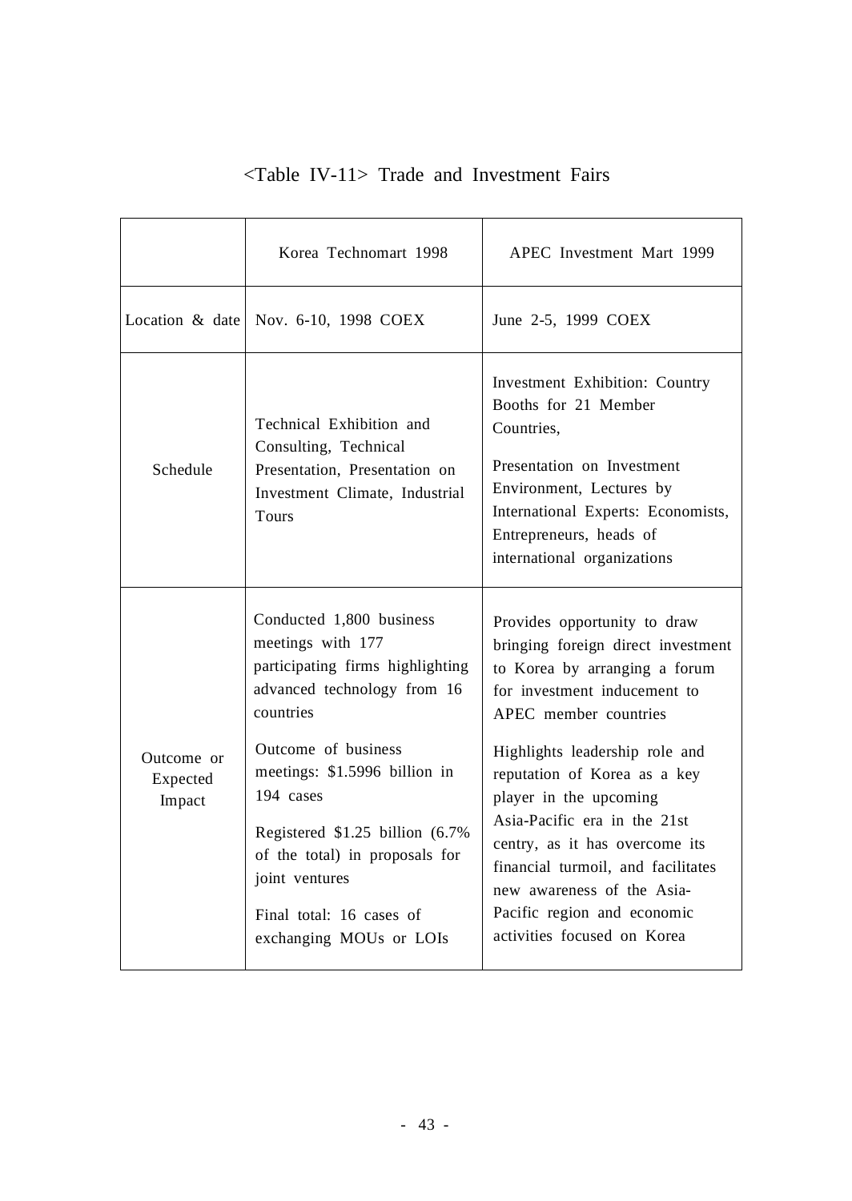<Table IV-11> Trade and Investment Fairs

| | Korea Technomart 1998 | APEC Investment Mart 1999 |
|---|---|---|
| Location & date | Nov. 6-10, 1998 COEX | June 2-5, 1999 COEX |
| Schedule | Technical Exhibition and Consulting, Technical Presentation, Presentation on Investment Climate, Industrial Tours | Investment Exhibition: Country Booths for 21 Member Countries,<br><br>Presentation on Investment Environment, Lectures by International Experts: Economists, Entrepreneurs, heads of international organizations |
| Outcome or Expected Impact | Conducted 1,800 business meetings with 177 participating firms highlighting advanced technology from 16 countries<br><br>Outcome of business meetings: $1.5996 billion in 194 cases<br><br>Registered $1.25 billion (6.7% of the total) in proposals for joint ventures<br><br>Final total: 16 cases of exchanging MOUs or LOIs | Provides opportunity to draw bringing foreign direct investment to Korea by arranging a forum for investment inducement to APEC member countries<br><br>Highlights leadership role and reputation of Korea as a key player in the upcoming Asia-Pacific era in the 21st centry, as it has overcome its financial turmoil, and facilitates new awareness of the Asia-Pacific region and economic activities focused on Korea |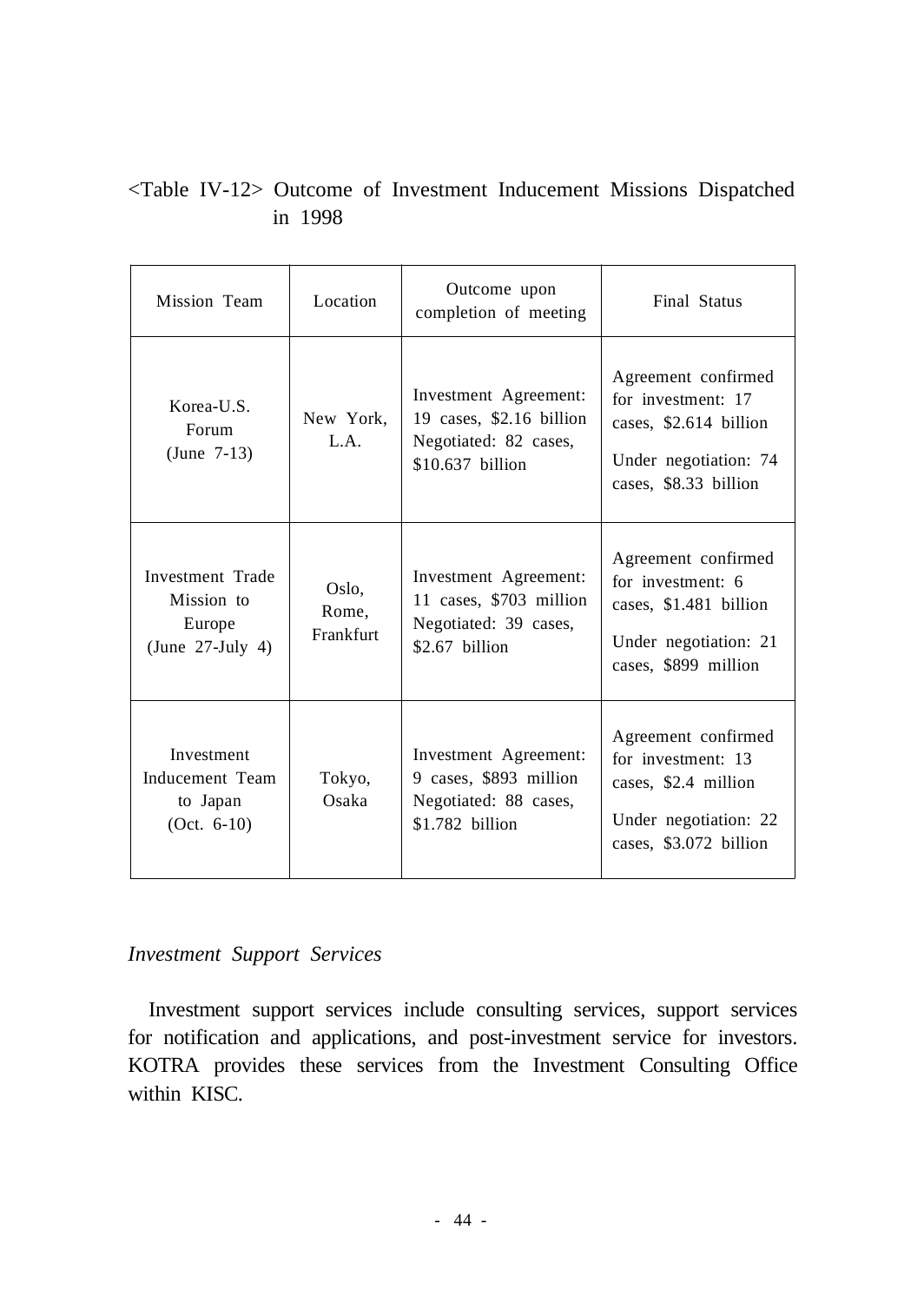<Table IV-12> Outcome of Investment Inducement Missions Dispatched in 1998

| Mission Team | Location | Outcome upon completion of meeting | Final Status |
|---|---|---|---|
| Korea-U.S. Forum (June 7-13) | New York, L.A. | Investment Agreement: 19 cases, $2.16 billion<br>Negotiated: 82 cases, $10.637 billion | Agreement confirmed for investment: 17 cases, $2.614 billion<br>Under negotiation: 74 cases, $8.33 billion |
| Investment Trade Mission to Europe (June 27-July 4) | Oslo, Rome, Frankfurt | Investment Agreement: 11 cases, $703 million<br>Negotiated: 39 cases, $2.67 billion | Agreement confirmed for investment: 6 cases, $1.481 billion<br>Under negotiation: 21 cases, $899 million |
| Investment Inducement Team to Japan (Oct. 6-10) | Tokyo, Osaka | Investment Agreement: 9 cases, $893 million<br>Negotiated: 88 cases, $1.782 billion | Agreement confirmed for investment: 13 cases, $2.4 million<br>Under negotiation: 22 cases, $3.072 billion |

*Investment Support Services*

Investment support services include consulting services, support services for notification and applications, and post-investment service for investors. KOTRA provides these services from the Investment Consulting Office within KISC.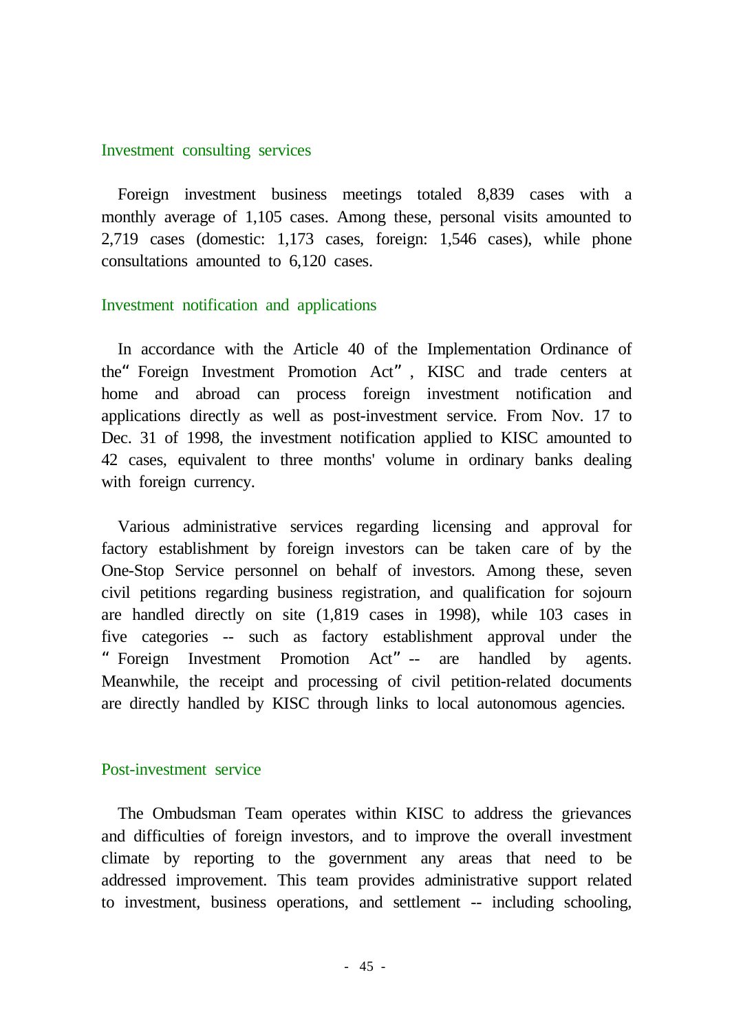### Investment consulting services

Foreign investment business meetings totaled 8,839 cases with a monthly average of 1,105 cases. Among these, personal visits amounted to 2,719 cases (domestic: 1,173 cases, foreign: 1,546 cases), while phone consultations amounted to 6,120 cases.

### Investment notification and applications

In accordance with the Article 40 of the Implementation Ordinance of the "Foreign Investment Promotion Act", KISC and trade centers at home and abroad can process foreign investment notification and applications directly as well as post-investment service. From Nov. 17 to Dec. 31 of 1998, the investment notification applied to KISC amounted to 42 cases, equivalent to three months' volume in ordinary banks dealing with foreign currency.

Various administrative services regarding licensing and approval for factory establishment by foreign investors can be taken care of by the One-Stop Service personnel on behalf of investors. Among these, seven civil petitions regarding business registration, and qualification for sojourn are handled directly on site (1,819 cases in 1998), while 103 cases in five categories -- such as factory establishment approval under the "Foreign Investment Promotion Act" -- are handled by agents. Meanwhile, the receipt and processing of civil petition-related documents are directly handled by KISC through links to local autonomous agencies.

### Post-investment service

The Ombudsman Team operates within KISC to address the grievances and difficulties of foreign investors, and to improve the overall investment climate by reporting to the government any areas that need to be addressed improvement. This team provides administrative support related to investment, business operations, and settlement -- including schooling,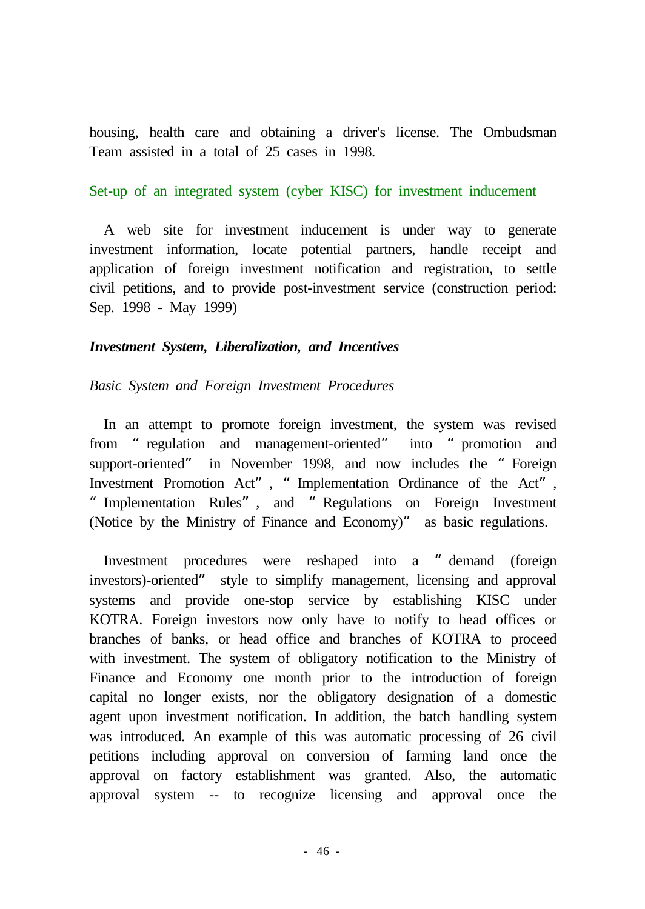housing, health care and obtaining a driver's license. The Ombudsman Team assisted in a total of 25 cases in 1998.

### Set-up of an integrated system (cyber KISC) for investment inducement

A web site for investment inducement is under way to generate investment information, locate potential partners, handle receipt and application of foreign investment notification and registration, to settle civil petitions, and to provide post-investment service (construction period: Sep. 1998 - May 1999)

## *Investment System, Liberalization, and Incentives*

### *Basic System and Foreign Investment Procedures*

In an attempt to promote foreign investment, the system was revised from "regulation and management-oriented" into "promotion and support-oriented" in November 1998, and now includes the "Foreign Investment Promotion Act", "Implementation Ordinance of the Act", "Implementation Rules", and "Regulations on Foreign Investment (Notice by the Ministry of Finance and Economy)" as basic regulations.

Investment procedures were reshaped into a "demand (foreign investors)-oriented" style to simplify management, licensing and approval systems and provide one-stop service by establishing KISC under KOTRA. Foreign investors now only have to notify to head offices or branches of banks, or head office and branches of KOTRA to proceed with investment. The system of obligatory notification to the Ministry of Finance and Economy one month prior to the introduction of foreign capital no longer exists, nor the obligatory designation of a domestic agent upon investment notification. In addition, the batch handling system was introduced. An example of this was automatic processing of 26 civil petitions including approval on conversion of farming land once the approval on factory establishment was granted. Also, the automatic approval system -- to recognize licensing and approval once the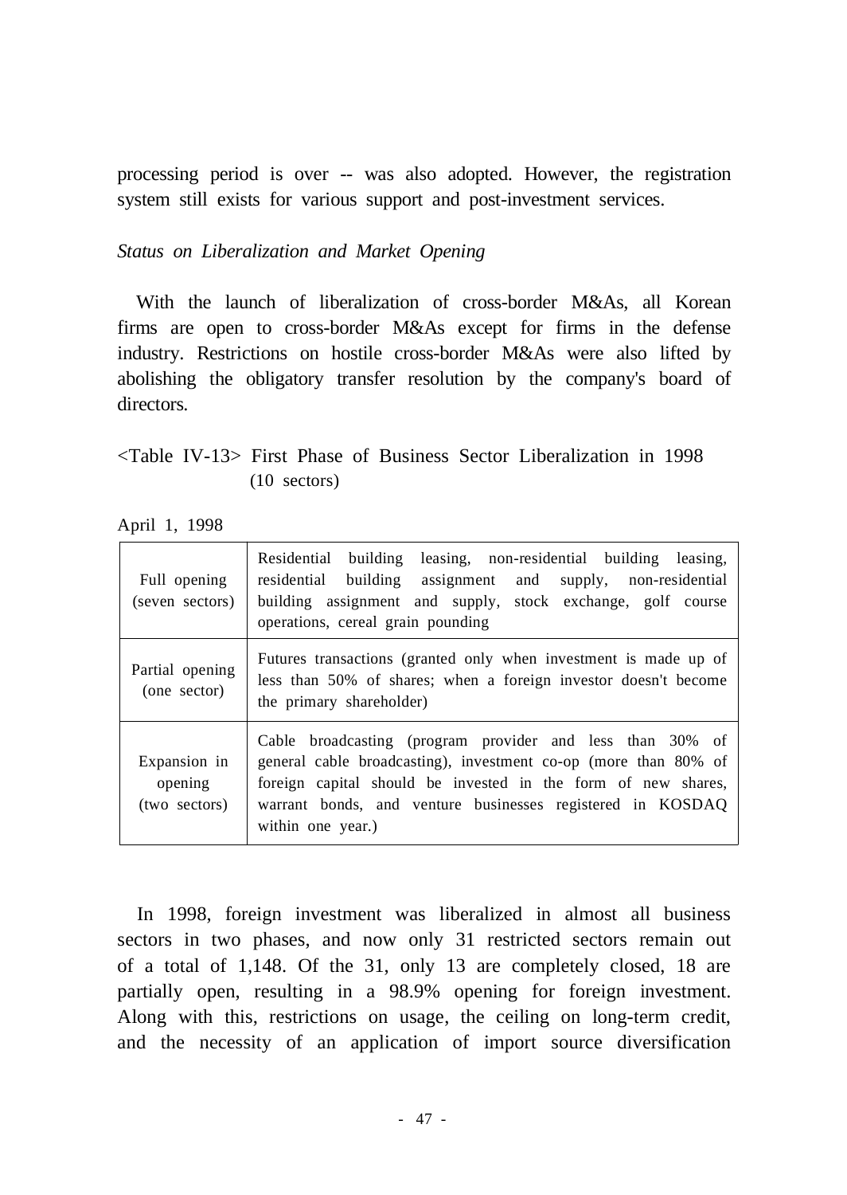processing period is over -- was also adopted. However, the registration system still exists for various support and post-investment services.

*Status on Liberalization and Market Opening*

With the launch of liberalization of cross-border M&As, all Korean firms are open to cross-border M&As except for firms in the defense industry. Restrictions on hostile cross-border M&As were also lifted by abolishing the obligatory transfer resolution by the company's board of directors.

<Table IV-13> First Phase of Business Sector Liberalization in 1998 (10 sectors)

April 1, 1998

| | |
|---|---|
| Full opening (seven sectors) | Residential building leasing, non-residential building leasing, residential building assignment and supply, non-residential building assignment and supply, stock exchange, golf course operations, cereal grain pounding |
| Partial opening (one sector) | Futures transactions (granted only when investment is made up of less than 50% of shares; when a foreign investor doesn't become the primary shareholder) |
| Expansion in opening (two sectors) | Cable broadcasting (program provider and less than 30% of general cable broadcasting), investment co-op (more than 80% of foreign capital should be invested in the form of new shares, warrant bonds, and venture businesses registered in KOSDAQ within one year.) |

In 1998, foreign investment was liberalized in almost all business sectors in two phases, and now only 31 restricted sectors remain out of a total of 1,148. Of the 31, only 13 are completely closed, 18 are partially open, resulting in a 98.9% opening for foreign investment. Along with this, restrictions on usage, the ceiling on long-term credit, and the necessity of an application of import source diversification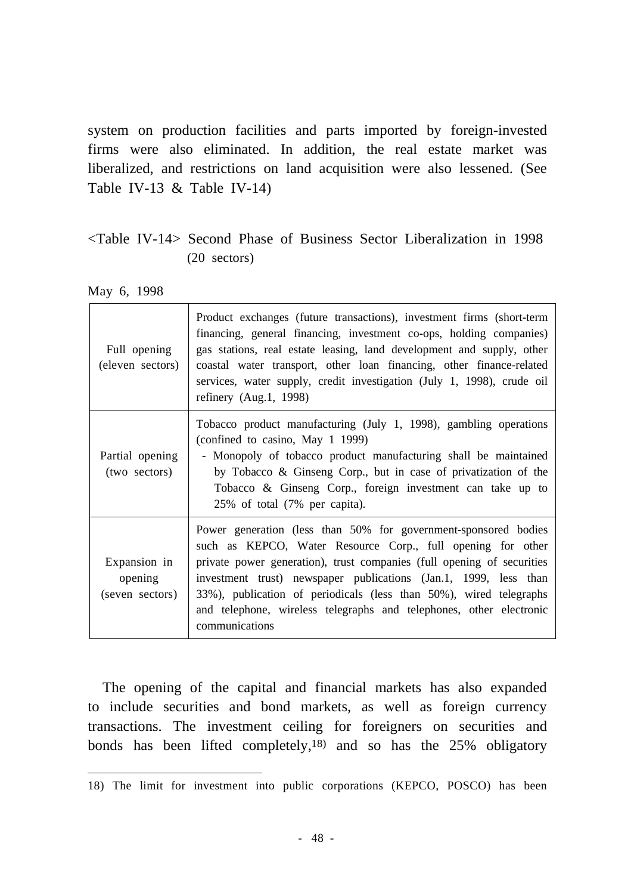system on production facilities and parts imported by foreign-invested firms were also eliminated. In addition, the real estate market was liberalized, and restrictions on land acquisition were also lessened. (See Table IV-13 & Table IV-14)

<Table IV-14> Second Phase of Business Sector Liberalization in 1998 (20 sectors)

May 6, 1998

| | |
|---|---|
| Full opening (eleven sectors) | Product exchanges (future transactions), investment firms (short-term financing, general financing, investment co-ops, holding companies) gas stations, real estate leasing, land development and supply, other coastal water transport, other loan financing, other finance-related services, water supply, credit investigation (July 1, 1998), crude oil refinery (Aug.1, 1998) |
| Partial opening (two sectors) | Tobacco product manufacturing (July 1, 1998), gambling operations (confined to casino, May 1 1999)<br>- Monopoly of tobacco product manufacturing shall be maintained by Tobacco & Ginseng Corp., but in case of privatization of the Tobacco & Ginseng Corp., foreign investment can take up to 25% of total (7% per capita). |
| Expansion in opening (seven sectors) | Power generation (less than 50% for government-sponsored bodies such as KEPCO, Water Resource Corp., full opening for other private power generation), trust companies (full opening of securities investment trust) newspaper publications (Jan.1, 1999, less than 33%), publication of periodicals (less than 50%), wired telegraphs and telephone, wireless telegraphs and telephones, other electronic communications |

The opening of the capital and financial markets has also expanded to include securities and bond markets, as well as foreign currency transactions. The investment ceiling for foreigners on securities and bonds has been lifted completely,[18] and so has the 25% obligatory

18) The limit for investment into public corporations (KEPCO, POSCO) has been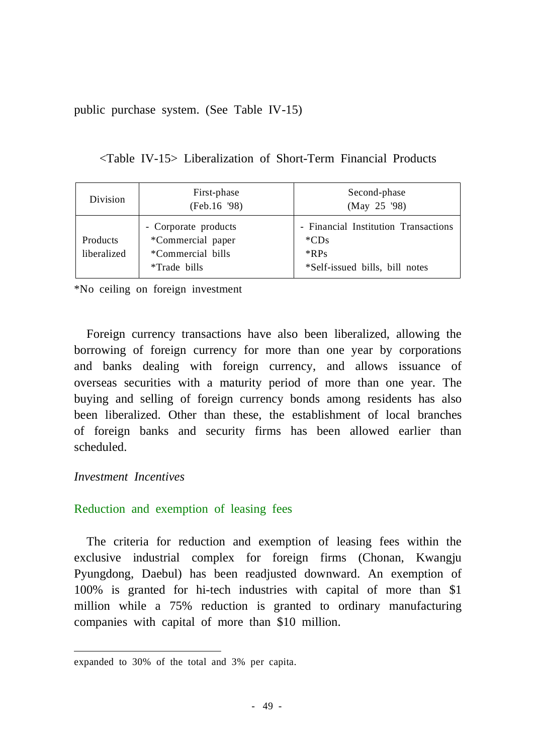public purchase system. (See Table IV-15)

<Table IV-15> Liberalization of Short-Term Financial Products

| Division | First-phase (Feb.16 '98) | Second-phase (May 25 '98) |
|---|---|---|
| Products liberalized | - Corporate products<br>*Commercial paper<br>*Commercial bills<br>*Trade bills | - Financial Institution Transactions<br>*CDs<br>*RPs<br>*Self-issued bills, bill notes |

*No ceiling on foreign investment

Foreign currency transactions have also been liberalized, allowing the borrowing of foreign currency for more than one year by corporations and banks dealing with foreign currency, and allows issuance of overseas securities with a maturity period of more than one year. The buying and selling of foreign currency bonds among residents has also been liberalized. Other than these, the establishment of local branches of foreign banks and security firms has been allowed earlier than scheduled.

*Investment Incentives*

Reduction and exemption of leasing fees

The criteria for reduction and exemption of leasing fees within the exclusive industrial complex for foreign firms (Chonan, Kwangju Pyungdong, Daebul) has been readjusted downward. An exemption of 100% is granted for hi-tech industries with capital of more than $1 million while a 75% reduction is granted to ordinary manufacturing companies with capital of more than $10 million.

---

expanded to 30% of the total and 3% per capita.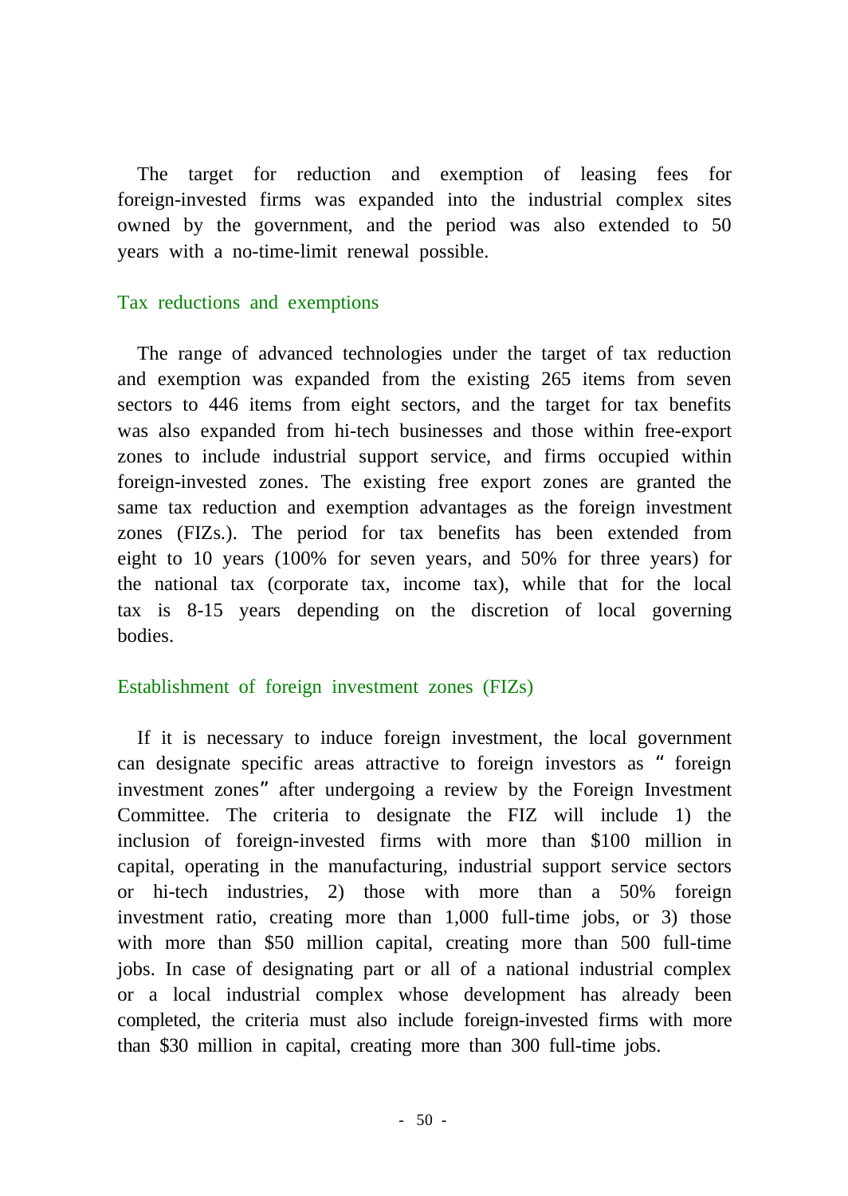The target for reduction and exemption of leasing fees for foreign-invested firms was expanded into the industrial complex sites owned by the government, and the period was also extended to 50 years with a no-time-limit renewal possible.

### Tax reductions and exemptions

The range of advanced technologies under the target of tax reduction and exemption was expanded from the existing 265 items from seven sectors to 446 items from eight sectors, and the target for tax benefits was also expanded from hi-tech businesses and those within free-export zones to include industrial support service, and firms occupied within foreign-invested zones. The existing free export zones are granted the same tax reduction and exemption advantages as the foreign investment zones (FIZs.). The period for tax benefits has been extended from eight to 10 years (100% for seven years, and 50% for three years) for the national tax (corporate tax, income tax), while that for the local tax is 8-15 years depending on the discretion of local governing bodies.

### Establishment of foreign investment zones (FIZs)

If it is necessary to induce foreign investment, the local government can designate specific areas attractive to foreign investors as " foreign investment zones" after undergoing a review by the Foreign Investment Committee. The criteria to designate the FIZ will include 1) the inclusion of foreign-invested firms with more than $100 million in capital, operating in the manufacturing, industrial support service sectors or hi-tech industries, 2) those with more than a 50% foreign investment ratio, creating more than 1,000 full-time jobs, or 3) those with more than $50 million capital, creating more than 500 full-time jobs. In case of designating part or all of a national industrial complex or a local industrial complex whose development has already been completed, the criteria must also include foreign-invested firms with more than $30 million in capital, creating more than 300 full-time jobs.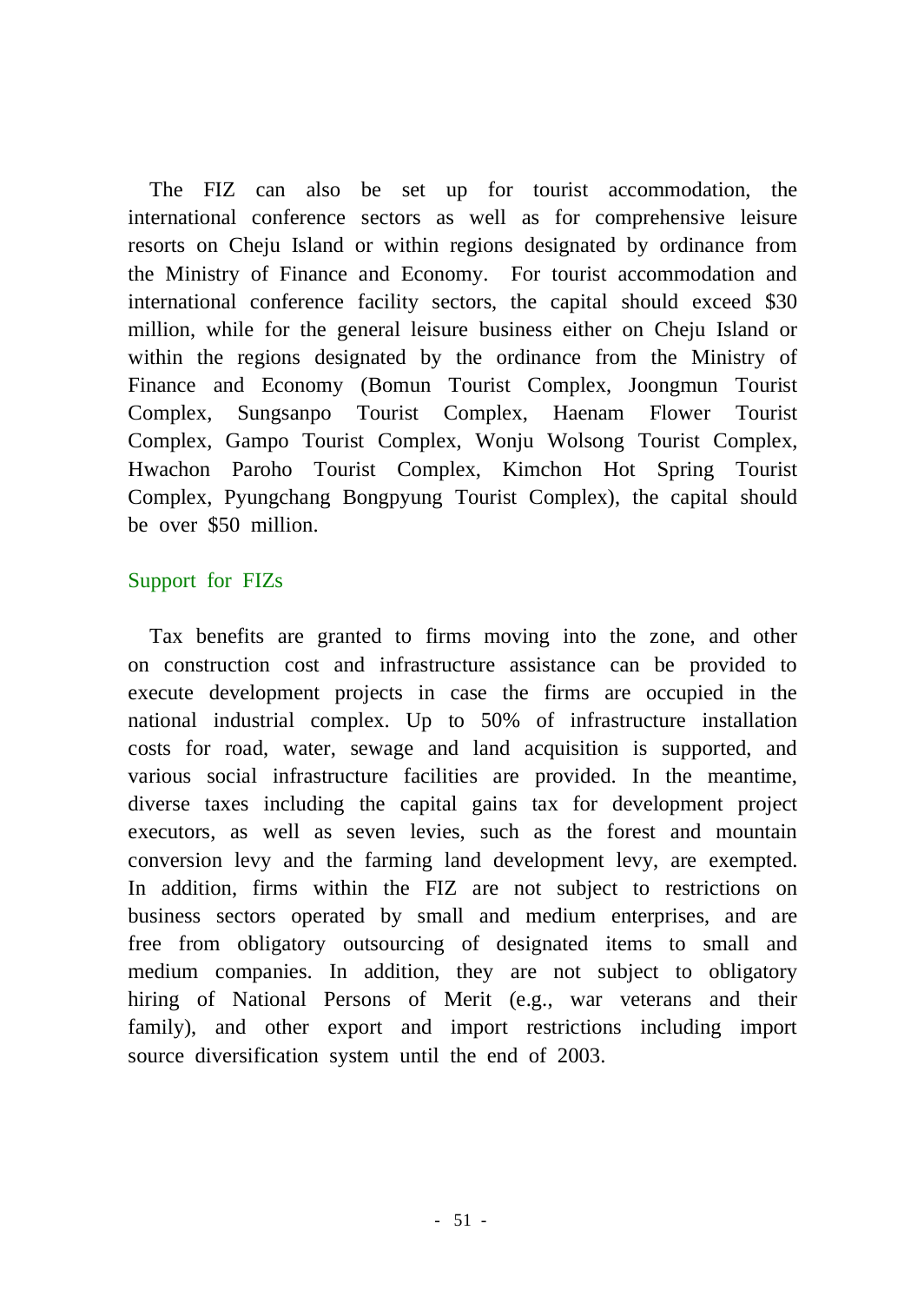The FIZ can also be set up for tourist accommodation, the international conference sectors as well as for comprehensive leisure resorts on Cheju Island or within regions designated by ordinance from the Ministry of Finance and Economy. For tourist accommodation and international conference facility sectors, the capital should exceed $30 million, while for the general leisure business either on Cheju Island or within the regions designated by the ordinance from the Ministry of Finance and Economy (Bomun Tourist Complex, Joongmun Tourist Complex, Sungsanpo Tourist Complex, Haenam Flower Tourist Complex, Gampo Tourist Complex, Wonju Wolsong Tourist Complex, Hwachon Paroho Tourist Complex, Kimchon Hot Spring Tourist Complex, Pyungchang Bongpyung Tourist Complex), the capital should be over $50 million.

### Support for FIZs

Tax benefits are granted to firms moving into the zone, and other on construction cost and infrastructure assistance can be provided to execute development projects in case the firms are occupied in the national industrial complex. Up to 50% of infrastructure installation costs for road, water, sewage and land acquisition is supported, and various social infrastructure facilities are provided. In the meantime, diverse taxes including the capital gains tax for development project executors, as well as seven levies, such as the forest and mountain conversion levy and the farming land development levy, are exempted. In addition, firms within the FIZ are not subject to restrictions on business sectors operated by small and medium enterprises, and are free from obligatory outsourcing of designated items to small and medium companies. In addition, they are not subject to obligatory hiring of National Persons of Merit (e.g., war veterans and their family), and other export and import restrictions including import source diversification system until the end of 2003.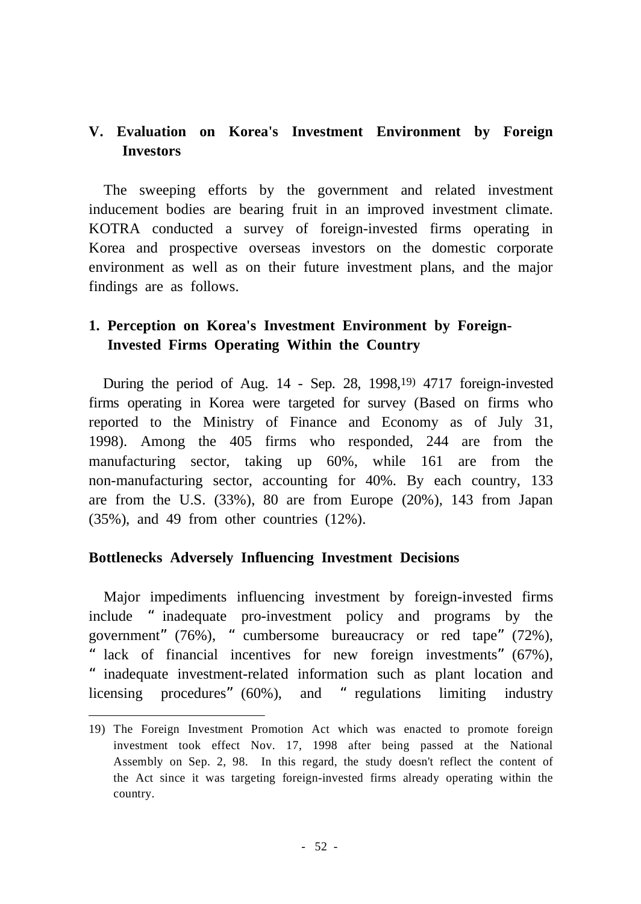## V. Evaluation on Korea's Investment Environment by Foreign Investors

The sweeping efforts by the government and related investment inducement bodies are bearing fruit in an improved investment climate. KOTRA conducted a survey of foreign-invested firms operating in Korea and prospective overseas investors on the domestic corporate environment as well as on their future investment plans, and the major findings are as follows.

### 1. Perception on Korea's Investment Environment by Foreign-Invested Firms Operating Within the Country

During the period of Aug. 14 - Sep. 28, 1998,[19] 4717 foreign-invested firms operating in Korea were targeted for survey (Based on firms who reported to the Ministry of Finance and Economy as of July 31, 1998). Among the 405 firms who responded, 244 are from the manufacturing sector, taking up 60%, while 161 are from the non-manufacturing sector, accounting for 40%. By each country, 133 are from the U.S. (33%), 80 are from Europe (20%), 143 from Japan (35%), and 49 from other countries (12%).

**Bottlenecks Adversely Influencing Investment Decisions**

Major impediments influencing investment by foreign-invested firms include "inadequate pro-investment policy and programs by the government" (76%), "cumbersome bureaucracy or red tape" (72%), "lack of financial incentives for new foreign investments" (67%), "inadequate investment-related information such as plant location and licensing procedures" (60%), and "regulations limiting industry

---

19) The Foreign Investment Promotion Act which was enacted to promote foreign investment took effect Nov. 17, 1998 after being passed at the National Assembly on Sep. 2, 98. In this regard, the study doesn't reflect the content of the Act since it was targeting foreign-invested firms already operating within the country.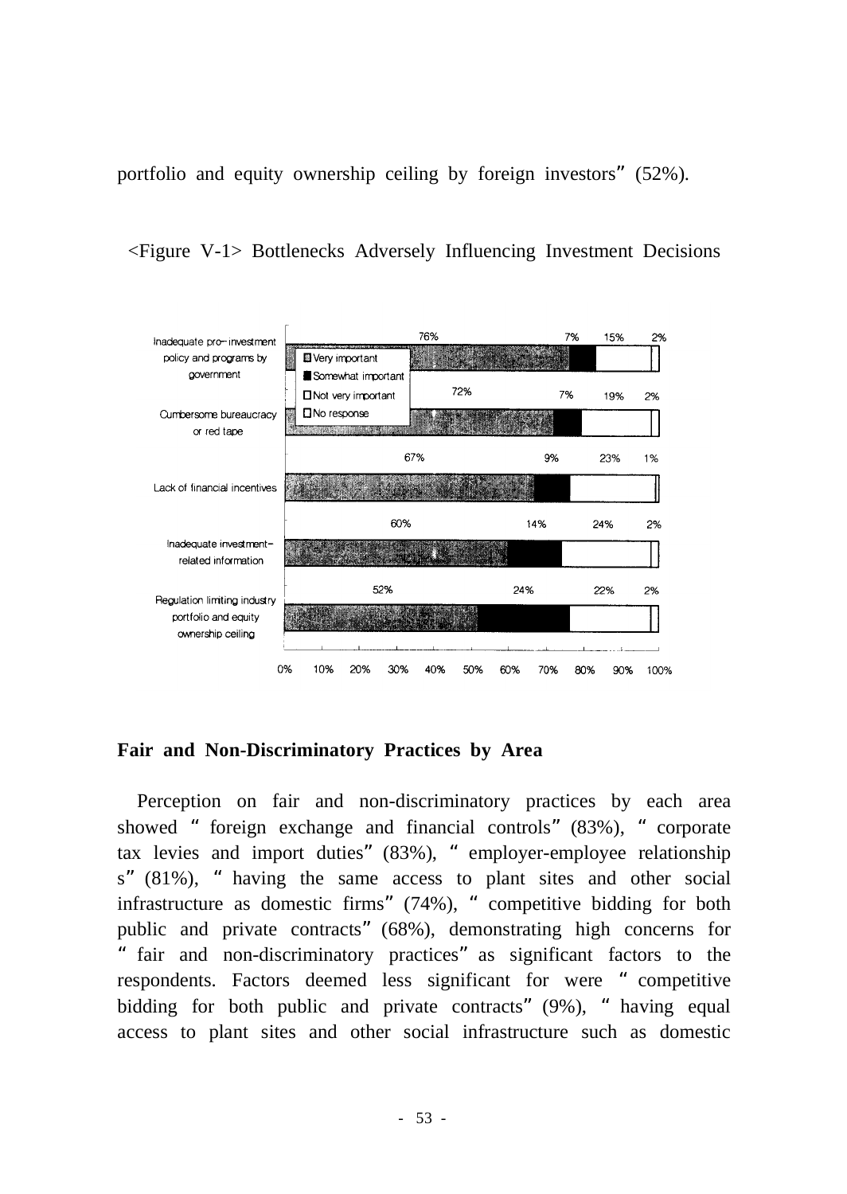portfolio and equity ownership ceiling by foreign investors" (52%).

<Figure V-1> Bottlenecks Adversely Influencing Investment Decisions

| | Very important | Somewhat important | Not very important | No response |
|---|---|---|---|---|
| Inadequate pro-investment policy and programs by government | 76% | 7% | 15% | 2% |
| Cumbersome bureaucracy or red tape | 72% | 7% | 19% | 2% |
| Lack of financial incentives | 67% | 9% | 23% | 1% |
| Inadequate investment-related information | 60% | 14% | 24% | 2% |
| Regulation limiting industry portfolio and equity ownership ceiling | 52% | 24% | 22% | 2% |

**Fair and Non-Discriminatory Practices by Area**

Perception on fair and non-discriminatory practices by each area showed " foreign exchange and financial controls" (83%), " corporate tax levies and import duties" (83%), " employer-employee relationships" (81%), " having the same access to plant sites and other social infrastructure as domestic firms" (74%), " competitive bidding for both public and private contracts" (68%), demonstrating high concerns for " fair and non-discriminatory practices" as significant factors to the respondents. Factors deemed less significant for were " competitive bidding for both public and private contracts" (9%), " having equal access to plant sites and other social infrastructure such as domestic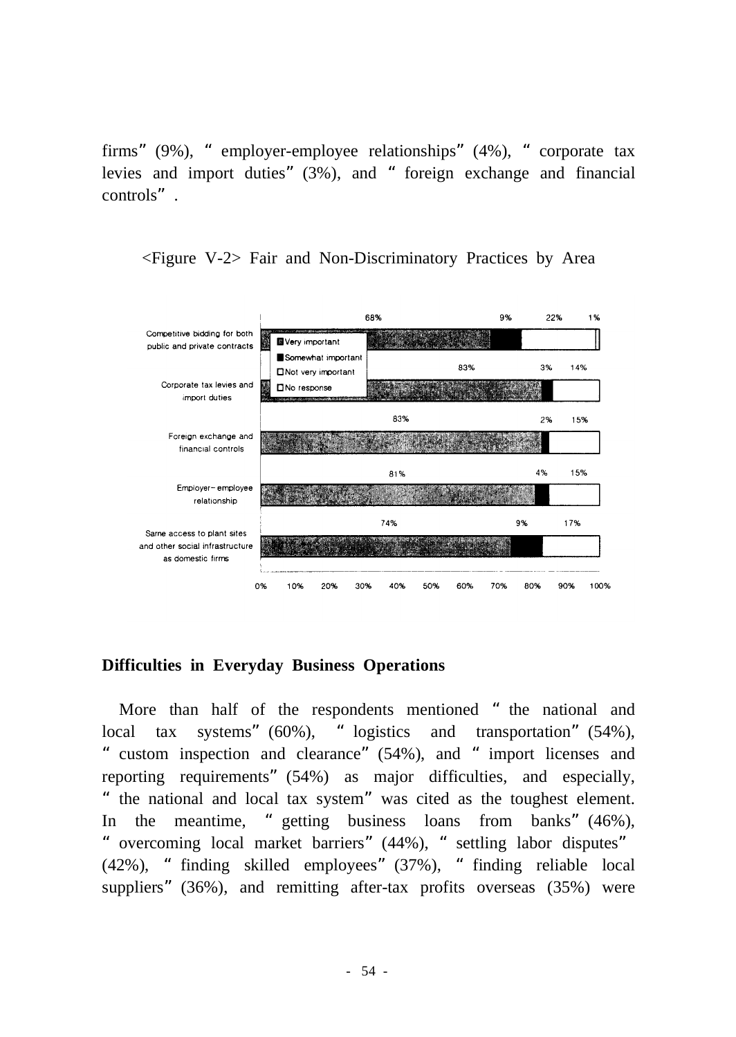firms" (9%), " employer-employee relationships" (4%), " corporate tax levies and import duties" (3%), and " foreign exchange and financial controls" .

<Figure V-2> Fair and Non-Discriminatory Practices by Area

| Area | Very important | Somewhat important | Not very important | No response |
|---|---|---|---|---|
| Competitive bidding for both public and private contracts | 68% | 9% | 22% | 1% |
| Corporate tax levies and import duties | 83% | 3% | 14% | |
| Foreign exchange and financial controls | 83% | 2% | 15% | |
| Employer-employee relationship | 81% | 4% | 15% | |
| Same access to plant sites and other social infrastructure as domestic firms | 74% | 9% | 17% | |

## Difficulties in Everyday Business Operations

More than half of the respondents mentioned " the national and local tax systems" (60%), " logistics and transportation" (54%), " custom inspection and clearance" (54%), and " import licenses and reporting requirements" (54%) as major difficulties, and especially, " the national and local tax system" was cited as the toughest element. In the meantime, " getting business loans from banks" (46%), " overcoming local market barriers" (44%), " settling labor disputes" (42%), " finding skilled employees" (37%), " finding reliable local suppliers" (36%), and remitting after-tax profits overseas (35%) were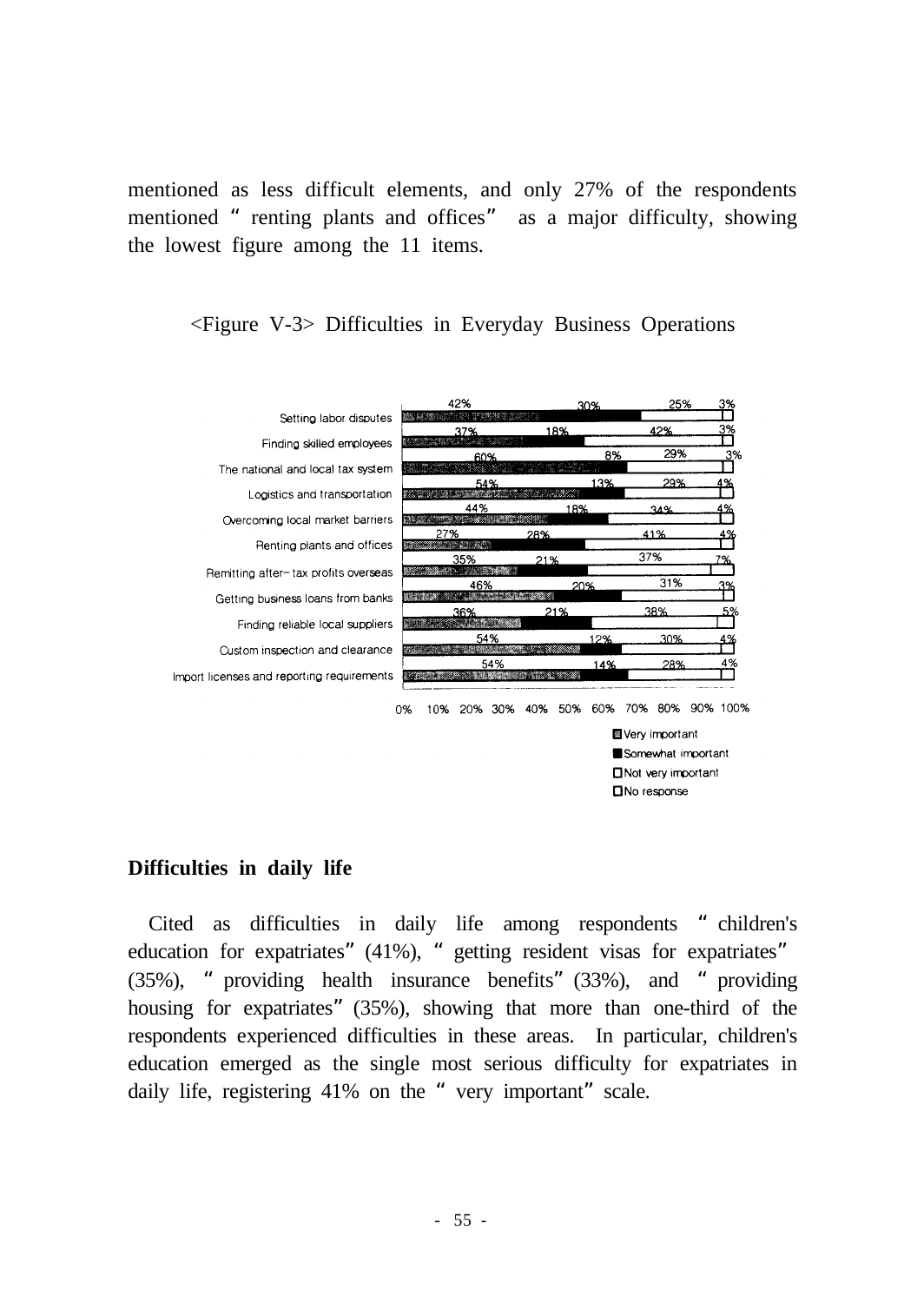mentioned as less difficult elements, and only 27% of the respondents mentioned "renting plants and offices" as a major difficulty, showing the lowest figure among the 11 items.

<Figure V-3> Difficulties in Everyday Business Operations

| Item | Very important | Somewhat important | Not very important | No response |
|---|---|---|---|---|
| Setting labor disputes | 42% | 30% | 25% | 3% |
| Finding skilled employees | 37% | 18% | 42% | 3% |
| The national and local tax system | 60% | 8% | 29% | 3% |
| Logistics and transportation | 54% | 13% | 29% | 4% |
| Overcoming local market barriers | 44% | 18% | 34% | 4% |
| Renting plants and offices | 27% | 28% | 41% | 4% |
| Remitting after-tax profits overseas | 35% | 21% | 37% | 7% |
| Getting business loans from banks | 46% | 20% | 31% | 3% |
| Finding reliable local suppliers | 36% | 21% | 38% | 5% |
| Custom inspection and clearance | 54% | 12% | 30% | 4% |
| Import licenses and reporting requirements | 54% | 14% | 28% | 4% |

## Difficulties in daily life

Cited as difficulties in daily life among respondents "children's education for expatriates" (41%), "getting resident visas for expatriates" (35%), "providing health insurance benefits" (33%), and "providing housing for expatriates" (35%), showing that more than one-third of the respondents experienced difficulties in these areas. In particular, children's education emerged as the single most serious difficulty for expatriates in daily life, registering 41% on the "very important" scale.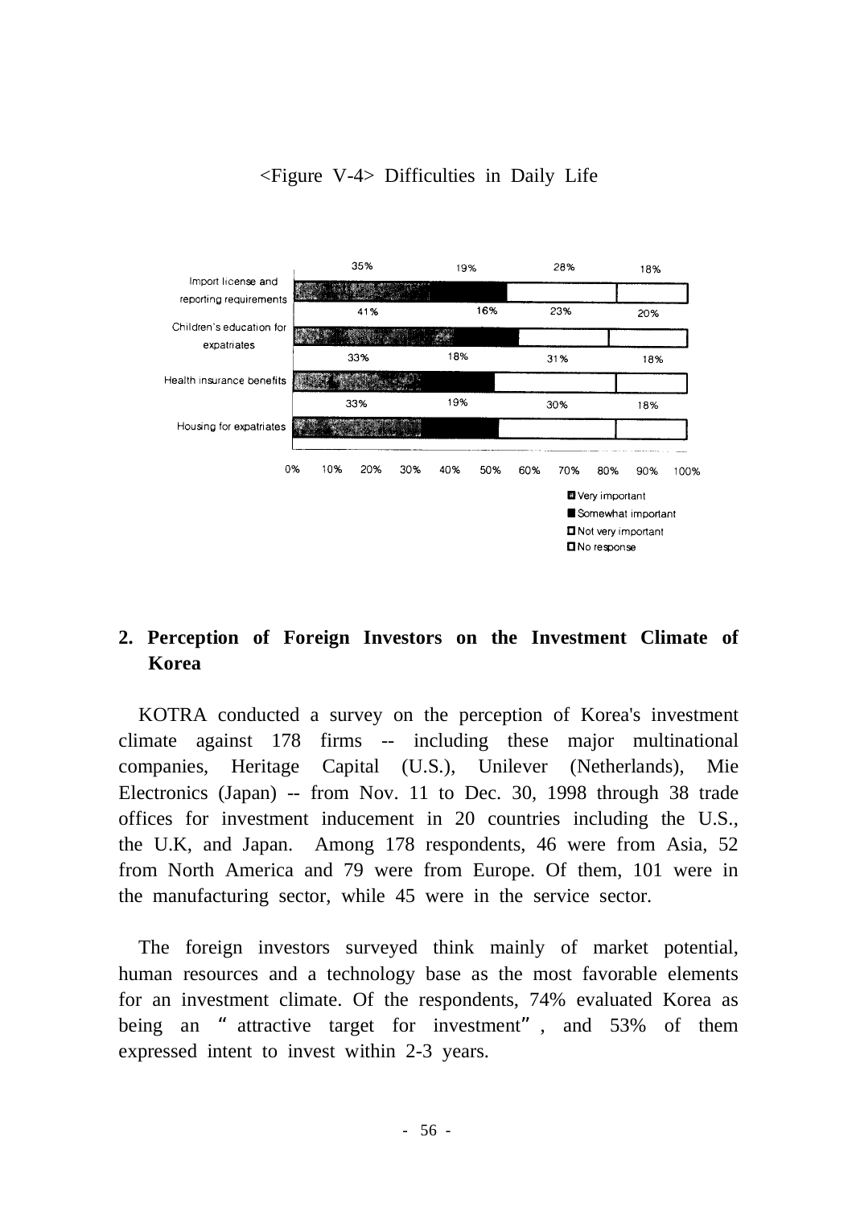<Figure V-4> Difficulties in Daily Life

| | Very important | Somewhat important | Not very important | No response |
|---|---|---|---|---|
| Import license and reporting requirements | 35% | 19% | 28% | 18% |
| Children's education for expatriates | 41% | 16% | 23% | 20% |
| Health insurance benefits | 33% | 18% | 31% | 18% |
| Housing for expatriates | 33% | 19% | 30% | 18% |

## 2. Perception of Foreign Investors on the Investment Climate of Korea

KOTRA conducted a survey on the perception of Korea's investment climate against 178 firms -- including these major multinational companies, Heritage Capital (U.S.), Unilever (Netherlands), Mie Electronics (Japan) -- from Nov. 11 to Dec. 30, 1998 through 38 trade offices for investment inducement in 20 countries including the U.S., the U.K, and Japan. Among 178 respondents, 46 were from Asia, 52 from North America and 79 were from Europe. Of them, 101 were in the manufacturing sector, while 45 were in the service sector.

The foreign investors surveyed think mainly of market potential, human resources and a technology base as the most favorable elements for an investment climate. Of the respondents, 74% evaluated Korea as being an "attractive target for investment", and 53% of them expressed intent to invest within 2-3 years.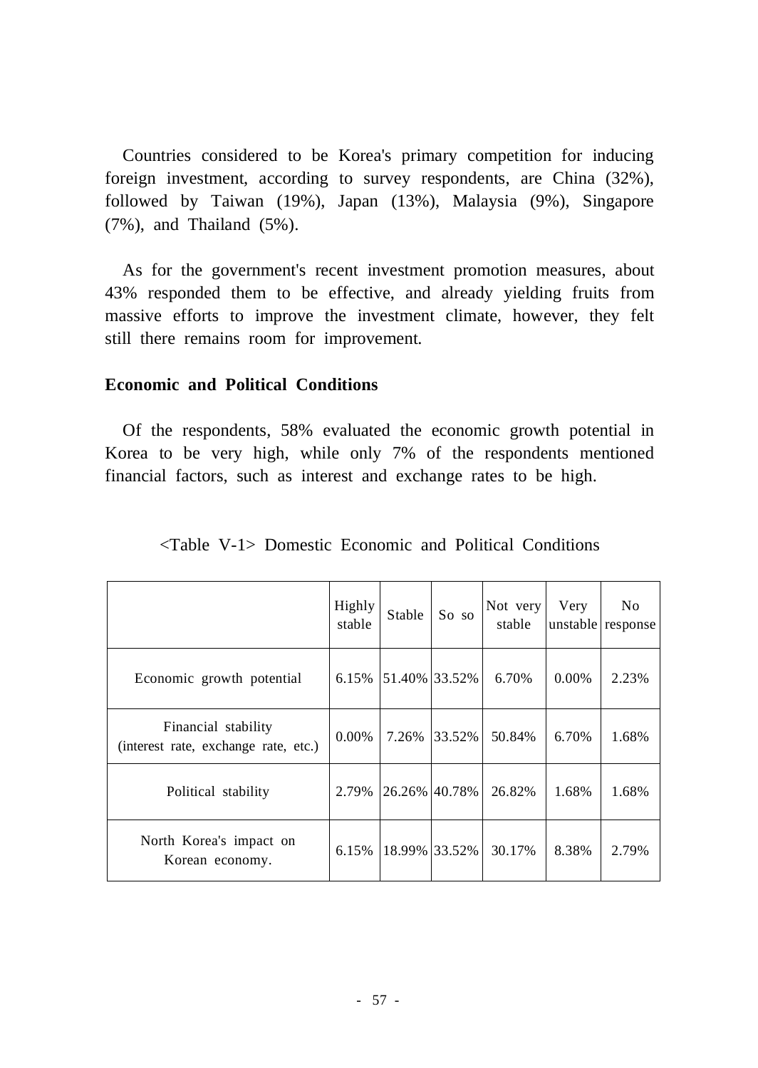Countries considered to be Korea's primary competition for inducing foreign investment, according to survey respondents, are China (32%), followed by Taiwan (19%), Japan (13%), Malaysia (9%), Singapore (7%), and Thailand (5%).

As for the government's recent investment promotion measures, about 43% responded them to be effective, and already yielding fruits from massive efforts to improve the investment climate, however, they felt still there remains room for improvement.

**Economic and Political Conditions**

Of the respondents, 58% evaluated the economic growth potential in Korea to be very high, while only 7% of the respondents mentioned financial factors, such as interest and exchange rates to be high.

<Table V-1> Domestic Economic and Political Conditions

| | Highly stable | Stable | So so | Not very stable | Very unstable | No response |
|---|---|---|---|---|---|---|
| Economic growth potential | 6.15% | 51.40% | 33.52% | 6.70% | 0.00% | 2.23% |
| Financial stability (interest rate, exchange rate, etc.) | 0.00% | 7.26% | 33.52% | 50.84% | 6.70% | 1.68% |
| Political stability | 2.79% | 26.26% | 40.78% | 26.82% | 1.68% | 1.68% |
| North Korea's impact on Korean economy. | 6.15% | 18.99% | 33.52% | 30.17% | 8.38% | 2.79% |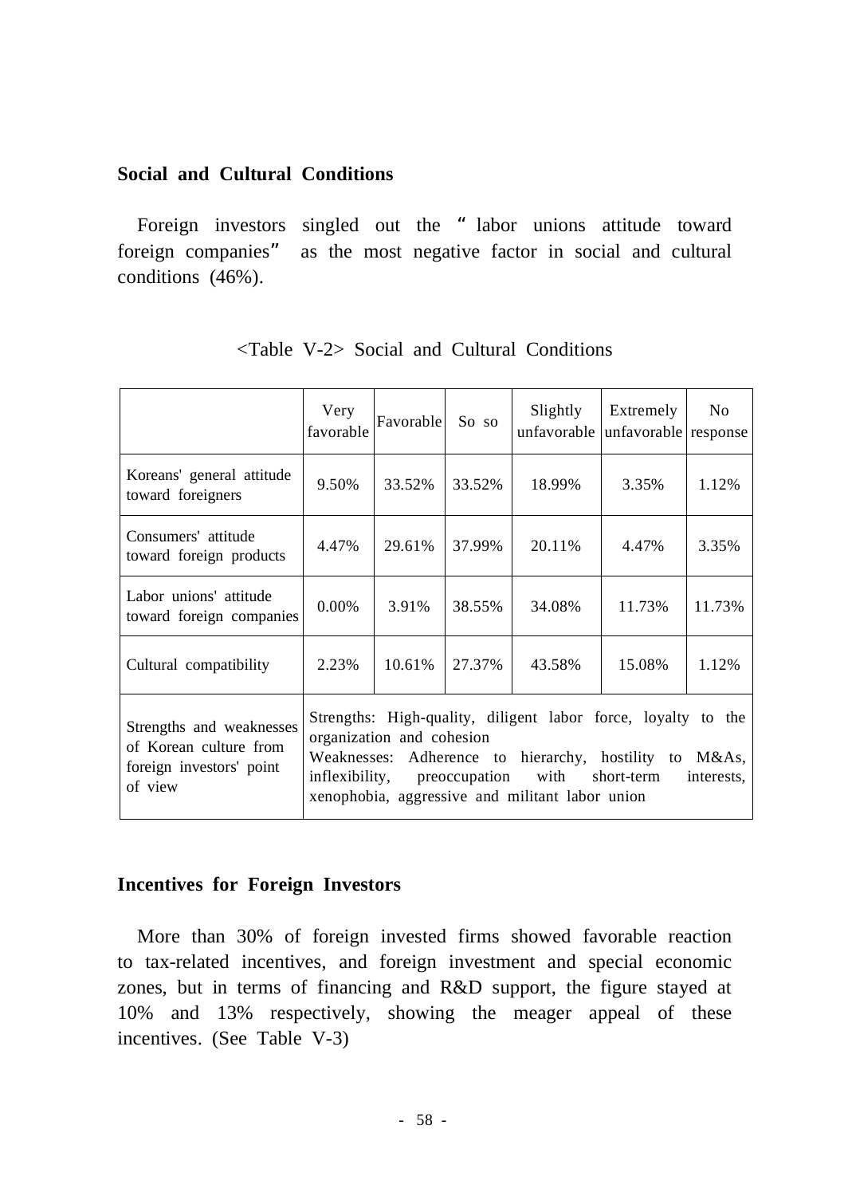## Social and Cultural Conditions

Foreign investors singled out the "labor unions attitude toward foreign companies" as the most negative factor in social and cultural conditions (46%).

<Table V-2> Social and Cultural Conditions

| | Very favorable | Favorable | So so | Slightly unfavorable | Extremely unfavorable | No response |
|---|---|---|---|---|---|---|
| Koreans' general attitude toward foreigners | 9.50% | 33.52% | 33.52% | 18.99% | 3.35% | 1.12% |
| Consumers' attitude toward foreign products | 4.47% | 29.61% | 37.99% | 20.11% | 4.47% | 3.35% |
| Labor unions' attitude toward foreign companies | 0.00% | 3.91% | 38.55% | 34.08% | 11.73% | 11.73% |
| Cultural compatibility | 2.23% | 10.61% | 27.37% | 43.58% | 15.08% | 1.12% |
| Strengths and weaknesses of Korean culture from foreign investors' point of view | Strengths: High-quality, diligent labor force, loyalty to the organization and cohesion<br>Weaknesses: Adherence to hierarchy, hostility to M&As, inflexibility, preoccupation with short-term interests, xenophobia, aggressive and militant labor union | | | | | |

## Incentives for Foreign Investors

More than 30% of foreign invested firms showed favorable reaction to tax-related incentives, and foreign investment and special economic zones, but in terms of financing and R&D support, the figure stayed at 10% and 13% respectively, showing the meager appeal of these incentives. (See Table V-3)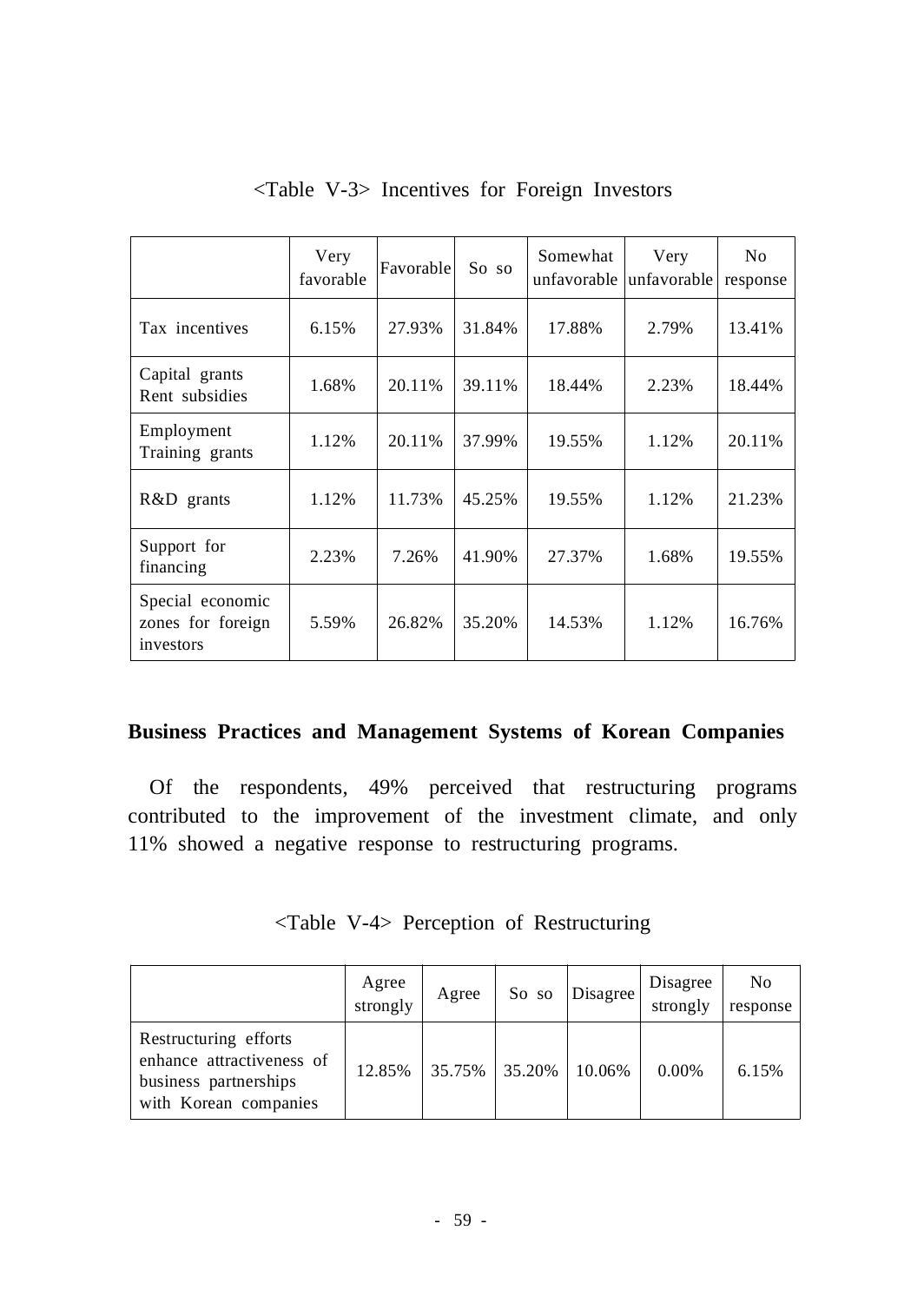<Table V-3> Incentives for Foreign Investors

| | Very favorable | Favorable | So so | Somewhat unfavorable | Very unfavorable | No response |
|---|---|---|---|---|---|---|
| Tax incentives | 6.15% | 27.93% | 31.84% | 17.88% | 2.79% | 13.41% |
| Capital grants Rent subsidies | 1.68% | 20.11% | 39.11% | 18.44% | 2.23% | 18.44% |
| Employment Training grants | 1.12% | 20.11% | 37.99% | 19.55% | 1.12% | 20.11% |
| R&D grants | 1.12% | 11.73% | 45.25% | 19.55% | 1.12% | 21.23% |
| Support for financing | 2.23% | 7.26% | 41.90% | 27.37% | 1.68% | 19.55% |
| Special economic zones for foreign investors | 5.59% | 26.82% | 35.20% | 14.53% | 1.12% | 16.76% |

**Business Practices and Management Systems of Korean Companies**

Of the respondents, 49% perceived that restructuring programs contributed to the improvement of the investment climate, and only 11% showed a negative response to restructuring programs.

<Table V-4> Perception of Restructuring

| | Agree strongly | Agree | So so | Disagree | Disagree strongly | No response |
|---|---|---|---|---|---|---|
| Restructuring efforts enhance attractiveness of business partnerships with Korean companies | 12.85% | 35.75% | 35.20% | 10.06% | 0.00% | 6.15% |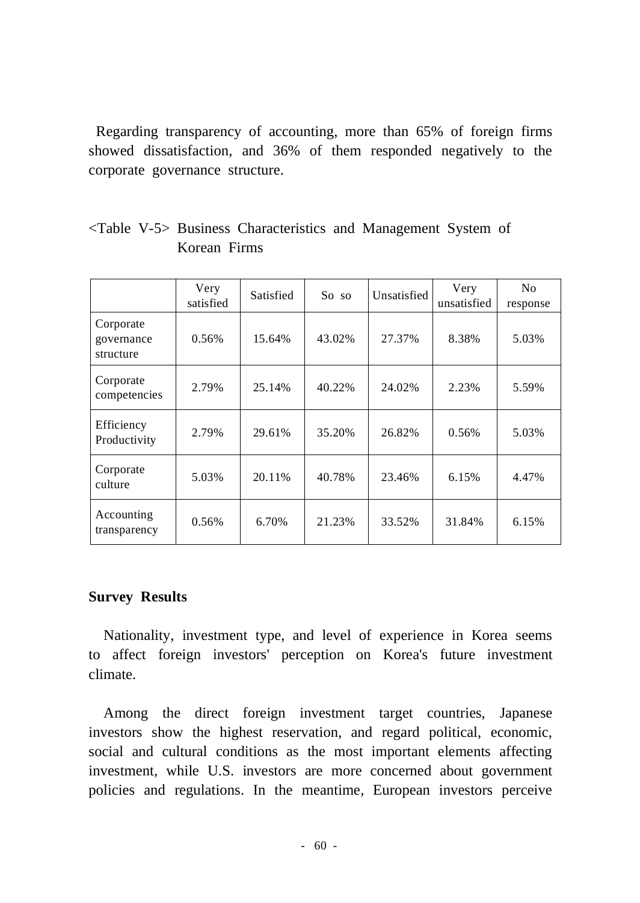Regarding transparency of accounting, more than 65% of foreign firms showed dissatisfaction, and 36% of them responded negatively to the corporate governance structure.

<Table V-5> Business Characteristics and Management System of Korean Firms

| | Very satisfied | Satisfied | So so | Unsatisfied | Very unsatisfied | No response |
|---|---|---|---|---|---|---|
| Corporate governance structure | 0.56% | 15.64% | 43.02% | 27.37% | 8.38% | 5.03% |
| Corporate competencies | 2.79% | 25.14% | 40.22% | 24.02% | 2.23% | 5.59% |
| Efficiency Productivity | 2.79% | 29.61% | 35.20% | 26.82% | 0.56% | 5.03% |
| Corporate culture | 5.03% | 20.11% | 40.78% | 23.46% | 6.15% | 4.47% |
| Accounting transparency | 0.56% | 6.70% | 21.23% | 33.52% | 31.84% | 6.15% |

**Survey Results**

Nationality, investment type, and level of experience in Korea seems to affect foreign investors' perception on Korea's future investment climate.

Among the direct foreign investment target countries, Japanese investors show the highest reservation, and regard political, economic, social and cultural conditions as the most important elements affecting investment, while U.S. investors are more concerned about government policies and regulations. In the meantime, European investors perceive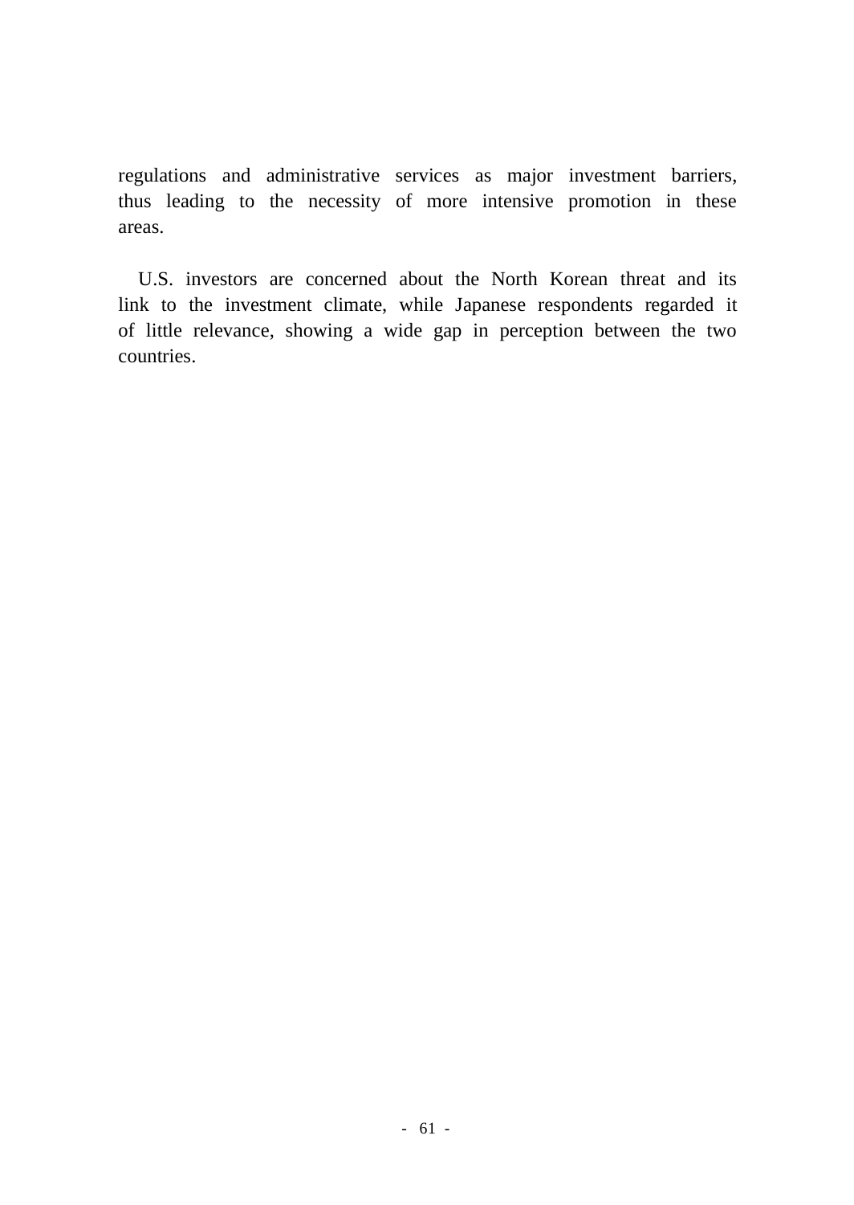regulations and administrative services as major investment barriers, thus leading to the necessity of more intensive promotion in these areas.

U.S. investors are concerned about the North Korean threat and its link to the investment climate, while Japanese respondents regarded it of little relevance, showing a wide gap in perception between the two countries.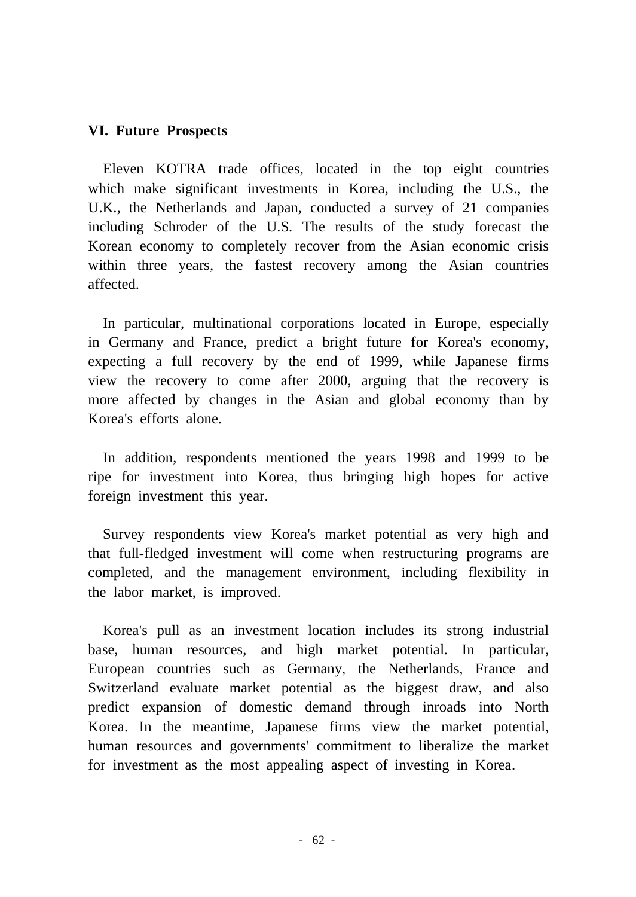## VI. Future Prospects

Eleven KOTRA trade offices, located in the top eight countries which make significant investments in Korea, including the U.S., the U.K., the Netherlands and Japan, conducted a survey of 21 companies including Schroder of the U.S. The results of the study forecast the Korean economy to completely recover from the Asian economic crisis within three years, the fastest recovery among the Asian countries affected.

In particular, multinational corporations located in Europe, especially in Germany and France, predict a bright future for Korea's economy, expecting a full recovery by the end of 1999, while Japanese firms view the recovery to come after 2000, arguing that the recovery is more affected by changes in the Asian and global economy than by Korea's efforts alone.

In addition, respondents mentioned the years 1998 and 1999 to be ripe for investment into Korea, thus bringing high hopes for active foreign investment this year.

Survey respondents view Korea's market potential as very high and that full-fledged investment will come when restructuring programs are completed, and the management environment, including flexibility in the labor market, is improved.

Korea's pull as an investment location includes its strong industrial base, human resources, and high market potential. In particular, European countries such as Germany, the Netherlands, France and Switzerland evaluate market potential as the biggest draw, and also predict expansion of domestic demand through inroads into North Korea. In the meantime, Japanese firms view the market potential, human resources and governments' commitment to liberalize the market for investment as the most appealing aspect of investing in Korea.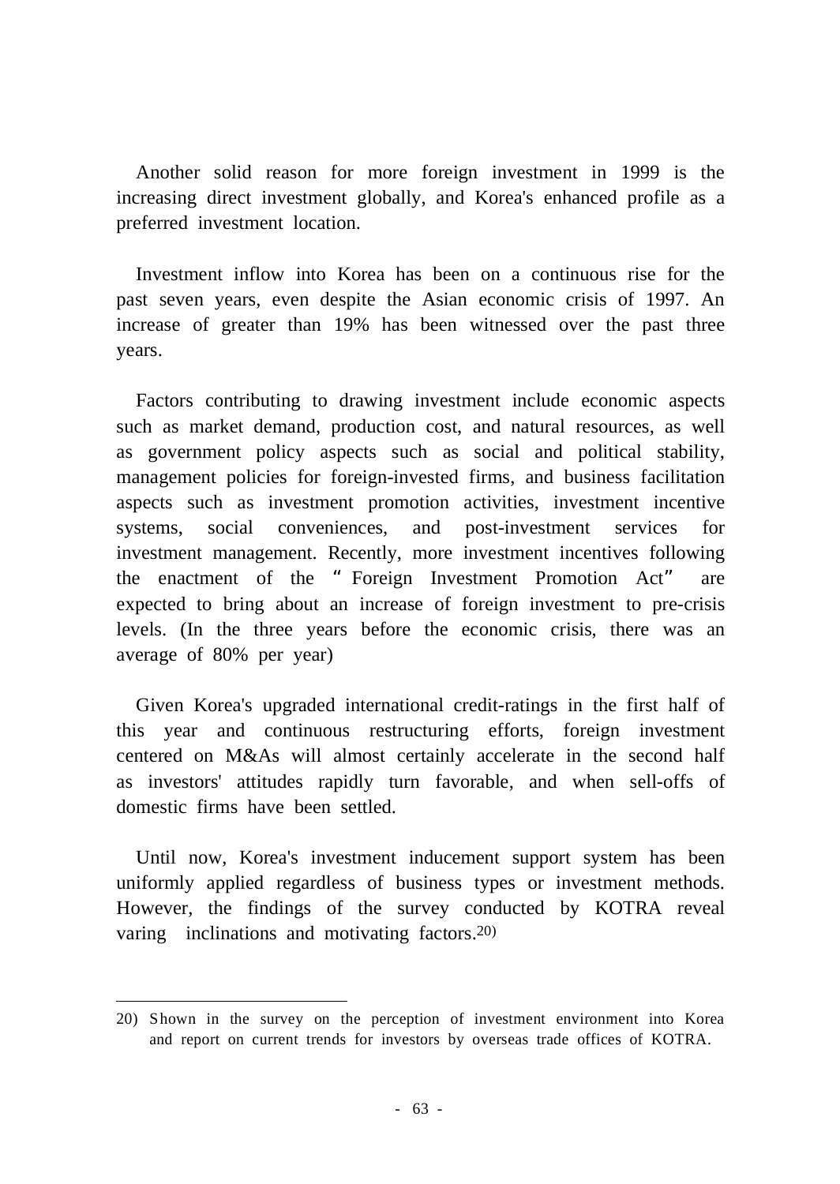Another solid reason for more foreign investment in 1999 is the increasing direct investment globally, and Korea's enhanced profile as a preferred investment location.

Investment inflow into Korea has been on a continuous rise for the past seven years, even despite the Asian economic crisis of 1997. An increase of greater than 19% has been witnessed over the past three years.

Factors contributing to drawing investment include economic aspects such as market demand, production cost, and natural resources, as well as government policy aspects such as social and political stability, management policies for foreign-invested firms, and business facilitation aspects such as investment promotion activities, investment incentive systems, social conveniences, and post-investment services for investment management. Recently, more investment incentives following the enactment of the "Foreign Investment Promotion Act" are expected to bring about an increase of foreign investment to pre-crisis levels. (In the three years before the economic crisis, there was an average of 80% per year)

Given Korea's upgraded international credit-ratings in the first half of this year and continuous restructuring efforts, foreign investment centered on M&As will almost certainly accelerate in the second half as investors' attitudes rapidly turn favorable, and when sell-offs of domestic firms have been settled.

Until now, Korea's investment inducement support system has been uniformly applied regardless of business types or investment methods. However, the findings of the survey conducted by KOTRA reveal varing inclinations and motivating factors.[20]

---

20) Shown in the survey on the perception of investment environment into Korea and report on current trends for investors by overseas trade offices of KOTRA.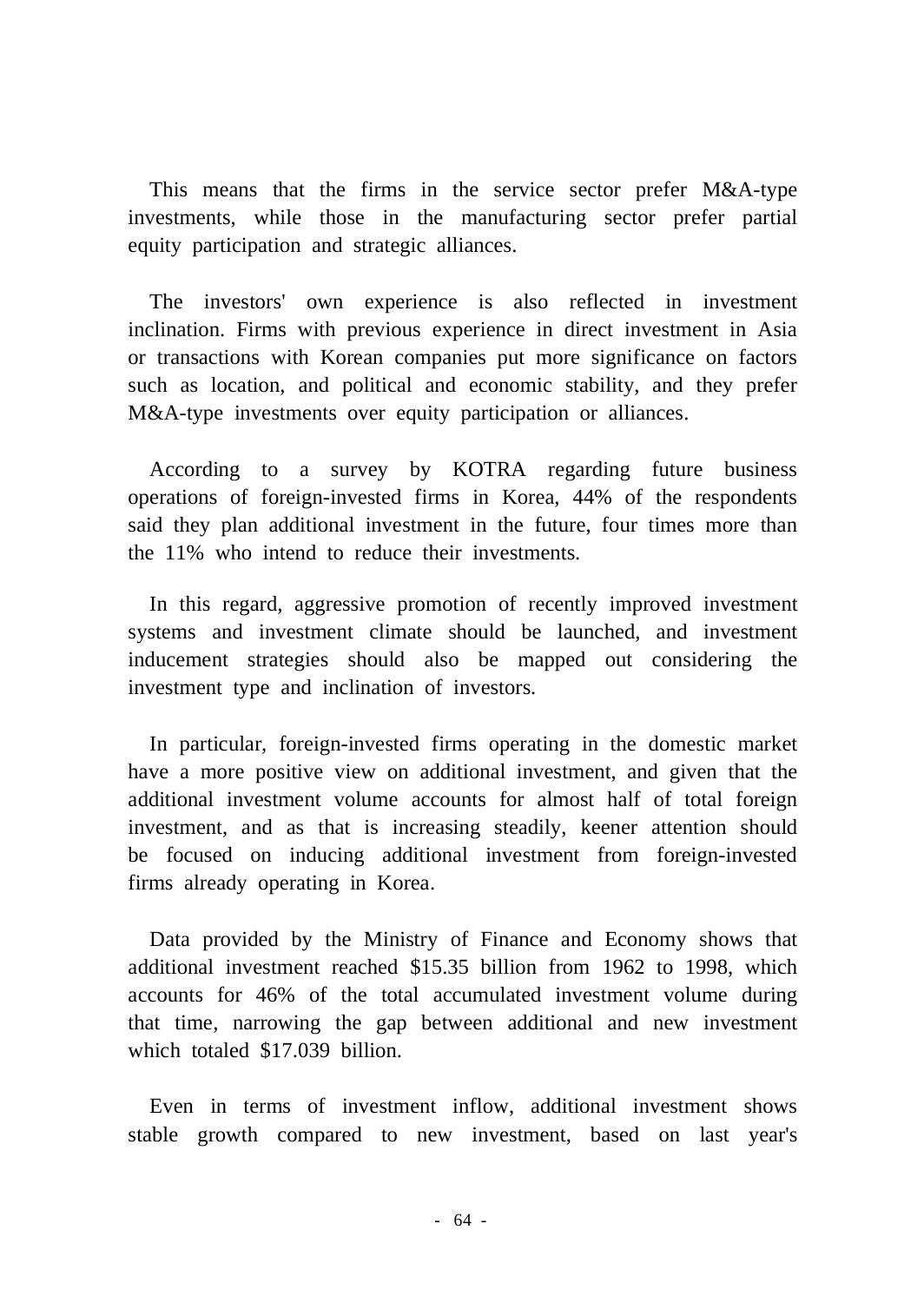This means that the firms in the service sector prefer M&A-type investments, while those in the manufacturing sector prefer partial equity participation and strategic alliances.

The investors' own experience is also reflected in investment inclination. Firms with previous experience in direct investment in Asia or transactions with Korean companies put more significance on factors such as location, and political and economic stability, and they prefer M&A-type investments over equity participation or alliances.

According to a survey by KOTRA regarding future business operations of foreign-invested firms in Korea, 44% of the respondents said they plan additional investment in the future, four times more than the 11% who intend to reduce their investments.

In this regard, aggressive promotion of recently improved investment systems and investment climate should be launched, and investment inducement strategies should also be mapped out considering the investment type and inclination of investors.

In particular, foreign-invested firms operating in the domestic market have a more positive view on additional investment, and given that the additional investment volume accounts for almost half of total foreign investment, and as that is increasing steadily, keener attention should be focused on inducing additional investment from foreign-invested firms already operating in Korea.

Data provided by the Ministry of Finance and Economy shows that additional investment reached $15.35 billion from 1962 to 1998, which accounts for 46% of the total accumulated investment volume during that time, narrowing the gap between additional and new investment which totaled $17.039 billion.

Even in terms of investment inflow, additional investment shows stable growth compared to new investment, based on last year's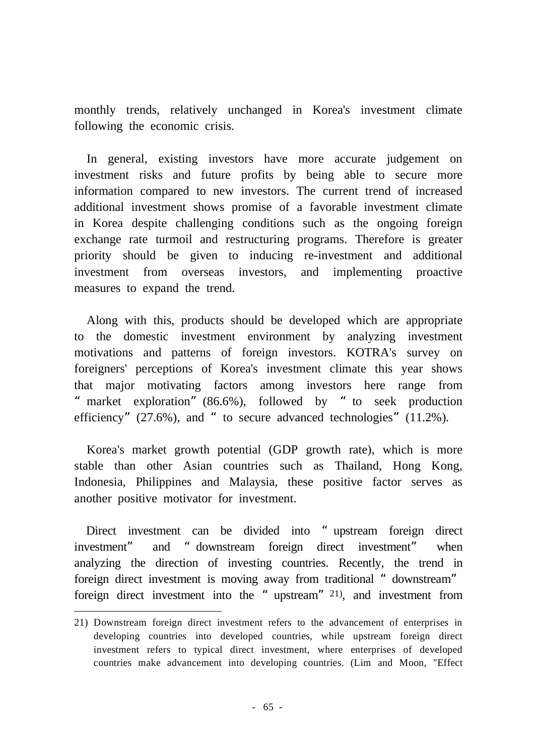monthly trends, relatively unchanged in Korea's investment climate following the economic crisis.

In general, existing investors have more accurate judgement on investment risks and future profits by being able to secure more information compared to new investors. The current trend of increased additional investment shows promise of a favorable investment climate in Korea despite challenging conditions such as the ongoing foreign exchange rate turmoil and restructuring programs. Therefore is greater priority should be given to inducing re-investment and additional investment from overseas investors, and implementing proactive measures to expand the trend.

Along with this, products should be developed which are appropriate to the domestic investment environment by analyzing investment motivations and patterns of foreign investors. KOTRA's survey on foreigners' perceptions of Korea's investment climate this year shows that major motivating factors among investors here range from “market exploration” (86.6%), followed by “to seek production efficiency” (27.6%), and “to secure advanced technologies” (11.2%).

Korea's market growth potential (GDP growth rate), which is more stable than other Asian countries such as Thailand, Hong Kong, Indonesia, Philippines and Malaysia, these positive factor serves as another positive motivator for investment.

Direct investment can be divided into “upstream foreign direct investment” and “downstream foreign direct investment” when analyzing the direction of investing countries. Recently, the trend in foreign direct investment is moving away from traditional “downstream” foreign direct investment into the “upstream”[21], and investment from

---

21) Downstream foreign direct investment refers to the advancement of enterprises in developing countries into developed countries, while upstream foreign direct investment refers to typical direct investment, where enterprises of developed countries make advancement into developing countries. (Lim and Moon, "Effect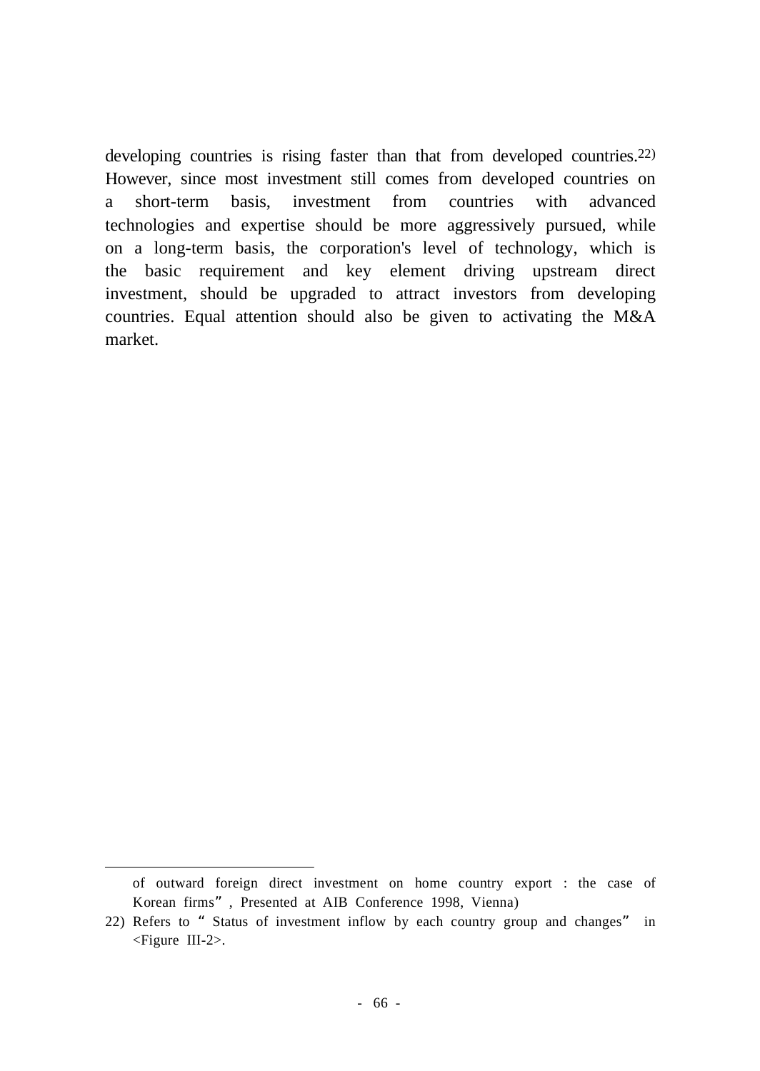developing countries is rising faster than that from developed countries.[22] However, since most investment still comes from developed countries on a short-term basis, investment from countries with advanced technologies and expertise should be more aggressively pursued, while on a long-term basis, the corporation's level of technology, which is the basic requirement and key element driving upstream direct investment, should be upgraded to attract investors from developing countries. Equal attention should also be given to activating the M&A market.

---

of outward foreign direct investment on home country export : the case of Korean firms", Presented at AIB Conference 1998, Vienna)

22) Refers to " Status of investment inflow by each country group and changes" in <Figure III-2>.